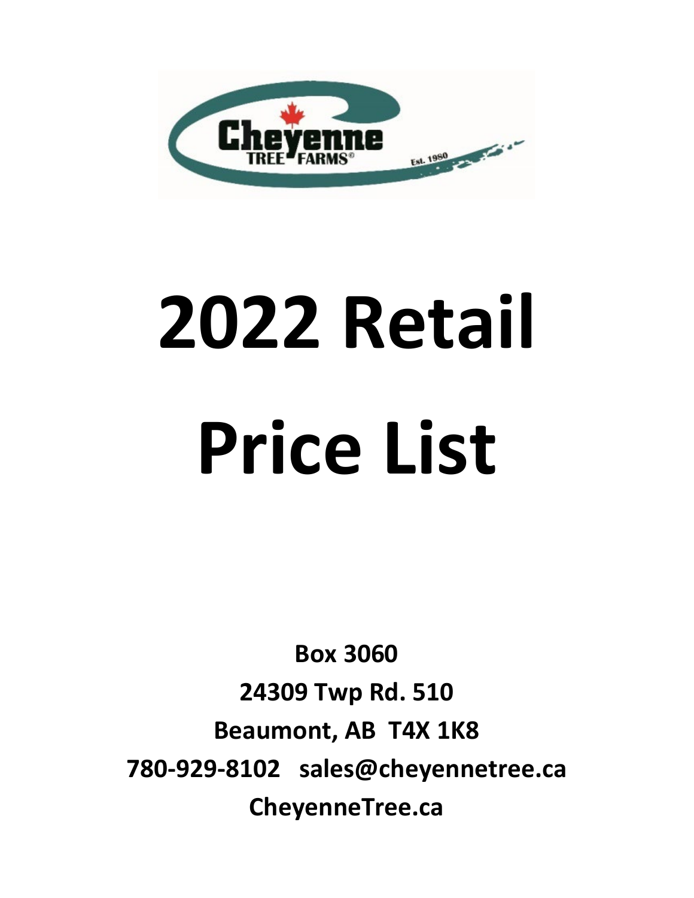Cheyenne TREE FARMS®

Est. 1980

# 2022 Retail Price List

**Box 3060**

**24309 Twp Rd. 510**

**Beaumont, AB T4X 1K8**

**780-929-8102 sales@cheyennetree.ca**

**CheyenneTree.ca**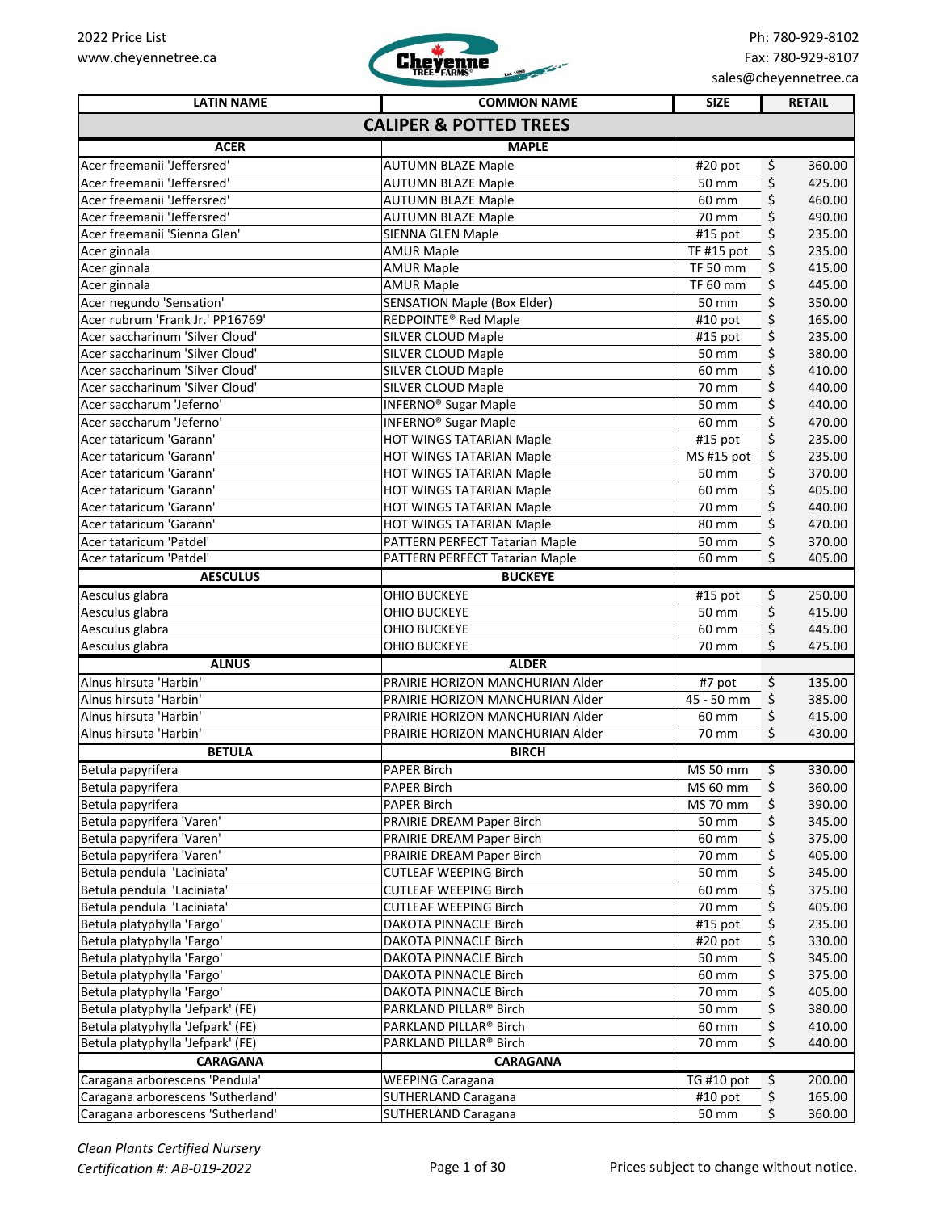2022 Price List
www.cheyennetree.ca

Ph: 780-929-8102
Fax: 780-929-8107
sales@cheyennetree.ca

| LATIN NAME | COMMON NAME | SIZE | RETAIL |
|---|---|---|---|
| **CALIPER & POTTED TREES** | | | |
| **ACER** | **MAPLE** | | |
| Acer freemanii 'Jeffersred' | AUTUMN BLAZE Maple | #20 pot | $ 360.00 |
| Acer freemanii 'Jeffersred' | AUTUMN BLAZE Maple | 50 mm | $ 425.00 |
| Acer freemanii 'Jeffersred' | AUTUMN BLAZE Maple | 60 mm | $ 460.00 |
| Acer freemanii 'Jeffersred' | AUTUMN BLAZE Maple | 70 mm | $ 490.00 |
| Acer freemanii 'Sienna Glen' | SIENNA GLEN Maple | #15 pot | $ 235.00 |
| Acer ginnala | AMUR Maple | TF #15 pot | $ 235.00 |
| Acer ginnala | AMUR Maple | TF 50 mm | $ 415.00 |
| Acer ginnala | AMUR Maple | TF 60 mm | $ 445.00 |
| Acer negundo 'Sensation' | SENSATION Maple (Box Elder) | 50 mm | $ 350.00 |
| Acer rubrum 'Frank Jr.' PP16769' | REDPOINTE® Red Maple | #10 pot | $ 165.00 |
| Acer saccharinum 'Silver Cloud' | SILVER CLOUD Maple | #15 pot | $ 235.00 |
| Acer saccharinum 'Silver Cloud' | SILVER CLOUD Maple | 50 mm | $ 380.00 |
| Acer saccharinum 'Silver Cloud' | SILVER CLOUD Maple | 60 mm | $ 410.00 |
| Acer saccharinum 'Silver Cloud' | SILVER CLOUD Maple | 70 mm | $ 440.00 |
| Acer saccharum 'Jeferno' | INFERNO® Sugar Maple | 50 mm | $ 440.00 |
| Acer saccharum 'Jeferno' | INFERNO® Sugar Maple | 60 mm | $ 470.00 |
| Acer tataricum 'Garann' | HOT WINGS TATARIAN Maple | #15 pot | $ 235.00 |
| Acer tataricum 'Garann' | HOT WINGS TATARIAN Maple | MS #15 pot | $ 235.00 |
| Acer tataricum 'Garann' | HOT WINGS TATARIAN Maple | 50 mm | $ 370.00 |
| Acer tataricum 'Garann' | HOT WINGS TATARIAN Maple | 60 mm | $ 405.00 |
| Acer tataricum 'Garann' | HOT WINGS TATARIAN Maple | 70 mm | $ 440.00 |
| Acer tataricum 'Garann' | HOT WINGS TATARIAN Maple | 80 mm | $ 470.00 |
| Acer tataricum 'Patdel' | PATTERN PERFECT Tatarian Maple | 50 mm | $ 370.00 |
| Acer tataricum 'Patdel' | PATTERN PERFECT Tatarian Maple | 60 mm | $ 405.00 |
| **AESCULUS** | **BUCKEYE** | | |
| Aesculus glabra | OHIO BUCKEYE | #15 pot | $ 250.00 |
| Aesculus glabra | OHIO BUCKEYE | 50 mm | $ 415.00 |
| Aesculus glabra | OHIO BUCKEYE | 60 mm | $ 445.00 |
| Aesculus glabra | OHIO BUCKEYE | 70 mm | $ 475.00 |
| **ALNUS** | **ALDER** | | |
| Alnus hirsuta 'Harbin' | PRAIRIE HORIZON MANCHURIAN Alder | #7 pot | $ 135.00 |
| Alnus hirsuta 'Harbin' | PRAIRIE HORIZON MANCHURIAN Alder | 45 - 50 mm | $ 385.00 |
| Alnus hirsuta 'Harbin' | PRAIRIE HORIZON MANCHURIAN Alder | 60 mm | $ 415.00 |
| Alnus hirsuta 'Harbin' | PRAIRIE HORIZON MANCHURIAN Alder | 70 mm | $ 430.00 |
| **BETULA** | **BIRCH** | | |
| Betula papyrifera | PAPER Birch | MS 50 mm | $ 330.00 |
| Betula papyrifera | PAPER Birch | MS 60 mm | $ 360.00 |
| Betula papyrifera | PAPER Birch | MS 70 mm | $ 390.00 |
| Betula papyrifera 'Varen' | PRAIRIE DREAM Paper Birch | 50 mm | $ 345.00 |
| Betula papyrifera 'Varen' | PRAIRIE DREAM Paper Birch | 60 mm | $ 375.00 |
| Betula papyrifera 'Varen' | PRAIRIE DREAM Paper Birch | 70 mm | $ 405.00 |
| Betula pendula 'Laciniata' | CUTLEAF WEEPING Birch | 50 mm | $ 345.00 |
| Betula pendula 'Laciniata' | CUTLEAF WEEPING Birch | 60 mm | $ 375.00 |
| Betula pendula 'Laciniata' | CUTLEAF WEEPING Birch | 70 mm | $ 405.00 |
| Betula platyphylla 'Fargo' | DAKOTA PINNACLE Birch | #15 pot | $ 235.00 |
| Betula platyphylla 'Fargo' | DAKOTA PINNACLE Birch | #20 pot | $ 330.00 |
| Betula platyphylla 'Fargo' | DAKOTA PINNACLE Birch | 50 mm | $ 345.00 |
| Betula platyphylla 'Fargo' | DAKOTA PINNACLE Birch | 60 mm | $ 375.00 |
| Betula platyphylla 'Fargo' | DAKOTA PINNACLE Birch | 70 mm | $ 405.00 |
| Betula platyphylla 'Jefpark' (FE) | PARKLAND PILLAR® Birch | 50 mm | $ 380.00 |
| Betula platyphylla 'Jefpark' (FE) | PARKLAND PILLAR® Birch | 60 mm | $ 410.00 |
| Betula platyphylla 'Jefpark' (FE) | PARKLAND PILLAR® Birch | 70 mm | $ 440.00 |
| **CARAGANA** | **CARAGANA** | | |
| Caragana arborescens 'Pendula' | WEEPING Caragana | TG #10 pot | $ 200.00 |
| Caragana arborescens 'Sutherland' | SUTHERLAND Caragana | #10 pot | $ 165.00 |
| Caragana arborescens 'Sutherland' | SUTHERLAND Caragana | 50 mm | $ 360.00 |

*Clean Plants Certified Nursery*
*Certification #: AB-019-2022*

Prices subject to change without notice.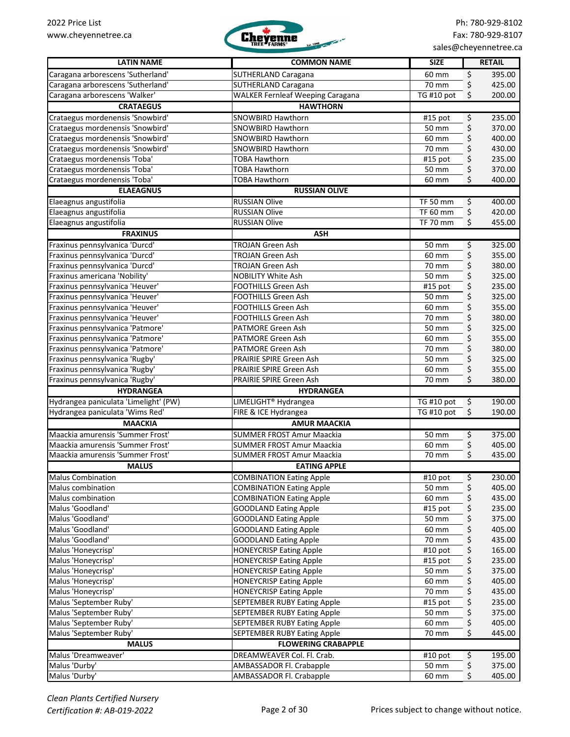| LATIN NAME | COMMON NAME | SIZE | RETAIL |
|---|---|---|---|
| Caragana arborescens 'Sutherland' | SUTHERLAND Caragana | 60 mm | $ 395.00 |
| Caragana arborescens 'Sutherland' | SUTHERLAND Caragana | 70 mm | $ 425.00 |
| Caragana arborescens 'Walker' | WALKER Fernleaf Weeping Caragana | TG #10 pot | $ 200.00 |
| **CRATAEGUS** | **HAWTHORN** | | |
| Crataegus mordenensis 'Snowbird' | SNOWBIRD Hawthorn | #15 pot | $ 235.00 |
| Crataegus mordenensis 'Snowbird' | SNOWBIRD Hawthorn | 50 mm | $ 370.00 |
| Crataegus mordenensis 'Snowbird' | SNOWBIRD Hawthorn | 60 mm | $ 400.00 |
| Crataegus mordenensis 'Snowbird' | SNOWBIRD Hawthorn | 70 mm | $ 430.00 |
| Crataegus mordenensis 'Toba' | TOBA Hawthorn | #15 pot | $ 235.00 |
| Crataegus mordenensis 'Toba' | TOBA Hawthorn | 50 mm | $ 370.00 |
| Crataegus mordenensis 'Toba' | TOBA Hawthorn | 60 mm | $ 400.00 |
| **ELAEAGNUS** | **RUSSIAN OLIVE** | | |
| Elaeagnus angustifolia | RUSSIAN Olive | TF 50 mm | $ 400.00 |
| Elaeagnus angustifolia | RUSSIAN Olive | TF 60 mm | $ 420.00 |
| Elaeagnus angustifolia | RUSSIAN Olive | TF 70 mm | $ 455.00 |
| **FRAXINUS** | **ASH** | | |
| Fraxinus pennsylvanica 'Durcd' | TROJAN Green Ash | 50 mm | $ 325.00 |
| Fraxinus pennsylvanica 'Durcd' | TROJAN Green Ash | 60 mm | $ 355.00 |
| Fraxinus pennsylvanica 'Durcd' | TROJAN Green Ash | 70 mm | $ 380.00 |
| Fraxinus americana 'Nobility' | NOBILITY White Ash | 50 mm | $ 325.00 |
| Fraxinus pennsylvanica 'Heuver' | FOOTHILLS Green Ash | #15 pot | $ 235.00 |
| Fraxinus pennsylvanica 'Heuver' | FOOTHILLS Green Ash | 50 mm | $ 325.00 |
| Fraxinus pennsylvanica 'Heuver' | FOOTHILLS Green Ash | 60 mm | $ 355.00 |
| Fraxinus pennsylvanica 'Heuver' | FOOTHILLS Green Ash | 70 mm | $ 380.00 |
| Fraxinus pennsylvanica 'Patmore' | PATMORE Green Ash | 50 mm | $ 325.00 |
| Fraxinus pennsylvanica 'Patmore' | PATMORE Green Ash | 60 mm | $ 355.00 |
| Fraxinus pennsylvanica 'Patmore' | PATMORE Green Ash | 70 mm | $ 380.00 |
| Fraxinus pennsylvanica 'Rugby' | PRAIRIE SPIRE Green Ash | 50 mm | $ 325.00 |
| Fraxinus pennsylvanica 'Rugby' | PRAIRIE SPIRE Green Ash | 60 mm | $ 355.00 |
| Fraxinus pennsylvanica 'Rugby' | PRAIRIE SPIRE Green Ash | 70 mm | $ 380.00 |
| **HYDRANGEA** | **HYDRANGEA** | | |
| Hydrangea paniculata 'Limelight' (PW) | LIMELIGHT® Hydrangea | TG #10 pot | $ 190.00 |
| Hydrangea paniculata 'Wims Red' | FIRE & ICE Hydrangea | TG #10 pot | $ 190.00 |
| **MAACKIA** | **AMUR MAACKIA** | | |
| Maackia amurensis 'Summer Frost' | SUMMER FROST Amur Maackia | 50 mm | $ 375.00 |
| Maackia amurensis 'Summer Frost' | SUMMER FROST Amur Maackia | 60 mm | $ 405.00 |
| Maackia amurensis 'Summer Frost' | SUMMER FROST Amur Maackia | 70 mm | $ 435.00 |
| **MALUS** | **EATING APPLE** | | |
| Malus Combination | COMBINATION Eating Apple | #10 pot | $ 230.00 |
| Malus combination | COMBINATION Eating Apple | 50 mm | $ 405.00 |
| Malus combination | COMBINATION Eating Apple | 60 mm | $ 435.00 |
| Malus 'Goodland' | GOODLAND Eating Apple | #15 pot | $ 235.00 |
| Malus 'Goodland' | GOODLAND Eating Apple | 50 mm | $ 375.00 |
| Malus 'Goodland' | GOODLAND Eating Apple | 60 mm | $ 405.00 |
| Malus 'Goodland' | GOODLAND Eating Apple | 70 mm | $ 435.00 |
| Malus 'Honeycrisp' | HONEYCRISP Eating Apple | #10 pot | $ 165.00 |
| Malus 'Honeycrisp' | HONEYCRISP Eating Apple | #15 pot | $ 235.00 |
| Malus 'Honeycrisp' | HONEYCRISP Eating Apple | 50 mm | $ 375.00 |
| Malus 'Honeycrisp' | HONEYCRISP Eating Apple | 60 mm | $ 405.00 |
| Malus 'Honeycrisp' | HONEYCRISP Eating Apple | 70 mm | $ 435.00 |
| Malus 'September Ruby' | SEPTEMBER RUBY Eating Apple | #15 pot | $ 235.00 |
| Malus 'September Ruby' | SEPTEMBER RUBY Eating Apple | 50 mm | $ 375.00 |
| Malus 'September Ruby' | SEPTEMBER RUBY Eating Apple | 60 mm | $ 405.00 |
| Malus 'September Ruby' | SEPTEMBER RUBY Eating Apple | 70 mm | $ 445.00 |
| **MALUS** | **FLOWERING CRABAPPLE** | | |
| Malus 'Dreamweaver' | DREAMWEAVER Col. Fl. Crab. | #10 pot | $ 195.00 |
| Malus 'Durby' | AMBASSADOR Fl. Crabapple | 50 mm | $ 375.00 |
| Malus 'Durby' | AMBASSADOR Fl. Crabapple | 60 mm | $ 405.00 |

*Clean Plants Certified Nursery*
*Certification #: AB-019-2022*

Prices subject to change without notice.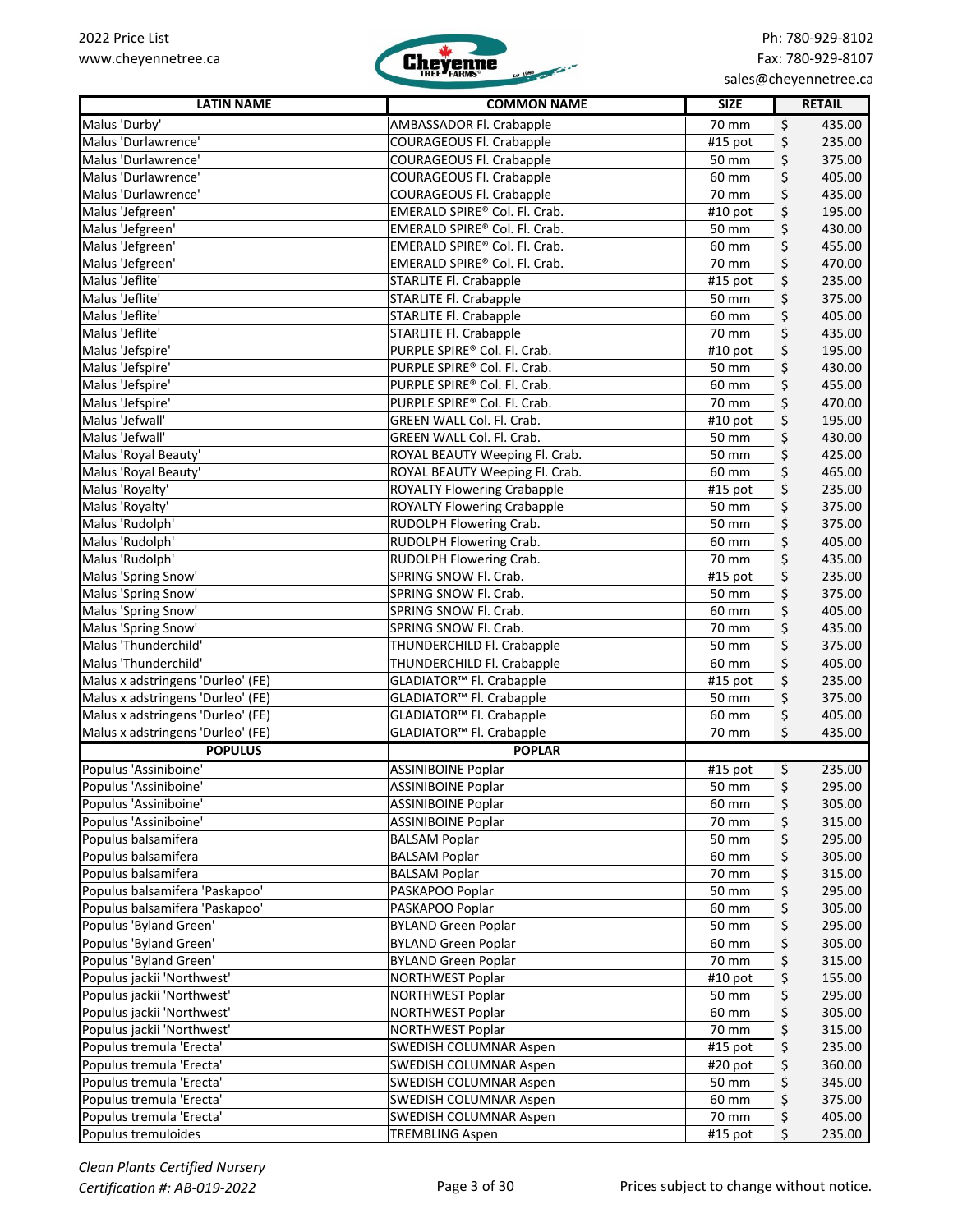| LATIN NAME | COMMON NAME | SIZE | RETAIL |
|---|---|---|---|
| Malus 'Durby' | AMBASSADOR Fl. Crabapple | 70 mm | $ 435.00 |
| Malus 'Durlawrence' | COURAGEOUS Fl. Crabapple | #15 pot | $ 235.00 |
| Malus 'Durlawrence' | COURAGEOUS Fl. Crabapple | 50 mm | $ 375.00 |
| Malus 'Durlawrence' | COURAGEOUS Fl. Crabapple | 60 mm | $ 405.00 |
| Malus 'Durlawrence' | COURAGEOUS Fl. Crabapple | 70 mm | $ 435.00 |
| Malus 'Jefgreen' | EMERALD SPIRE® Col. Fl. Crab. | #10 pot | $ 195.00 |
| Malus 'Jefgreen' | EMERALD SPIRE® Col. Fl. Crab. | 50 mm | $ 430.00 |
| Malus 'Jefgreen' | EMERALD SPIRE® Col. Fl. Crab. | 60 mm | $ 455.00 |
| Malus 'Jefgreen' | EMERALD SPIRE® Col. Fl. Crab. | 70 mm | $ 470.00 |
| Malus 'Jeflite' | STARLITE Fl. Crabapple | #15 pot | $ 235.00 |
| Malus 'Jeflite' | STARLITE Fl. Crabapple | 50 mm | $ 375.00 |
| Malus 'Jeflite' | STARLITE Fl. Crabapple | 60 mm | $ 405.00 |
| Malus 'Jeflite' | STARLITE Fl. Crabapple | 70 mm | $ 435.00 |
| Malus 'Jefspire' | PURPLE SPIRE® Col. Fl. Crab. | #10 pot | $ 195.00 |
| Malus 'Jefspire' | PURPLE SPIRE® Col. Fl. Crab. | 50 mm | $ 430.00 |
| Malus 'Jefspire' | PURPLE SPIRE® Col. Fl. Crab. | 60 mm | $ 455.00 |
| Malus 'Jefspire' | PURPLE SPIRE® Col. Fl. Crab. | 70 mm | $ 470.00 |
| Malus 'Jefwall' | GREEN WALL Col. Fl. Crab. | #10 pot | $ 195.00 |
| Malus 'Jefwall' | GREEN WALL Col. Fl. Crab. | 50 mm | $ 430.00 |
| Malus 'Royal Beauty' | ROYAL BEAUTY Weeping Fl. Crab. | 50 mm | $ 425.00 |
| Malus 'Royal Beauty' | ROYAL BEAUTY Weeping Fl. Crab. | 60 mm | $ 465.00 |
| Malus 'Royalty' | ROYALTY Flowering Crabapple | #15 pot | $ 235.00 |
| Malus 'Royalty' | ROYALTY Flowering Crabapple | 50 mm | $ 375.00 |
| Malus 'Rudolph' | RUDOLPH Flowering Crab. | 50 mm | $ 375.00 |
| Malus 'Rudolph' | RUDOLPH Flowering Crab. | 60 mm | $ 405.00 |
| Malus 'Rudolph' | RUDOLPH Flowering Crab. | 70 mm | $ 435.00 |
| Malus 'Spring Snow' | SPRING SNOW Fl. Crab. | #15 pot | $ 235.00 |
| Malus 'Spring Snow' | SPRING SNOW Fl. Crab. | 50 mm | $ 375.00 |
| Malus 'Spring Snow' | SPRING SNOW Fl. Crab. | 60 mm | $ 405.00 |
| Malus 'Spring Snow' | SPRING SNOW Fl. Crab. | 70 mm | $ 435.00 |
| Malus 'Thunderchild' | THUNDERCHILD Fl. Crabapple | 50 mm | $ 375.00 |
| Malus 'Thunderchild' | THUNDERCHILD Fl. Crabapple | 60 mm | $ 405.00 |
| Malus x adstringens 'Durleo' (FE) | GLADIATOR™ Fl. Crabapple | #15 pot | $ 235.00 |
| Malus x adstringens 'Durleo' (FE) | GLADIATOR™ Fl. Crabapple | 50 mm | $ 375.00 |
| Malus x adstringens 'Durleo' (FE) | GLADIATOR™ Fl. Crabapple | 60 mm | $ 405.00 |
| Malus x adstringens 'Durleo' (FE) | GLADIATOR™ Fl. Crabapple | 70 mm | $ 435.00 |
| **POPULUS** | **POPLAR** | | |
| Populus 'Assiniboine' | ASSINIBOINE Poplar | #15 pot | $ 235.00 |
| Populus 'Assiniboine' | ASSINIBOINE Poplar | 50 mm | $ 295.00 |
| Populus 'Assiniboine' | ASSINIBOINE Poplar | 60 mm | $ 305.00 |
| Populus 'Assiniboine' | ASSINIBOINE Poplar | 70 mm | $ 315.00 |
| Populus balsamifera | BALSAM Poplar | 50 mm | $ 295.00 |
| Populus balsamifera | BALSAM Poplar | 60 mm | $ 305.00 |
| Populus balsamifera | BALSAM Poplar | 70 mm | $ 315.00 |
| Populus balsamifera 'Paskapoo' | PASKAPOO Poplar | 50 mm | $ 295.00 |
| Populus balsamifera 'Paskapoo' | PASKAPOO Poplar | 60 mm | $ 305.00 |
| Populus 'Byland Green' | BYLAND Green Poplar | 50 mm | $ 295.00 |
| Populus 'Byland Green' | BYLAND Green Poplar | 60 mm | $ 305.00 |
| Populus 'Byland Green' | BYLAND Green Poplar | 70 mm | $ 315.00 |
| Populus jackii 'Northwest' | NORTHWEST Poplar | #10 pot | $ 155.00 |
| Populus jackii 'Northwest' | NORTHWEST Poplar | 50 mm | $ 295.00 |
| Populus jackii 'Northwest' | NORTHWEST Poplar | 60 mm | $ 305.00 |
| Populus jackii 'Northwest' | NORTHWEST Poplar | 70 mm | $ 315.00 |
| Populus tremula 'Erecta' | SWEDISH COLUMNAR Aspen | #15 pot | $ 235.00 |
| Populus tremula 'Erecta' | SWEDISH COLUMNAR Aspen | #20 pot | $ 360.00 |
| Populus tremula 'Erecta' | SWEDISH COLUMNAR Aspen | 50 mm | $ 345.00 |
| Populus tremula 'Erecta' | SWEDISH COLUMNAR Aspen | 60 mm | $ 375.00 |
| Populus tremula 'Erecta' | SWEDISH COLUMNAR Aspen | 70 mm | $ 405.00 |
| Populus tremuloides | TREMBLING Aspen | #15 pot | $ 235.00 |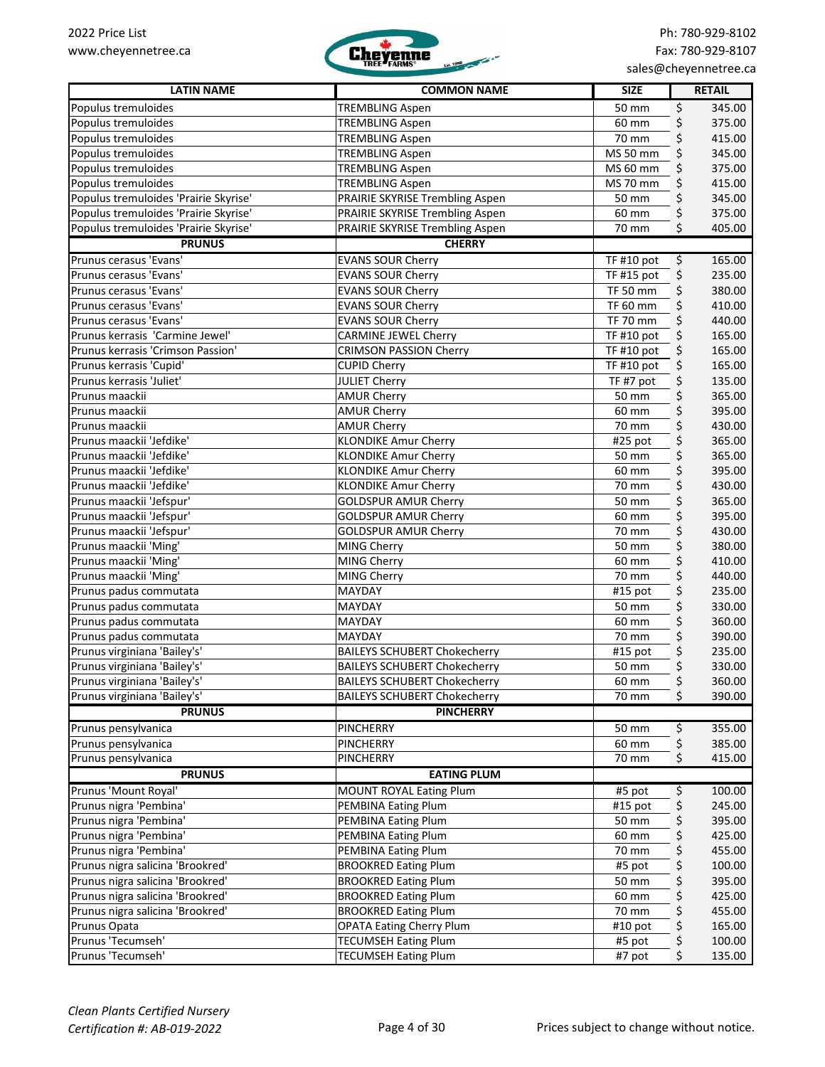| LATIN NAME | COMMON NAME | SIZE | RETAIL |
|---|---|---|---|
| Populus tremuloides | TREMBLING Aspen | 50 mm | $ 345.00 |
| Populus tremuloides | TREMBLING Aspen | 60 mm | $ 375.00 |
| Populus tremuloides | TREMBLING Aspen | 70 mm | $ 415.00 |
| Populus tremuloides | TREMBLING Aspen | MS 50 mm | $ 345.00 |
| Populus tremuloides | TREMBLING Aspen | MS 60 mm | $ 375.00 |
| Populus tremuloides | TREMBLING Aspen | MS 70 mm | $ 415.00 |
| Populus tremuloides 'Prairie Skyrise' | PRAIRIE SKYRISE Trembling Aspen | 50 mm | $ 345.00 |
| Populus tremuloides 'Prairie Skyrise' | PRAIRIE SKYRISE Trembling Aspen | 60 mm | $ 375.00 |
| Populus tremuloides 'Prairie Skyrise' | PRAIRIE SKYRISE Trembling Aspen | 70 mm | $ 405.00 |
| **PRUNUS** | **CHERRY** | | |
| Prunus cerasus 'Evans' | EVANS SOUR Cherry | TF #10 pot | $ 165.00 |
| Prunus cerasus 'Evans' | EVANS SOUR Cherry | TF #15 pot | $ 235.00 |
| Prunus cerasus 'Evans' | EVANS SOUR Cherry | TF 50 mm | $ 380.00 |
| Prunus cerasus 'Evans' | EVANS SOUR Cherry | TF 60 mm | $ 410.00 |
| Prunus cerasus 'Evans' | EVANS SOUR Cherry | TF 70 mm | $ 440.00 |
| Prunus kerrasis 'Carmine Jewel' | CARMINE JEWEL Cherry | TF #10 pot | $ 165.00 |
| Prunus kerrasis 'Crimson Passion' | CRIMSON PASSION Cherry | TF #10 pot | $ 165.00 |
| Prunus kerrasis 'Cupid' | CUPID Cherry | TF #10 pot | $ 165.00 |
| Prunus kerrasis 'Juliet' | JULIET Cherry | TF #7 pot | $ 135.00 |
| Prunus maackii | AMUR Cherry | 50 mm | $ 365.00 |
| Prunus maackii | AMUR Cherry | 60 mm | $ 395.00 |
| Prunus maackii | AMUR Cherry | 70 mm | $ 430.00 |
| Prunus maackii 'Jefdike' | KLONDIKE Amur Cherry | #25 pot | $ 365.00 |
| Prunus maackii 'Jefdike' | KLONDIKE Amur Cherry | 50 mm | $ 365.00 |
| Prunus maackii 'Jefdike' | KLONDIKE Amur Cherry | 60 mm | $ 395.00 |
| Prunus maackii 'Jefdike' | KLONDIKE Amur Cherry | 70 mm | $ 430.00 |
| Prunus maackii 'Jefspur' | GOLDSPUR AMUR Cherry | 50 mm | $ 365.00 |
| Prunus maackii 'Jefspur' | GOLDSPUR AMUR Cherry | 60 mm | $ 395.00 |
| Prunus maackii 'Jefspur' | GOLDSPUR AMUR Cherry | 70 mm | $ 430.00 |
| Prunus maackii 'Ming' | MING Cherry | 50 mm | $ 380.00 |
| Prunus maackii 'Ming' | MING Cherry | 60 mm | $ 410.00 |
| Prunus maackii 'Ming' | MING Cherry | 70 mm | $ 440.00 |
| Prunus padus commutata | MAYDAY | #15 pot | $ 235.00 |
| Prunus padus commutata | MAYDAY | 50 mm | $ 330.00 |
| Prunus padus commutata | MAYDAY | 60 mm | $ 360.00 |
| Prunus padus commutata | MAYDAY | 70 mm | $ 390.00 |
| Prunus virginiana 'Bailey's' | BAILEYS SCHUBERT Chokecherry | #15 pot | $ 235.00 |
| Prunus virginiana 'Bailey's' | BAILEYS SCHUBERT Chokecherry | 50 mm | $ 330.00 |
| Prunus virginiana 'Bailey's' | BAILEYS SCHUBERT Chokecherry | 60 mm | $ 360.00 |
| Prunus virginiana 'Bailey's' | BAILEYS SCHUBERT Chokecherry | 70 mm | $ 390.00 |
| **PRUNUS** | **PINCHERRY** | | |
| Prunus pensylvanica | PINCHERRY | 50 mm | $ 355.00 |
| Prunus pensylvanica | PINCHERRY | 60 mm | $ 385.00 |
| Prunus pensylvanica | PINCHERRY | 70 mm | $ 415.00 |
| **PRUNUS** | **EATING PLUM** | | |
| Prunus 'Mount Royal' | MOUNT ROYAL Eating Plum | #5 pot | $ 100.00 |
| Prunus nigra 'Pembina' | PEMBINA Eating Plum | #15 pot | $ 245.00 |
| Prunus nigra 'Pembina' | PEMBINA Eating Plum | 50 mm | $ 395.00 |
| Prunus nigra 'Pembina' | PEMBINA Eating Plum | 60 mm | $ 425.00 |
| Prunus nigra 'Pembina' | PEMBINA Eating Plum | 70 mm | $ 455.00 |
| Prunus nigra salicina 'Brookred' | BROOKRED Eating Plum | #5 pot | $ 100.00 |
| Prunus nigra salicina 'Brookred' | BROOKRED Eating Plum | 50 mm | $ 395.00 |
| Prunus nigra salicina 'Brookred' | BROOKRED Eating Plum | 60 mm | $ 425.00 |
| Prunus nigra salicina 'Brookred' | BROOKRED Eating Plum | 70 mm | $ 455.00 |
| Prunus Opata | OPATA Eating Cherry Plum | #10 pot | $ 165.00 |
| Prunus 'Tecumseh' | TECUMSEH Eating Plum | #5 pot | $ 100.00 |
| Prunus 'Tecumseh' | TECUMSEH Eating Plum | #7 pot | $ 135.00 |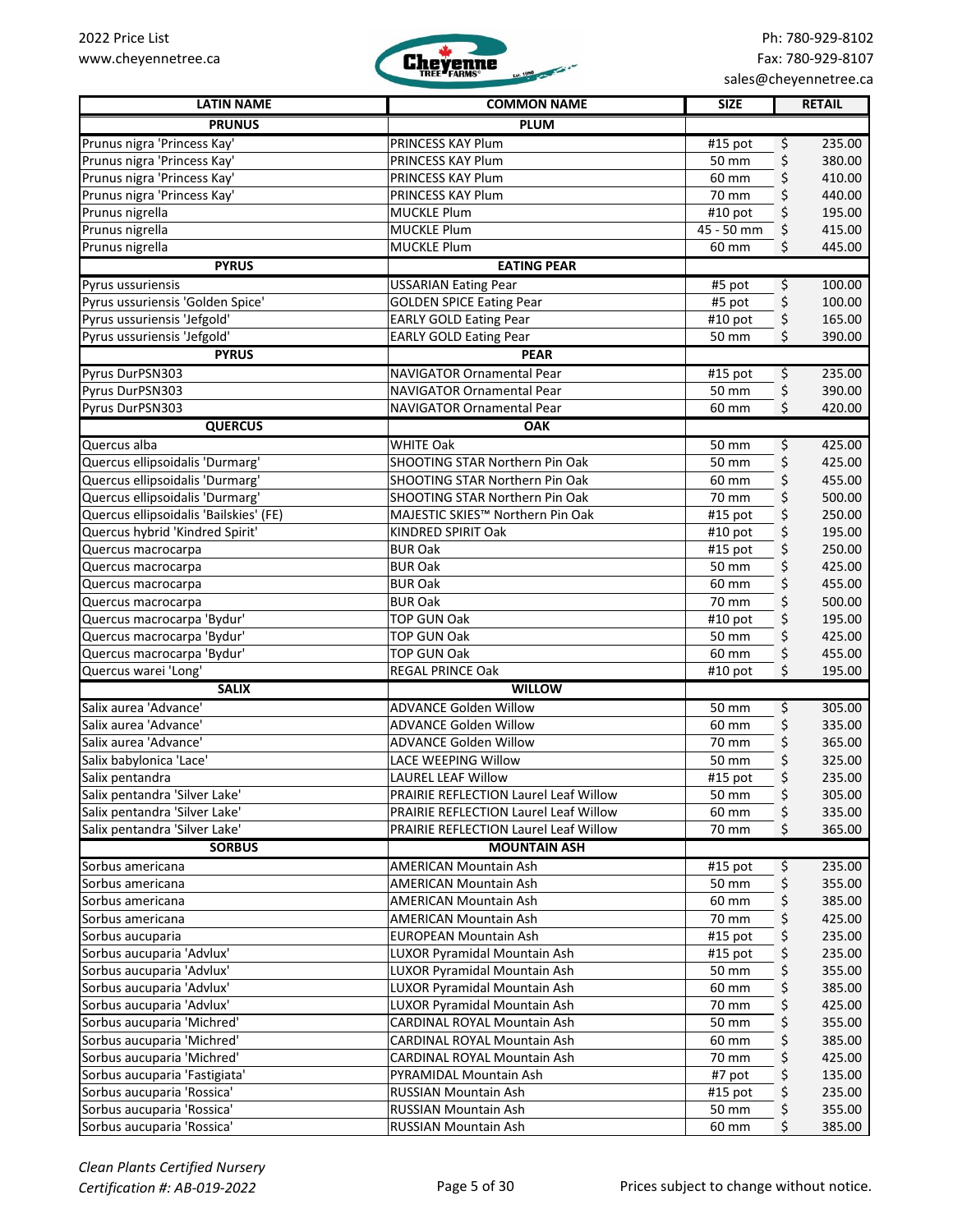| LATIN NAME | COMMON NAME | SIZE | RETAIL |
|---|---|---|---|
| **PRUNUS** | **PLUM** | | |
| Prunus nigra 'Princess Kay' | PRINCESS KAY Plum | #15 pot | $ 235.00 |
| Prunus nigra 'Princess Kay' | PRINCESS KAY Plum | 50 mm | $ 380.00 |
| Prunus nigra 'Princess Kay' | PRINCESS KAY Plum | 60 mm | $ 410.00 |
| Prunus nigra 'Princess Kay' | PRINCESS KAY Plum | 70 mm | $ 440.00 |
| Prunus nigrella | MUCKLE Plum | #10 pot | $ 195.00 |
| Prunus nigrella | MUCKLE Plum | 45 - 50 mm | $ 415.00 |
| Prunus nigrella | MUCKLE Plum | 60 mm | $ 445.00 |
| **PYRUS** | **EATING PEAR** | | |
| Pyrus ussuriensis | USSARIAN Eating Pear | #5 pot | $ 100.00 |
| Pyrus ussuriensis 'Golden Spice' | GOLDEN SPICE Eating Pear | #5 pot | $ 100.00 |
| Pyrus ussuriensis 'Jefgold' | EARLY GOLD Eating Pear | #10 pot | $ 165.00 |
| Pyrus ussuriensis 'Jefgold' | EARLY GOLD Eating Pear | 50 mm | $ 390.00 |
| **PYRUS** | **PEAR** | | |
| Pyrus DurPSN303 | NAVIGATOR Ornamental Pear | #15 pot | $ 235.00 |
| Pyrus DurPSN303 | NAVIGATOR Ornamental Pear | 50 mm | $ 390.00 |
| Pyrus DurPSN303 | NAVIGATOR Ornamental Pear | 60 mm | $ 420.00 |
| **QUERCUS** | **OAK** | | |
| Quercus alba | WHITE Oak | 50 mm | $ 425.00 |
| Quercus ellipsoidalis 'Durmarg' | SHOOTING STAR Northern Pin Oak | 50 mm | $ 425.00 |
| Quercus ellipsoidalis 'Durmarg' | SHOOTING STAR Northern Pin Oak | 60 mm | $ 455.00 |
| Quercus ellipsoidalis 'Durmarg' | SHOOTING STAR Northern Pin Oak | 70 mm | $ 500.00 |
| Quercus ellipsoidalis 'Bailskies' (FE) | MAJESTIC SKIES™ Northern Pin Oak | #15 pot | $ 250.00 |
| Quercus hybrid 'Kindred Spirit' | KINDRED SPIRIT Oak | #10 pot | $ 195.00 |
| Quercus macrocarpa | BUR Oak | #15 pot | $ 250.00 |
| Quercus macrocarpa | BUR Oak | 50 mm | $ 425.00 |
| Quercus macrocarpa | BUR Oak | 60 mm | $ 455.00 |
| Quercus macrocarpa | BUR Oak | 70 mm | $ 500.00 |
| Quercus macrocarpa 'Bydur' | TOP GUN Oak | #10 pot | $ 195.00 |
| Quercus macrocarpa 'Bydur' | TOP GUN Oak | 50 mm | $ 425.00 |
| Quercus macrocarpa 'Bydur' | TOP GUN Oak | 60 mm | $ 455.00 |
| Quercus warei 'Long' | REGAL PRINCE Oak | #10 pot | $ 195.00 |
| **SALIX** | **WILLOW** | | |
| Salix aurea 'Advance' | ADVANCE Golden Willow | 50 mm | $ 305.00 |
| Salix aurea 'Advance' | ADVANCE Golden Willow | 60 mm | $ 335.00 |
| Salix aurea 'Advance' | ADVANCE Golden Willow | 70 mm | $ 365.00 |
| Salix babylonica 'Lace' | LACE WEEPING Willow | 50 mm | $ 325.00 |
| Salix pentandra | LAUREL LEAF Willow | #15 pot | $ 235.00 |
| Salix pentandra 'Silver Lake' | PRAIRIE REFLECTION Laurel Leaf Willow | 50 mm | $ 305.00 |
| Salix pentandra 'Silver Lake' | PRAIRIE REFLECTION Laurel Leaf Willow | 60 mm | $ 335.00 |
| Salix pentandra 'Silver Lake' | PRAIRIE REFLECTION Laurel Leaf Willow | 70 mm | $ 365.00 |
| **SORBUS** | **MOUNTAIN ASH** | | |
| Sorbus americana | AMERICAN Mountain Ash | #15 pot | $ 235.00 |
| Sorbus americana | AMERICAN Mountain Ash | 50 mm | $ 355.00 |
| Sorbus americana | AMERICAN Mountain Ash | 60 mm | $ 385.00 |
| Sorbus americana | AMERICAN Mountain Ash | 70 mm | $ 425.00 |
| Sorbus aucuparia | EUROPEAN Mountain Ash | #15 pot | $ 235.00 |
| Sorbus aucuparia 'Advlux' | LUXOR Pyramidal Mountain Ash | #15 pot | $ 235.00 |
| Sorbus aucuparia 'Advlux' | LUXOR Pyramidal Mountain Ash | 50 mm | $ 355.00 |
| Sorbus aucuparia 'Advlux' | LUXOR Pyramidal Mountain Ash | 60 mm | $ 385.00 |
| Sorbus aucuparia 'Advlux' | LUXOR Pyramidal Mountain Ash | 70 mm | $ 425.00 |
| Sorbus aucuparia 'Michred' | CARDINAL ROYAL Mountain Ash | 50 mm | $ 355.00 |
| Sorbus aucuparia 'Michred' | CARDINAL ROYAL Mountain Ash | 60 mm | $ 385.00 |
| Sorbus aucuparia 'Michred' | CARDINAL ROYAL Mountain Ash | 70 mm | $ 425.00 |
| Sorbus aucuparia 'Fastigiata' | PYRAMIDAL Mountain Ash | #7 pot | $ 135.00 |
| Sorbus aucuparia 'Rossica' | RUSSIAN Mountain Ash | #15 pot | $ 235.00 |
| Sorbus aucuparia 'Rossica' | RUSSIAN Mountain Ash | 50 mm | $ 355.00 |
| Sorbus aucuparia 'Rossica' | RUSSIAN Mountain Ash | 60 mm | $ 385.00 |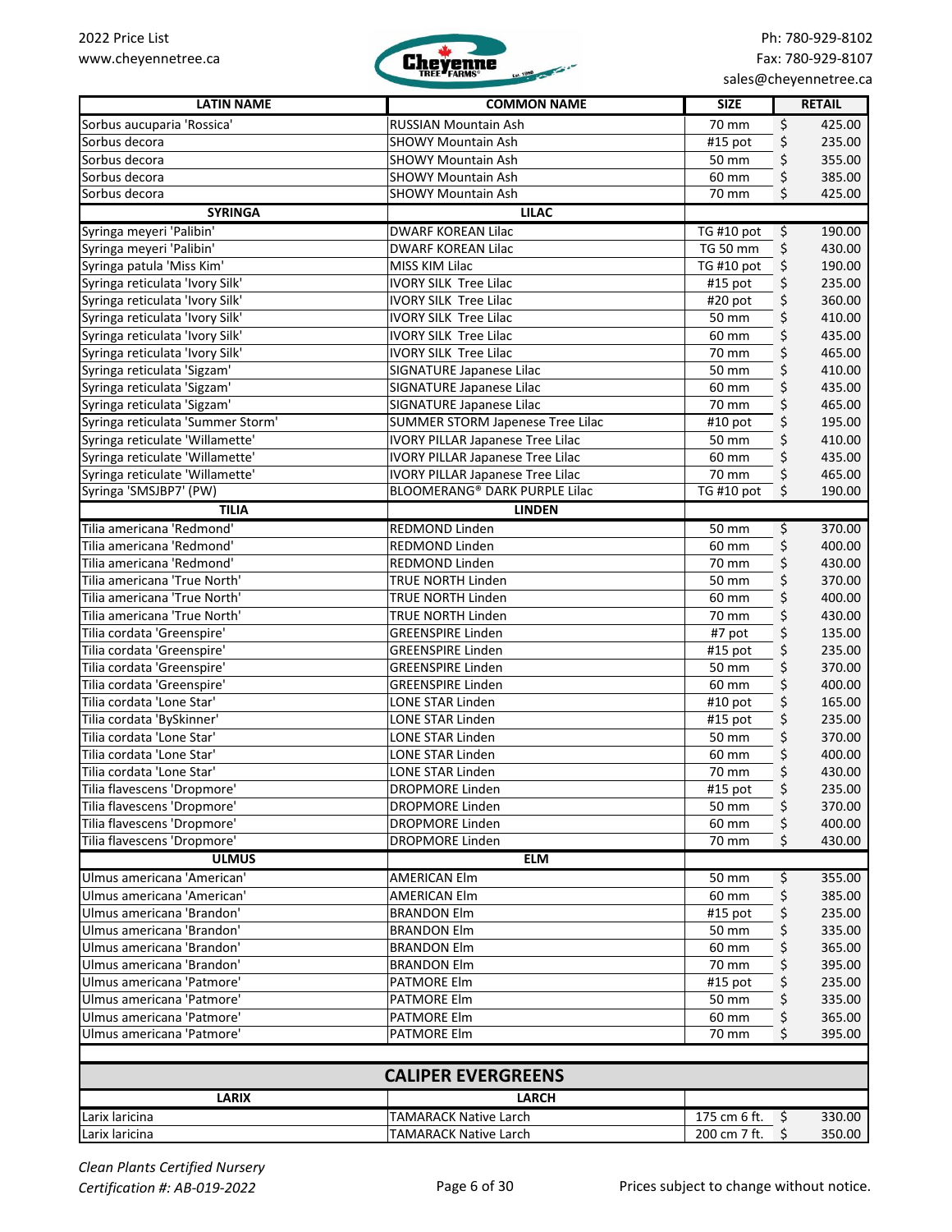| LATIN NAME | COMMON NAME | SIZE | RETAIL |
|---|---|---|---|
| Sorbus aucuparia 'Rossica' | RUSSIAN Mountain Ash | 70 mm | $ 425.00 |
| Sorbus decora | SHOWY Mountain Ash | #15 pot | $ 235.00 |
| Sorbus decora | SHOWY Mountain Ash | 50 mm | $ 355.00 |
| Sorbus decora | SHOWY Mountain Ash | 60 mm | $ 385.00 |
| Sorbus decora | SHOWY Mountain Ash | 70 mm | $ 425.00 |
| **SYRINGA** | **LILAC** | | |
| Syringa meyeri 'Palibin' | DWARF KOREAN Lilac | TG #10 pot | $ 190.00 |
| Syringa meyeri 'Palibin' | DWARF KOREAN Lilac | TG 50 mm | $ 430.00 |
| Syringa patula 'Miss Kim' | MISS KIM Lilac | TG #10 pot | $ 190.00 |
| Syringa reticulata 'Ivory Silk' | IVORY SILK Tree Lilac | #15 pot | $ 235.00 |
| Syringa reticulata 'Ivory Silk' | IVORY SILK Tree Lilac | #20 pot | $ 360.00 |
| Syringa reticulata 'Ivory Silk' | IVORY SILK Tree Lilac | 50 mm | $ 410.00 |
| Syringa reticulata 'Ivory Silk' | IVORY SILK Tree Lilac | 60 mm | $ 435.00 |
| Syringa reticulata 'Ivory Silk' | IVORY SILK Tree Lilac | 70 mm | $ 465.00 |
| Syringa reticulata 'Sigzam' | SIGNATURE Japanese Lilac | 50 mm | $ 410.00 |
| Syringa reticulata 'Sigzam' | SIGNATURE Japanese Lilac | 60 mm | $ 435.00 |
| Syringa reticulata 'Sigzam' | SIGNATURE Japanese Lilac | 70 mm | $ 465.00 |
| Syringa reticulata 'Summer Storm' | SUMMER STORM Japenese Tree Lilac | #10 pot | $ 195.00 |
| Syringa reticulate 'Willamette' | IVORY PILLAR Japanese Tree Lilac | 50 mm | $ 410.00 |
| Syringa reticulate 'Willamette' | IVORY PILLAR Japanese Tree Lilac | 60 mm | $ 435.00 |
| Syringa reticulate 'Willamette' | IVORY PILLAR Japanese Tree Lilac | 70 mm | $ 465.00 |
| Syringa 'SMSJBP7' (PW) | BLOOMERANG® DARK PURPLE Lilac | TG #10 pot | $ 190.00 |
| **TILIA** | **LINDEN** | | |
| Tilia americana 'Redmond' | REDMOND Linden | 50 mm | $ 370.00 |
| Tilia americana 'Redmond' | REDMOND Linden | 60 mm | $ 400.00 |
| Tilia americana 'Redmond' | REDMOND Linden | 70 mm | $ 430.00 |
| Tilia americana 'True North' | TRUE NORTH Linden | 50 mm | $ 370.00 |
| Tilia americana 'True North' | TRUE NORTH Linden | 60 mm | $ 400.00 |
| Tilia americana 'True North' | TRUE NORTH Linden | 70 mm | $ 430.00 |
| Tilia cordata 'Greenspire' | GREENSPIRE Linden | #7 pot | $ 135.00 |
| Tilia cordata 'Greenspire' | GREENSPIRE Linden | #15 pot | $ 235.00 |
| Tilia cordata 'Greenspire' | GREENSPIRE Linden | 50 mm | $ 370.00 |
| Tilia cordata 'Greenspire' | GREENSPIRE Linden | 60 mm | $ 400.00 |
| Tilia cordata 'Lone Star' | LONE STAR Linden | #10 pot | $ 165.00 |
| Tilia cordata 'BySkinner' | LONE STAR Linden | #15 pot | $ 235.00 |
| Tilia cordata 'Lone Star' | LONE STAR Linden | 50 mm | $ 370.00 |
| Tilia cordata 'Lone Star' | LONE STAR Linden | 60 mm | $ 400.00 |
| Tilia cordata 'Lone Star' | LONE STAR Linden | 70 mm | $ 430.00 |
| Tilia flavescens 'Dropmore' | DROPMORE Linden | #15 pot | $ 235.00 |
| Tilia flavescens 'Dropmore' | DROPMORE Linden | 50 mm | $ 370.00 |
| Tilia flavescens 'Dropmore' | DROPMORE Linden | 60 mm | $ 400.00 |
| Tilia flavescens 'Dropmore' | DROPMORE Linden | 70 mm | $ 430.00 |
| **ULMUS** | **ELM** | | |
| Ulmus americana 'American' | AMERICAN Elm | 50 mm | $ 355.00 |
| Ulmus americana 'American' | AMERICAN Elm | 60 mm | $ 385.00 |
| Ulmus americana 'Brandon' | BRANDON Elm | #15 pot | $ 235.00 |
| Ulmus americana 'Brandon' | BRANDON Elm | 50 mm | $ 335.00 |
| Ulmus americana 'Brandon' | BRANDON Elm | 60 mm | $ 365.00 |
| Ulmus americana 'Brandon' | BRANDON Elm | 70 mm | $ 395.00 |
| Ulmus americana 'Patmore' | PATMORE Elm | #15 pot | $ 235.00 |
| Ulmus americana 'Patmore' | PATMORE Elm | 50 mm | $ 335.00 |
| Ulmus americana 'Patmore' | PATMORE Elm | 60 mm | $ 365.00 |
| Ulmus americana 'Patmore' | PATMORE Elm | 70 mm | $ 395.00 |

## CALIPER EVERGREENS

| LATIN NAME | COMMON NAME | SIZE | RETAIL |
|---|---|---|---|
| **LARIX** | **LARCH** | | |
| Larix laricina | TAMARACK Native Larch | 175 cm 6 ft. | $ 330.00 |
| Larix laricina | TAMARACK Native Larch | 200 cm 7 ft. | $ 350.00 |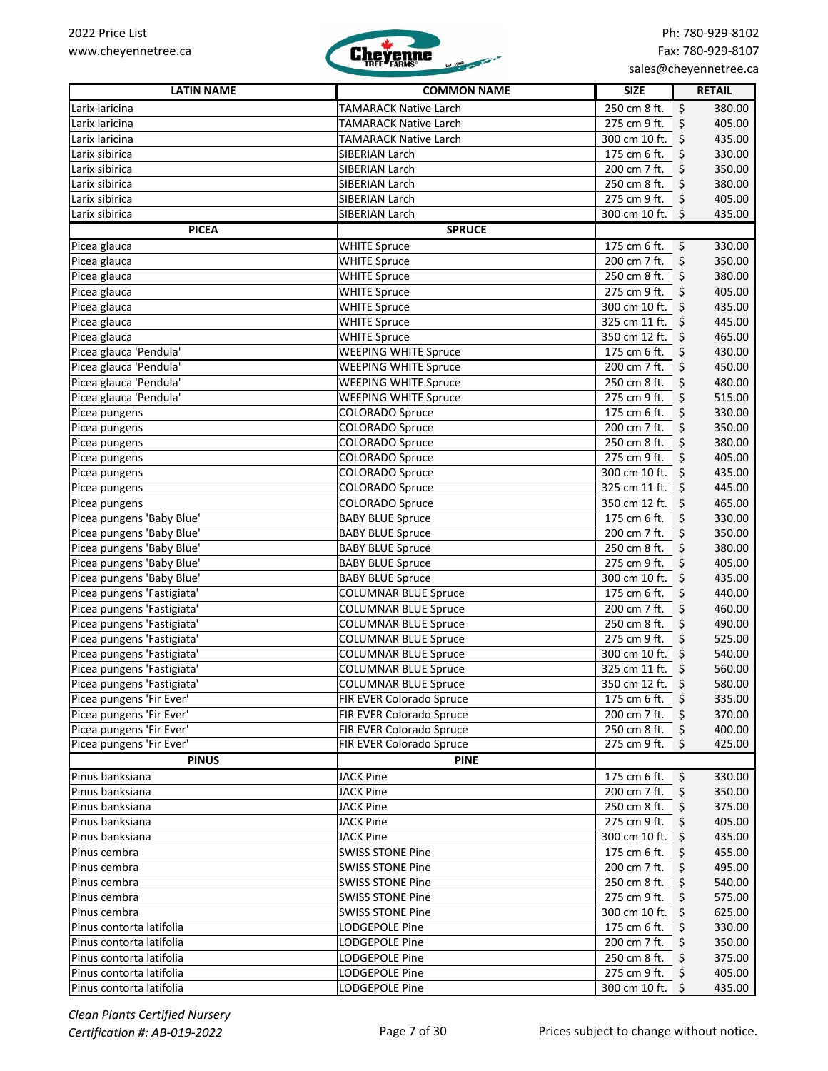| LATIN NAME | COMMON NAME | SIZE | RETAIL |
|---|---|---|---|
| Larix laricina | TAMARACK Native Larch | 250 cm 8 ft. | $ 380.00 |
| Larix laricina | TAMARACK Native Larch | 275 cm 9 ft. | $ 405.00 |
| Larix laricina | TAMARACK Native Larch | 300 cm 10 ft. | $ 435.00 |
| Larix sibirica | SIBERIAN Larch | 175 cm 6 ft. | $ 330.00 |
| Larix sibirica | SIBERIAN Larch | 200 cm 7 ft. | $ 350.00 |
| Larix sibirica | SIBERIAN Larch | 250 cm 8 ft. | $ 380.00 |
| Larix sibirica | SIBERIAN Larch | 275 cm 9 ft. | $ 405.00 |
| Larix sibirica | SIBERIAN Larch | 300 cm 10 ft. | $ 435.00 |
| **PICEA** | **SPRUCE** | | |
| Picea glauca | WHITE Spruce | 175 cm 6 ft. | $ 330.00 |
| Picea glauca | WHITE Spruce | 200 cm 7 ft. | $ 350.00 |
| Picea glauca | WHITE Spruce | 250 cm 8 ft. | $ 380.00 |
| Picea glauca | WHITE Spruce | 275 cm 9 ft. | $ 405.00 |
| Picea glauca | WHITE Spruce | 300 cm 10 ft. | $ 435.00 |
| Picea glauca | WHITE Spruce | 325 cm 11 ft. | $ 445.00 |
| Picea glauca | WHITE Spruce | 350 cm 12 ft. | $ 465.00 |
| Picea glauca 'Pendula' | WEEPING WHITE Spruce | 175 cm 6 ft. | $ 430.00 |
| Picea glauca 'Pendula' | WEEPING WHITE Spruce | 200 cm 7 ft. | $ 450.00 |
| Picea glauca 'Pendula' | WEEPING WHITE Spruce | 250 cm 8 ft. | $ 480.00 |
| Picea glauca 'Pendula' | WEEPING WHITE Spruce | 275 cm 9 ft. | $ 515.00 |
| Picea pungens | COLORADO Spruce | 175 cm 6 ft. | $ 330.00 |
| Picea pungens | COLORADO Spruce | 200 cm 7 ft. | $ 350.00 |
| Picea pungens | COLORADO Spruce | 250 cm 8 ft. | $ 380.00 |
| Picea pungens | COLORADO Spruce | 275 cm 9 ft. | $ 405.00 |
| Picea pungens | COLORADO Spruce | 300 cm 10 ft. | $ 435.00 |
| Picea pungens | COLORADO Spruce | 325 cm 11 ft. | $ 445.00 |
| Picea pungens | COLORADO Spruce | 350 cm 12 ft. | $ 465.00 |
| Picea pungens 'Baby Blue' | BABY BLUE Spruce | 175 cm 6 ft. | $ 330.00 |
| Picea pungens 'Baby Blue' | BABY BLUE Spruce | 200 cm 7 ft. | $ 350.00 |
| Picea pungens 'Baby Blue' | BABY BLUE Spruce | 250 cm 8 ft. | $ 380.00 |
| Picea pungens 'Baby Blue' | BABY BLUE Spruce | 275 cm 9 ft. | $ 405.00 |
| Picea pungens 'Baby Blue' | BABY BLUE Spruce | 300 cm 10 ft. | $ 435.00 |
| Picea pungens 'Fastigiata' | COLUMNAR BLUE Spruce | 175 cm 6 ft. | $ 440.00 |
| Picea pungens 'Fastigiata' | COLUMNAR BLUE Spruce | 200 cm 7 ft. | $ 460.00 |
| Picea pungens 'Fastigiata' | COLUMNAR BLUE Spruce | 250 cm 8 ft. | $ 490.00 |
| Picea pungens 'Fastigiata' | COLUMNAR BLUE Spruce | 275 cm 9 ft. | $ 525.00 |
| Picea pungens 'Fastigiata' | COLUMNAR BLUE Spruce | 300 cm 10 ft. | $ 540.00 |
| Picea pungens 'Fastigiata' | COLUMNAR BLUE Spruce | 325 cm 11 ft. | $ 560.00 |
| Picea pungens 'Fastigiata' | COLUMNAR BLUE Spruce | 350 cm 12 ft. | $ 580.00 |
| Picea pungens 'Fir Ever' | FIR EVER Colorado Spruce | 175 cm 6 ft. | $ 335.00 |
| Picea pungens 'Fir Ever' | FIR EVER Colorado Spruce | 200 cm 7 ft. | $ 370.00 |
| Picea pungens 'Fir Ever' | FIR EVER Colorado Spruce | 250 cm 8 ft. | $ 400.00 |
| Picea pungens 'Fir Ever' | FIR EVER Colorado Spruce | 275 cm 9 ft. | $ 425.00 |
| **PINUS** | **PINE** | | |
| Pinus banksiana | JACK Pine | 175 cm 6 ft. | $ 330.00 |
| Pinus banksiana | JACK Pine | 200 cm 7 ft. | $ 350.00 |
| Pinus banksiana | JACK Pine | 250 cm 8 ft. | $ 375.00 |
| Pinus banksiana | JACK Pine | 275 cm 9 ft. | $ 405.00 |
| Pinus banksiana | JACK Pine | 300 cm 10 ft. | $ 435.00 |
| Pinus cembra | SWISS STONE Pine | 175 cm 6 ft. | $ 455.00 |
| Pinus cembra | SWISS STONE Pine | 200 cm 7 ft. | $ 495.00 |
| Pinus cembra | SWISS STONE Pine | 250 cm 8 ft. | $ 540.00 |
| Pinus cembra | SWISS STONE Pine | 275 cm 9 ft. | $ 575.00 |
| Pinus cembra | SWISS STONE Pine | 300 cm 10 ft. | $ 625.00 |
| Pinus contorta latifolia | LODGEPOLE Pine | 175 cm 6 ft. | $ 330.00 |
| Pinus contorta latifolia | LODGEPOLE Pine | 200 cm 7 ft. | $ 350.00 |
| Pinus contorta latifolia | LODGEPOLE Pine | 250 cm 8 ft. | $ 375.00 |
| Pinus contorta latifolia | LODGEPOLE Pine | 275 cm 9 ft. | $ 405.00 |
| Pinus contorta latifolia | LODGEPOLE Pine | 300 cm 10 ft. | $ 435.00 |

*Clean Plants Certified Nursery*
*Certification #: AB-019-2022*

Prices subject to change without notice.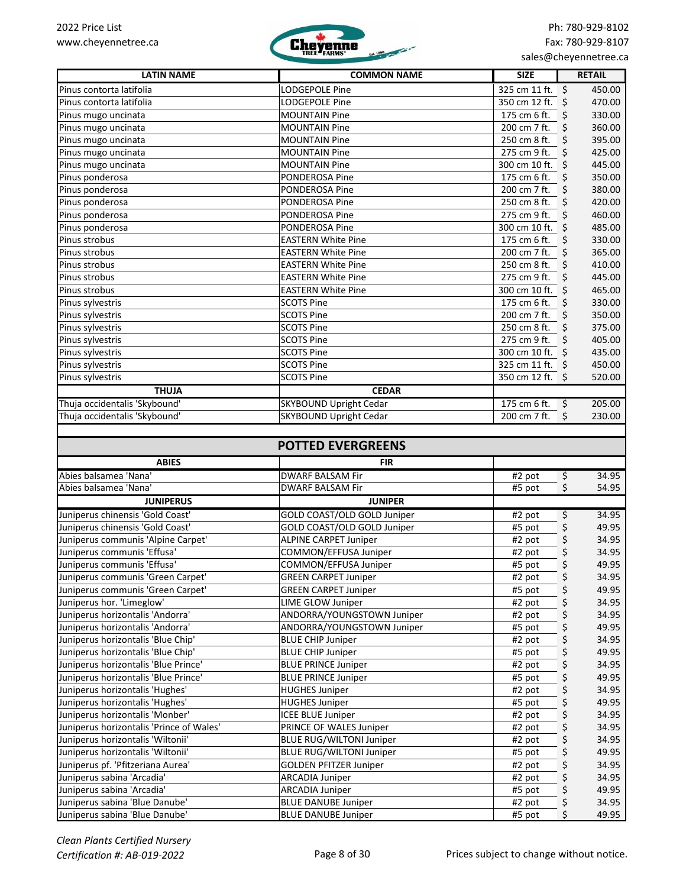| LATIN NAME | COMMON NAME | SIZE | RETAIL |
|---|---|---|---|
| Pinus contorta latifolia | LODGEPOLE Pine | 325 cm 11 ft. | $ 450.00 |
| Pinus contorta latifolia | LODGEPOLE Pine | 350 cm 12 ft. | $ 470.00 |
| Pinus mugo uncinata | MOUNTAIN Pine | 175 cm 6 ft. | $ 330.00 |
| Pinus mugo uncinata | MOUNTAIN Pine | 200 cm 7 ft. | $ 360.00 |
| Pinus mugo uncinata | MOUNTAIN Pine | 250 cm 8 ft. | $ 395.00 |
| Pinus mugo uncinata | MOUNTAIN Pine | 275 cm 9 ft. | $ 425.00 |
| Pinus mugo uncinata | MOUNTAIN Pine | 300 cm 10 ft. | $ 445.00 |
| Pinus ponderosa | PONDEROSA Pine | 175 cm 6 ft. | $ 350.00 |
| Pinus ponderosa | PONDEROSA Pine | 200 cm 7 ft. | $ 380.00 |
| Pinus ponderosa | PONDEROSA Pine | 250 cm 8 ft. | $ 420.00 |
| Pinus ponderosa | PONDEROSA Pine | 275 cm 9 ft. | $ 460.00 |
| Pinus ponderosa | PONDEROSA Pine | 300 cm 10 ft. | $ 485.00 |
| Pinus strobus | EASTERN White Pine | 175 cm 6 ft. | $ 330.00 |
| Pinus strobus | EASTERN White Pine | 200 cm 7 ft. | $ 365.00 |
| Pinus strobus | EASTERN White Pine | 250 cm 8 ft. | $ 410.00 |
| Pinus strobus | EASTERN White Pine | 275 cm 9 ft. | $ 445.00 |
| Pinus strobus | EASTERN White Pine | 300 cm 10 ft. | $ 465.00 |
| Pinus sylvestris | SCOTS Pine | 175 cm 6 ft. | $ 330.00 |
| Pinus sylvestris | SCOTS Pine | 200 cm 7 ft. | $ 350.00 |
| Pinus sylvestris | SCOTS Pine | 250 cm 8 ft. | $ 375.00 |
| Pinus sylvestris | SCOTS Pine | 275 cm 9 ft. | $ 405.00 |
| Pinus sylvestris | SCOTS Pine | 300 cm 10 ft. | $ 435.00 |
| Pinus sylvestris | SCOTS Pine | 325 cm 11 ft. | $ 450.00 |
| Pinus sylvestris | SCOTS Pine | 350 cm 12 ft. | $ 520.00 |
| **THUJA** | **CEDAR** | | |
| Thuja occidentalis 'Skybound' | SKYBOUND Upright Cedar | 175 cm 6 ft. | $ 205.00 |
| Thuja occidentalis 'Skybound' | SKYBOUND Upright Cedar | 200 cm 7 ft. | $ 230.00 |

## POTTED EVERGREENS

| ABIES | FIR | | |
|---|---|---|---|
| Abies balsamea 'Nana' | DWARF BALSAM Fir | #2 pot | $ 34.95 |
| Abies balsamea 'Nana' | DWARF BALSAM Fir | #5 pot | $ 54.95 |
| **JUNIPERUS** | **JUNIPER** | | |
| Juniperus chinensis 'Gold Coast' | GOLD COAST/OLD GOLD Juniper | #2 pot | $ 34.95 |
| Juniperus chinensis 'Gold Coast' | GOLD COAST/OLD GOLD Juniper | #5 pot | $ 49.95 |
| Juniperus communis 'Alpine Carpet' | ALPINE CARPET Juniper | #2 pot | $ 34.95 |
| Juniperus communis 'Effusa' | COMMON/EFFUSA Juniper | #2 pot | $ 34.95 |
| Juniperus communis 'Effusa' | COMMON/EFFUSA Juniper | #5 pot | $ 49.95 |
| Juniperus communis 'Green Carpet' | GREEN CARPET Juniper | #2 pot | $ 34.95 |
| Juniperus communis 'Green Carpet' | GREEN CARPET Juniper | #5 pot | $ 49.95 |
| Juniperus hor. 'Limeglow' | LIME GLOW Juniper | #2 pot | $ 34.95 |
| Juniperus horizontalis 'Andorra' | ANDORRA/YOUNGSTOWN Juniper | #2 pot | $ 34.95 |
| Juniperus horizontalis 'Andorra' | ANDORRA/YOUNGSTOWN Juniper | #5 pot | $ 49.95 |
| Juniperus horizontalis 'Blue Chip' | BLUE CHIP Juniper | #2 pot | $ 34.95 |
| Juniperus horizontalis 'Blue Chip' | BLUE CHIP Juniper | #5 pot | $ 49.95 |
| Juniperus horizontalis 'Blue Prince' | BLUE PRINCE Juniper | #2 pot | $ 34.95 |
| Juniperus horizontalis 'Blue Prince' | BLUE PRINCE Juniper | #5 pot | $ 49.95 |
| Juniperus horizontalis 'Hughes' | HUGHES Juniper | #2 pot | $ 34.95 |
| Juniperus horizontalis 'Hughes' | HUGHES Juniper | #5 pot | $ 49.95 |
| Juniperus horizontalis 'Monber' | ICEE BLUE Juniper | #2 pot | $ 34.95 |
| Juniperus horizontalis 'Prince of Wales' | PRINCE OF WALES Juniper | #2 pot | $ 34.95 |
| Juniperus horizontalis 'Wiltonii' | BLUE RUG/WILTONI Juniper | #2 pot | $ 34.95 |
| Juniperus horizontalis 'Wiltonii' | BLUE RUG/WILTONI Juniper | #5 pot | $ 49.95 |
| Juniperus pf. 'Pfitzeriana Aurea' | GOLDEN PFITZER Juniper | #2 pot | $ 34.95 |
| Juniperus sabina 'Arcadia' | ARCADIA Juniper | #2 pot | $ 34.95 |
| Juniperus sabina 'Arcadia' | ARCADIA Juniper | #5 pot | $ 49.95 |
| Juniperus sabina 'Blue Danube' | BLUE DANUBE Juniper | #2 pot | $ 34.95 |
| Juniperus sabina 'Blue Danube' | BLUE DANUBE Juniper | #5 pot | $ 49.95 |

*Clean Plants Certified Nursery*
*Certification #: AB-019-2022*

Prices subject to change without notice.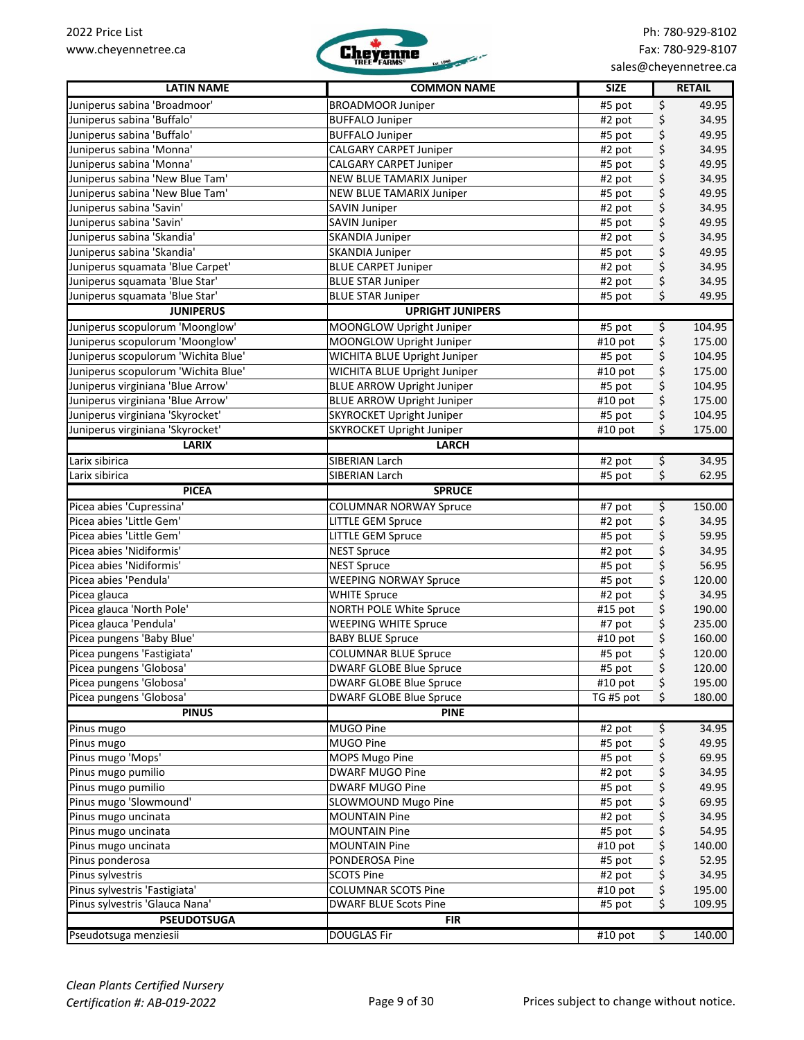| LATIN NAME | COMMON NAME | SIZE | RETAIL |
|---|---|---|---|
| Juniperus sabina 'Broadmoor' | BROADMOOR Juniper | #5 pot | $ 49.95 |
| Juniperus sabina 'Buffalo' | BUFFALO Juniper | #2 pot | $ 34.95 |
| Juniperus sabina 'Buffalo' | BUFFALO Juniper | #5 pot | $ 49.95 |
| Juniperus sabina 'Monna' | CALGARY CARPET Juniper | #2 pot | $ 34.95 |
| Juniperus sabina 'Monna' | CALGARY CARPET Juniper | #5 pot | $ 49.95 |
| Juniperus sabina 'New Blue Tam' | NEW BLUE TAMARIX Juniper | #2 pot | $ 34.95 |
| Juniperus sabina 'New Blue Tam' | NEW BLUE TAMARIX Juniper | #5 pot | $ 49.95 |
| Juniperus sabina 'Savin' | SAVIN Juniper | #2 pot | $ 34.95 |
| Juniperus sabina 'Savin' | SAVIN Juniper | #5 pot | $ 49.95 |
| Juniperus sabina 'Skandia' | SKANDIA Juniper | #2 pot | $ 34.95 |
| Juniperus sabina 'Skandia' | SKANDIA Juniper | #5 pot | $ 49.95 |
| Juniperus squamata 'Blue Carpet' | BLUE CARPET Juniper | #2 pot | $ 34.95 |
| Juniperus squamata 'Blue Star' | BLUE STAR Juniper | #2 pot | $ 34.95 |
| Juniperus squamata 'Blue Star' | BLUE STAR Juniper | #5 pot | $ 49.95 |
| **JUNIPERUS** | **UPRIGHT JUNIPERS** | | |
| Juniperus scopulorum 'Moonglow' | MOONGLOW Upright Juniper | #5 pot | $ 104.95 |
| Juniperus scopulorum 'Moonglow' | MOONGLOW Upright Juniper | #10 pot | $ 175.00 |
| Juniperus scopulorum 'Wichita Blue' | WICHITA BLUE Upright Juniper | #5 pot | $ 104.95 |
| Juniperus scopulorum 'Wichita Blue' | WICHITA BLUE Upright Juniper | #10 pot | $ 175.00 |
| Juniperus virginiana 'Blue Arrow' | BLUE ARROW Upright Juniper | #5 pot | $ 104.95 |
| Juniperus virginiana 'Blue Arrow' | BLUE ARROW Upright Juniper | #10 pot | $ 175.00 |
| Juniperus virginiana 'Skyrocket' | SKYROCKET Upright Juniper | #5 pot | $ 104.95 |
| Juniperus virginiana 'Skyrocket' | SKYROCKET Upright Juniper | #10 pot | $ 175.00 |
| **LARIX** | **LARCH** | | |
| Larix sibirica | SIBERIAN Larch | #2 pot | $ 34.95 |
| Larix sibirica | SIBERIAN Larch | #5 pot | $ 62.95 |
| **PICEA** | **SPRUCE** | | |
| Picea abies 'Cupressina' | COLUMNAR NORWAY Spruce | #7 pot | $ 150.00 |
| Picea abies 'Little Gem' | LITTLE GEM Spruce | #2 pot | $ 34.95 |
| Picea abies 'Little Gem' | LITTLE GEM Spruce | #5 pot | $ 59.95 |
| Picea abies 'Nidiformis' | NEST Spruce | #2 pot | $ 34.95 |
| Picea abies 'Nidiformis' | NEST Spruce | #5 pot | $ 56.95 |
| Picea abies 'Pendula' | WEEPING NORWAY Spruce | #5 pot | $ 120.00 |
| Picea glauca | WHITE Spruce | #2 pot | $ 34.95 |
| Picea glauca 'North Pole' | NORTH POLE White Spruce | #15 pot | $ 190.00 |
| Picea glauca 'Pendula' | WEEPING WHITE Spruce | #7 pot | $ 235.00 |
| Picea pungens 'Baby Blue' | BABY BLUE Spruce | #10 pot | $ 160.00 |
| Picea pungens 'Fastigiata' | COLUMNAR BLUE Spruce | #5 pot | $ 120.00 |
| Picea pungens 'Globosa' | DWARF GLOBE Blue Spruce | #5 pot | $ 120.00 |
| Picea pungens 'Globosa' | DWARF GLOBE Blue Spruce | #10 pot | $ 195.00 |
| Picea pungens 'Globosa' | DWARF GLOBE Blue Spruce | TG #5 pot | $ 180.00 |
| **PINUS** | **PINE** | | |
| Pinus mugo | MUGO Pine | #2 pot | $ 34.95 |
| Pinus mugo | MUGO Pine | #5 pot | $ 49.95 |
| Pinus mugo 'Mops' | MOPS Mugo Pine | #5 pot | $ 69.95 |
| Pinus mugo pumilio | DWARF MUGO Pine | #2 pot | $ 34.95 |
| Pinus mugo pumilio | DWARF MUGO Pine | #5 pot | $ 49.95 |
| Pinus mugo 'Slowmound' | SLOWMOUND Mugo Pine | #5 pot | $ 69.95 |
| Pinus mugo uncinata | MOUNTAIN Pine | #2 pot | $ 34.95 |
| Pinus mugo uncinata | MOUNTAIN Pine | #5 pot | $ 54.95 |
| Pinus mugo uncinata | MOUNTAIN Pine | #10 pot | $ 140.00 |
| Pinus ponderosa | PONDEROSA Pine | #5 pot | $ 52.95 |
| Pinus sylvestris | SCOTS Pine | #2 pot | $ 34.95 |
| Pinus sylvestris 'Fastigiata' | COLUMNAR SCOTS Pine | #10 pot | $ 195.00 |
| Pinus sylvestris 'Glauca Nana' | DWARF BLUE Scots Pine | #5 pot | $ 109.95 |
| **PSEUDOTSUGA** | **FIR** | | |
| Pseudotsuga menziesii | DOUGLAS Fir | #10 pot | $ 140.00 |

*Clean Plants Certified Nursery*
*Certification #: AB-019-2022*

Prices subject to change without notice.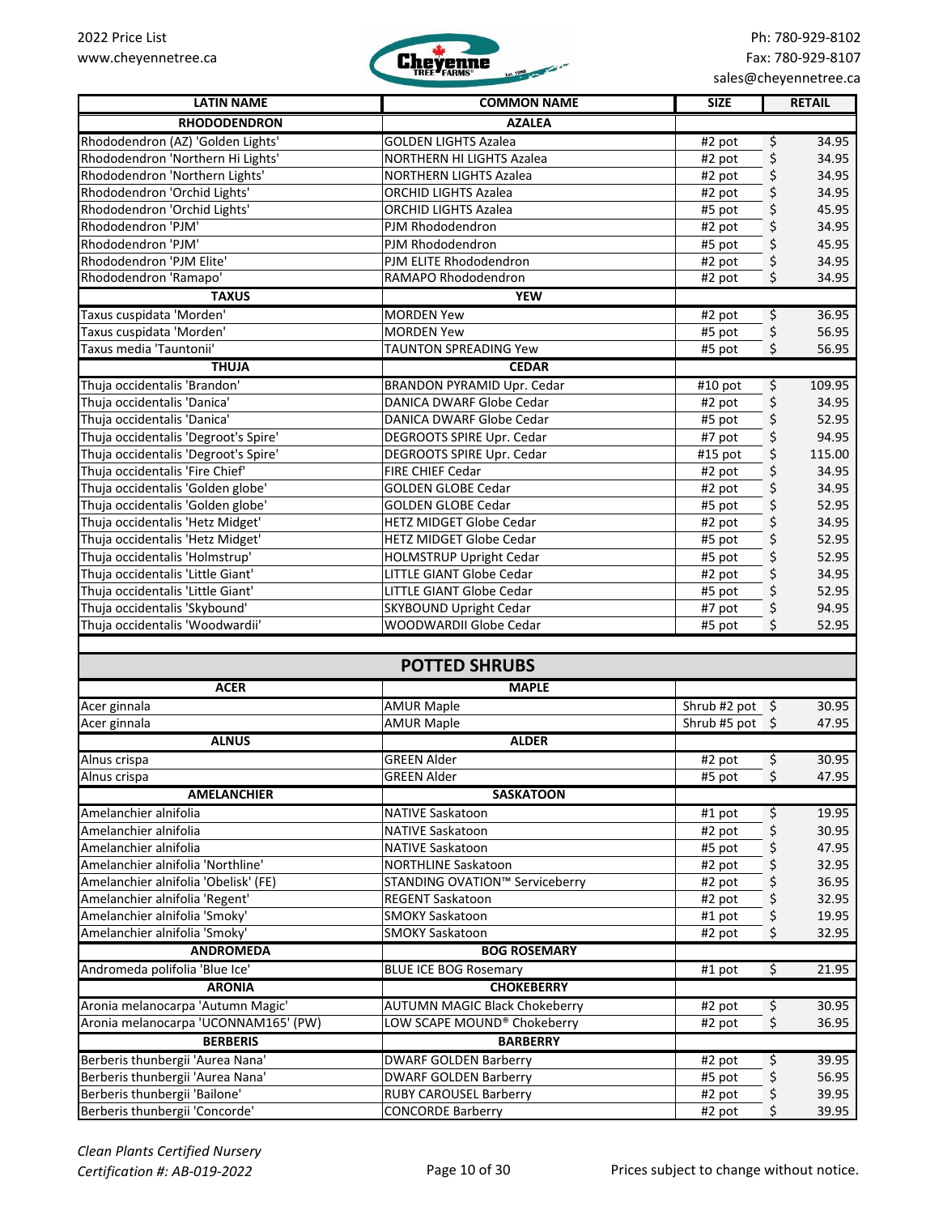| LATIN NAME | COMMON NAME | SIZE | RETAIL |
|---|---|---|---|
| **RHODODENDRON** | **AZALEA** | | |
| Rhododendron (AZ) 'Golden Lights' | GOLDEN LIGHTS Azalea | #2 pot | $ 34.95 |
| Rhododendron 'Northern Hi Lights' | NORTHERN HI LIGHTS Azalea | #2 pot | $ 34.95 |
| Rhododendron 'Northern Lights' | NORTHERN LIGHTS Azalea | #2 pot | $ 34.95 |
| Rhododendron 'Orchid Lights' | ORCHID LIGHTS Azalea | #2 pot | $ 34.95 |
| Rhododendron 'Orchid Lights' | ORCHID LIGHTS Azalea | #5 pot | $ 45.95 |
| Rhododendron 'PJM' | PJM Rhododendron | #2 pot | $ 34.95 |
| Rhododendron 'PJM' | PJM Rhododendron | #5 pot | $ 45.95 |
| Rhododendron 'PJM Elite' | PJM ELITE Rhododendron | #2 pot | $ 34.95 |
| Rhododendron 'Ramapo' | RAMAPO Rhododendron | #2 pot | $ 34.95 |
| **TAXUS** | **YEW** | | |
| Taxus cuspidata 'Morden' | MORDEN Yew | #2 pot | $ 36.95 |
| Taxus cuspidata 'Morden' | MORDEN Yew | #5 pot | $ 56.95 |
| Taxus media 'Tauntonii' | TAUNTON SPREADING Yew | #5 pot | $ 56.95 |
| **THUJA** | **CEDAR** | | |
| Thuja occidentalis 'Brandon' | BRANDON PYRAMID Upr. Cedar | #10 pot | $ 109.95 |
| Thuja occidentalis 'Danica' | DANICA DWARF Globe Cedar | #2 pot | $ 34.95 |
| Thuja occidentalis 'Danica' | DANICA DWARF Globe Cedar | #5 pot | $ 52.95 |
| Thuja occidentalis 'Degroot's Spire' | DEGROOTS SPIRE Upr. Cedar | #7 pot | $ 94.95 |
| Thuja occidentalis 'Degroot's Spire' | DEGROOTS SPIRE Upr. Cedar | #15 pot | $ 115.00 |
| Thuja occidentalis 'Fire Chief' | FIRE CHIEF Cedar | #2 pot | $ 34.95 |
| Thuja occidentalis 'Golden globe' | GOLDEN GLOBE Cedar | #2 pot | $ 34.95 |
| Thuja occidentalis 'Golden globe' | GOLDEN GLOBE Cedar | #5 pot | $ 52.95 |
| Thuja occidentalis 'Hetz Midget' | HETZ MIDGET Globe Cedar | #2 pot | $ 34.95 |
| Thuja occidentalis 'Hetz Midget' | HETZ MIDGET Globe Cedar | #5 pot | $ 52.95 |
| Thuja occidentalis 'Holmstrup' | HOLMSTRUP Upright Cedar | #5 pot | $ 52.95 |
| Thuja occidentalis 'Little Giant' | LITTLE GIANT Globe Cedar | #2 pot | $ 34.95 |
| Thuja occidentalis 'Little Giant' | LITTLE GIANT Globe Cedar | #5 pot | $ 52.95 |
| Thuja occidentalis 'Skybound' | SKYBOUND Upright Cedar | #7 pot | $ 94.95 |
| Thuja occidentalis 'Woodwardii' | WOODWARDII Globe Cedar | #5 pot | $ 52.95 |

## POTTED SHRUBS

| LATIN NAME | COMMON NAME | SIZE | RETAIL |
|---|---|---|---|
| **ACER** | **MAPLE** | | |
| Acer ginnala | AMUR Maple | Shrub #2 pot | $ 30.95 |
| Acer ginnala | AMUR Maple | Shrub #5 pot | $ 47.95 |
| **ALNUS** | **ALDER** | | |
| Alnus crispa | GREEN Alder | #2 pot | $ 30.95 |
| Alnus crispa | GREEN Alder | #5 pot | $ 47.95 |
| **AMELANCHIER** | **SASKATOON** | | |
| Amelanchier alnifolia | NATIVE Saskatoon | #1 pot | $ 19.95 |
| Amelanchier alnifolia | NATIVE Saskatoon | #2 pot | $ 30.95 |
| Amelanchier alnifolia | NATIVE Saskatoon | #5 pot | $ 47.95 |
| Amelanchier alnifolia 'Northline' | NORTHLINE Saskatoon | #2 pot | $ 32.95 |
| Amelanchier alnifolia 'Obelisk' (FE) | STANDING OVATION™ Serviceberry | #2 pot | $ 36.95 |
| Amelanchier alnifolia 'Regent' | REGENT Saskatoon | #2 pot | $ 32.95 |
| Amelanchier alnifolia 'Smoky' | SMOKY Saskatoon | #1 pot | $ 19.95 |
| Amelanchier alnifolia 'Smoky' | SMOKY Saskatoon | #2 pot | $ 32.95 |
| **ANDROMEDA** | **BOG ROSEMARY** | | |
| Andromeda polifolia 'Blue Ice' | BLUE ICE BOG Rosemary | #1 pot | $ 21.95 |
| **ARONIA** | **CHOKEBERRY** | | |
| Aronia melanocarpa 'Autumn Magic' | AUTUMN MAGIC Black Chokeberry | #2 pot | $ 30.95 |
| Aronia melanocarpa 'UCONNAM165' (PW) | LOW SCAPE MOUND® Chokeberry | #2 pot | $ 36.95 |
| **BERBERIS** | **BARBERRY** | | |
| Berberis thunbergii 'Aurea Nana' | DWARF GOLDEN Barberry | #2 pot | $ 39.95 |
| Berberis thunbergii 'Aurea Nana' | DWARF GOLDEN Barberry | #5 pot | $ 56.95 |
| Berberis thunbergii 'Bailone' | RUBY CAROUSEL Barberry | #2 pot | $ 39.95 |
| Berberis thunbergii 'Concorde' | CONCORDE Barberry | #2 pot | $ 39.95 |

*Clean Plants Certified Nursery*
*Certification #: AB-019-2022*

Prices subject to change without notice.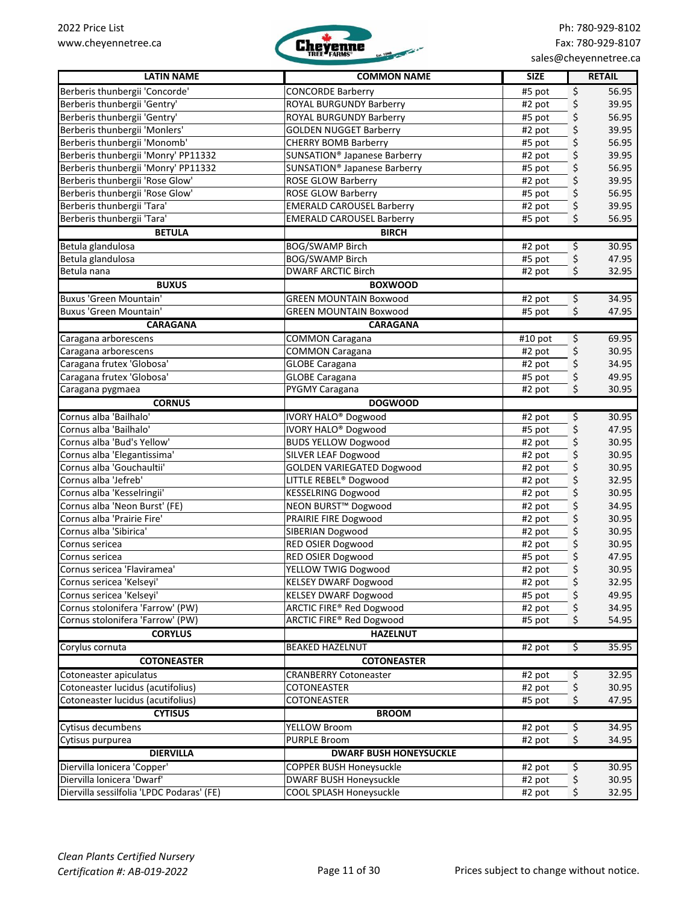| LATIN NAME | COMMON NAME | SIZE | RETAIL |
|---|---|---|---|
| Berberis thunbergii 'Concorde' | CONCORDE Barberry | #5 pot | $ 56.95 |
| Berberis thunbergii 'Gentry' | ROYAL BURGUNDY Barberry | #2 pot | $ 39.95 |
| Berberis thunbergii 'Gentry' | ROYAL BURGUNDY Barberry | #5 pot | $ 56.95 |
| Berberis thunbergii 'Monlers' | GOLDEN NUGGET Barberry | #2 pot | $ 39.95 |
| Berberis thunbergii 'Monomb' | CHERRY BOMB Barberry | #5 pot | $ 56.95 |
| Berberis thunbergii 'Monry' PP11332 | SUNSATION® Japanese Barberry | #2 pot | $ 39.95 |
| Berberis thunbergii 'Monry' PP11332 | SUNSATION® Japanese Barberry | #5 pot | $ 56.95 |
| Berberis thunbergii 'Rose Glow' | ROSE GLOW Barberry | #2 pot | $ 39.95 |
| Berberis thunbergii 'Rose Glow' | ROSE GLOW Barberry | #5 pot | $ 56.95 |
| Berberis thunbergii 'Tara' | EMERALD CAROUSEL Barberry | #2 pot | $ 39.95 |
| Berberis thunbergii 'Tara' | EMERALD CAROUSEL Barberry | #5 pot | $ 56.95 |
| **BETULA** | **BIRCH** | | |
| Betula glandulosa | BOG/SWAMP Birch | #2 pot | $ 30.95 |
| Betula glandulosa | BOG/SWAMP Birch | #5 pot | $ 47.95 |
| Betula nana | DWARF ARCTIC Birch | #2 pot | $ 32.95 |
| **BUXUS** | **BOXWOOD** | | |
| Buxus 'Green Mountain' | GREEN MOUNTAIN Boxwood | #2 pot | $ 34.95 |
| Buxus 'Green Mountain' | GREEN MOUNTAIN Boxwood | #5 pot | $ 47.95 |
| **CARAGANA** | **CARAGANA** | | |
| Caragana arborescens | COMMON Caragana | #10 pot | $ 69.95 |
| Caragana arborescens | COMMON Caragana | #2 pot | $ 30.95 |
| Caragana frutex 'Globosa' | GLOBE Caragana | #2 pot | $ 34.95 |
| Caragana frutex 'Globosa' | GLOBE Caragana | #5 pot | $ 49.95 |
| Caragana pygmaea | PYGMY Caragana | #2 pot | $ 30.95 |
| **CORNUS** | **DOGWOOD** | | |
| Cornus alba 'Bailhalo' | IVORY HALO® Dogwood | #2 pot | $ 30.95 |
| Cornus alba 'Bailhalo' | IVORY HALO® Dogwood | #5 pot | $ 47.95 |
| Cornus alba 'Bud's Yellow' | BUDS YELLOW Dogwood | #2 pot | $ 30.95 |
| Cornus alba 'Elegantissima' | SILVER LEAF Dogwood | #2 pot | $ 30.95 |
| Cornus alba 'Gouchaultii' | GOLDEN VARIEGATED Dogwood | #2 pot | $ 30.95 |
| Cornus alba 'Jefreb' | LITTLE REBEL® Dogwood | #2 pot | $ 32.95 |
| Cornus alba 'Kesselringii' | KESSELRING Dogwood | #2 pot | $ 30.95 |
| Cornus alba 'Neon Burst' (FE) | NEON BURST™ Dogwood | #2 pot | $ 34.95 |
| Cornus alba 'Prairie Fire' | PRAIRIE FIRE Dogwood | #2 pot | $ 30.95 |
| Cornus alba 'Sibirica' | SIBERIAN Dogwood | #2 pot | $ 30.95 |
| Cornus sericea | RED OSIER Dogwood | #2 pot | $ 30.95 |
| Cornus sericea | RED OSIER Dogwood | #5 pot | $ 47.95 |
| Cornus sericea 'Flaviramea' | YELLOW TWIG Dogwood | #2 pot | $ 30.95 |
| Cornus sericea 'Kelseyi' | KELSEY DWARF Dogwood | #2 pot | $ 32.95 |
| Cornus sericea 'Kelseyi' | KELSEY DWARF Dogwood | #5 pot | $ 49.95 |
| Cornus stolonifera 'Farrow' (PW) | ARCTIC FIRE® Red Dogwood | #2 pot | $ 34.95 |
| Cornus stolonifera 'Farrow' (PW) | ARCTIC FIRE® Red Dogwood | #5 pot | $ 54.95 |
| **CORYLUS** | **HAZELNUT** | | |
| Corylus cornuta | BEAKED HAZELNUT | #2 pot | $ 35.95 |
| **COTONEASTER** | **COTONEASTER** | | |
| Cotoneaster apiculatus | CRANBERRY Cotoneaster | #2 pot | $ 32.95 |
| Cotoneaster lucidus (acutifolius) | COTONEASTER | #2 pot | $ 30.95 |
| Cotoneaster lucidus (acutifolius) | COTONEASTER | #5 pot | $ 47.95 |
| **CYTISUS** | **BROOM** | | |
| Cytisus decumbens | YELLOW Broom | #2 pot | $ 34.95 |
| Cytisus purpurea | PURPLE Broom | #2 pot | $ 34.95 |
| **DIERVILLA** | **DWARF BUSH HONEYSUCKLE** | | |
| Diervilla lonicera 'Copper' | COPPER BUSH Honeysuckle | #2 pot | $ 30.95 |
| Diervilla lonicera 'Dwarf' | DWARF BUSH Honeysuckle | #2 pot | $ 30.95 |
| Diervilla sessilfolia 'LPDC Podaras' (FE) | COOL SPLASH Honeysuckle | #2 pot | $ 32.95 |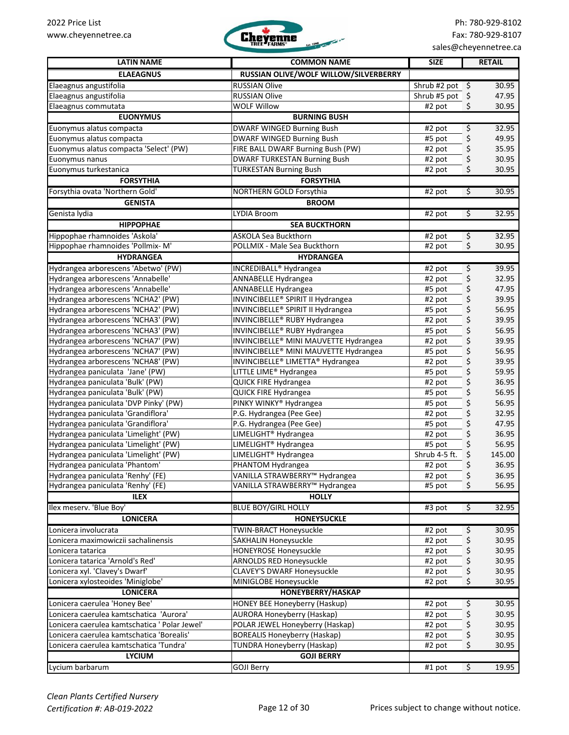| LATIN NAME | COMMON NAME | SIZE | RETAIL |
|---|---|---|---|
| **ELAEAGNUS** | **RUSSIAN OLIVE/WOLF WILLOW/SILVERBERRY** | | |
| Elaeagnus angustifolia | RUSSIAN Olive | Shrub #2 pot | $ 30.95 |
| Elaeagnus angustifolia | RUSSIAN Olive | Shrub #5 pot | $ 47.95 |
| Elaeagnus commutata | WOLF Willow | #2 pot | $ 30.95 |
| **EUONYMUS** | **BURNING BUSH** | | |
| Euonymus alatus compacta | DWARF WINGED Burning Bush | #2 pot | $ 32.95 |
| Euonymus alatus compacta | DWARF WINGED Burning Bush | #5 pot | $ 49.95 |
| Euonymus alatus compacta 'Select' (PW) | FIRE BALL DWARF Burning Bush (PW) | #2 pot | $ 35.95 |
| Euonymus nanus | DWARF TURKESTAN Burning Bush | #2 pot | $ 30.95 |
| Euonymus turkestanica | TURKESTAN Burning Bush | #2 pot | $ 30.95 |
| **FORSYTHIA** | **FORSYTHIA** | | |
| Forsythia ovata 'Northern Gold' | NORTHERN GOLD Forsythia | #2 pot | $ 30.95 |
| **GENISTA** | **BROOM** | | |
| Genista lydia | LYDIA Broom | #2 pot | $ 32.95 |
| **HIPPOPHAE** | **SEA BUCKTHORN** | | |
| Hippophae rhamnoides 'Askola' | ASKOLA Sea Buckthorn | #2 pot | $ 32.95 |
| Hippophae rhamnoides 'Pollmix- M' | POLLMIX - Male Sea Buckthorn | #2 pot | $ 30.95 |
| **HYDRANGEA** | **HYDRANGEA** | | |
| Hydrangea arborescens 'Abetwo' (PW) | INCREDIBALL® Hydrangea | #2 pot | $ 39.95 |
| Hydrangea arborescens 'Annabelle' | ANNABELLE Hydrangea | #2 pot | $ 32.95 |
| Hydrangea arborescens 'Annabelle' | ANNABELLE Hydrangea | #5 pot | $ 47.95 |
| Hydrangea arborescens 'NCHA2' (PW) | INVINCIBELLE® SPIRIT II Hydrangea | #2 pot | $ 39.95 |
| Hydrangea arborescens 'NCHA2' (PW) | INVINCIBELLE® SPIRIT II Hydrangea | #5 pot | $ 56.95 |
| Hydrangea arborescens 'NCHA3' (PW) | INVINCIBELLE® RUBY Hydrangea | #2 pot | $ 39.95 |
| Hydrangea arborescens 'NCHA3' (PW) | INVINCIBELLE® RUBY Hydrangea | #5 pot | $ 56.95 |
| Hydrangea arborescens 'NCHA7' (PW) | INVINCIBELLE® MINI MAUVETTE Hydrangea | #2 pot | $ 39.95 |
| Hydrangea arborescens 'NCHA7' (PW) | INVINCIBELLE® MINI MAUVETTE Hydrangea | #5 pot | $ 56.95 |
| Hydrangea arborescens 'NCHA8' (PW) | INVINCIBELLE® LIMETTA® Hydrangea | #2 pot | $ 39.95 |
| Hydrangea paniculata 'Jane' (PW) | LITTLE LIME® Hydrangea | #5 pot | $ 59.95 |
| Hydrangea paniculata 'Bulk' (PW) | QUICK FIRE Hydrangea | #2 pot | $ 36.95 |
| Hydrangea paniculata 'Bulk' (PW) | QUICK FIRE Hydrangea | #5 pot | $ 56.95 |
| Hydrangea paniculata 'DVP Pinky' (PW) | PINKY WINKY® Hydrangea | #5 pot | $ 56.95 |
| Hydrangea paniculata 'Grandiflora' | P.G. Hydrangea (Pee Gee) | #2 pot | $ 32.95 |
| Hydrangea paniculata 'Grandiflora' | P.G. Hydrangea (Pee Gee) | #5 pot | $ 47.95 |
| Hydrangea paniculata 'Limelight' (PW) | LIMELIGHT® Hydrangea | #2 pot | $ 36.95 |
| Hydrangea paniculata 'Limelight' (PW) | LIMELIGHT® Hydrangea | #5 pot | $ 56.95 |
| Hydrangea paniculata 'Limelight' (PW) | LIMELIGHT® Hydrangea | Shrub 4-5 ft. | $ 145.00 |
| Hydrangea paniculata 'Phantom' | PHANTOM Hydrangea | #2 pot | $ 36.95 |
| Hydrangea paniculata 'Renhy' (FE) | VANILLA STRAWBERRY™ Hydrangea | #2 pot | $ 36.95 |
| Hydrangea paniculata 'Renhy' (FE) | VANILLA STRAWBERRY™ Hydrangea | #5 pot | $ 56.95 |
| **ILEX** | **HOLLY** | | |
| Ilex meserv. 'Blue Boy' | BLUE BOY/GIRL HOLLY | #3 pot | $ 32.95 |
| **LONICERA** | **HONEYSUCKLE** | | |
| Lonicera involucrata | TWIN-BRACT Honeysuckle | #2 pot | $ 30.95 |
| Lonicera maximowiczii sachalinensis | SAKHALIN Honeysuckle | #2 pot | $ 30.95 |
| Lonicera tatarica | HONEYROSE Honeysuckle | #2 pot | $ 30.95 |
| Lonicera tatarica 'Arnold's Red' | ARNOLDS RED Honeysuckle | #2 pot | $ 30.95 |
| Lonicera xyl. 'Clavey's Dwarf' | CLAVEY'S DWARF Honeysuckle | #2 pot | $ 30.95 |
| Lonicera xylosteoides 'Miniglobe' | MINIGLOBE Honeysuckle | #2 pot | $ 30.95 |
| **LONICERA** | **HONEYBERRY/HASKAP** | | |
| Lonicera caerulea 'Honey Bee' | HONEY BEE Honeyberry (Haskup) | #2 pot | $ 30.95 |
| Lonicera caerulea kamtschatica 'Aurora' | AURORA Honeyberry (Haskap) | #2 pot | $ 30.95 |
| Lonicera caerulea kamtschatica ' Polar Jewel' | POLAR JEWEL Honeyberry (Haskap) | #2 pot | $ 30.95 |
| Lonicera caerulea kamtschatica 'Borealis' | BOREALIS Honeyberry (Haskap) | #2 pot | $ 30.95 |
| Lonicera caerulea kamtschatica 'Tundra' | TUNDRA Honeyberry (Haskap) | #2 pot | $ 30.95 |
| **LYCIUM** | **GOJI BERRY** | | |
| Lycium barbarum | GOJI Berry | #1 pot | $ 19.95 |

*Clean Plants Certified Nursery*
*Certification #: AB-019-2022*

Prices subject to change without notice.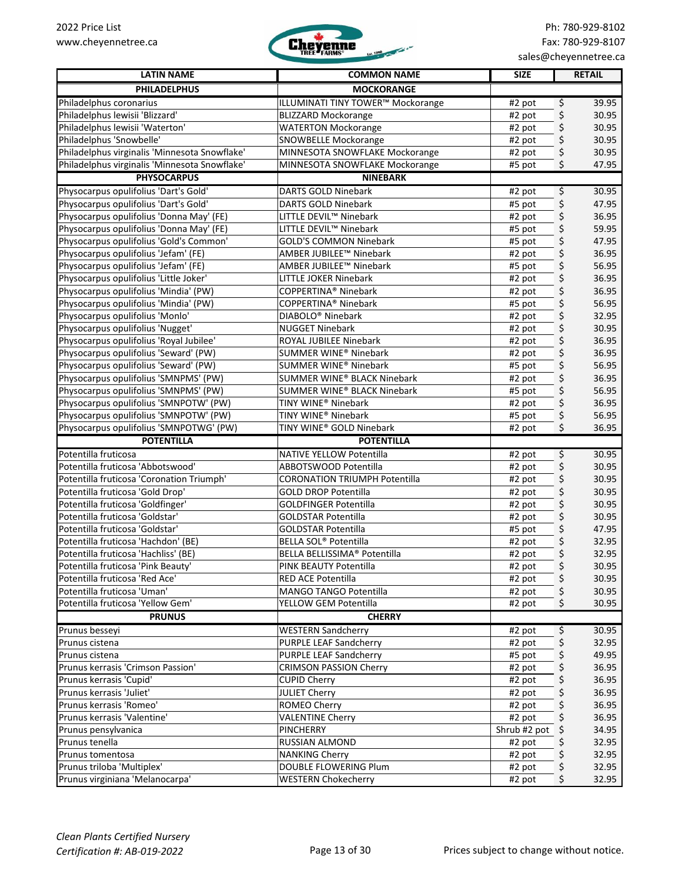| LATIN NAME | COMMON NAME | SIZE | RETAIL |
|---|---|---|---|
| **PHILADELPHUS** | **MOCKORANGE** | | |
| Philadelphus coronarius | ILLUMINATI TINY TOWER™ Mockorange | #2 pot | $ 39.95 |
| Philadelphus lewisii 'Blizzard' | BLIZZARD Mockorange | #2 pot | $ 30.95 |
| Philadelphus lewisii 'Waterton' | WATERTON Mockorange | #2 pot | $ 30.95 |
| Philadelphus 'Snowbelle' | SNOWBELLE Mockorange | #2 pot | $ 30.95 |
| Philadelphus virginalis 'Minnesota Snowflake' | MINNESOTA SNOWFLAKE Mockorange | #2 pot | $ 30.95 |
| Philadelphus virginalis 'Minnesota Snowflake' | MINNESOTA SNOWFLAKE Mockorange | #5 pot | $ 47.95 |
| **PHYSOCARPUS** | **NINEBARK** | | |
| Physocarpus opulifolius 'Dart's Gold' | DARTS GOLD Ninebark | #2 pot | $ 30.95 |
| Physocarpus opulifolius 'Dart's Gold' | DARTS GOLD Ninebark | #5 pot | $ 47.95 |
| Physocarpus opulifolius 'Donna May' (FE) | LITTLE DEVIL™ Ninebark | #2 pot | $ 36.95 |
| Physocarpus opulifolius 'Donna May' (FE) | LITTLE DEVIL™ Ninebark | #5 pot | $ 59.95 |
| Physocarpus opulifolius 'Gold's Common' | GOLD'S COMMON Ninebark | #5 pot | $ 47.95 |
| Physocarpus opulifolius 'Jefam' (FE) | AMBER JUBILEE™ Ninebark | #2 pot | $ 36.95 |
| Physocarpus opulifolius 'Jefam' (FE) | AMBER JUBILEE™ Ninebark | #5 pot | $ 56.95 |
| Physocarpus opulifolius 'Little Joker' | LITTLE JOKER Ninebark | #2 pot | $ 36.95 |
| Physocarpus opulifolius 'Mindia' (PW) | COPPERTINA® Ninebark | #2 pot | $ 36.95 |
| Physocarpus opulifolius 'Mindia' (PW) | COPPERTINA® Ninebark | #5 pot | $ 56.95 |
| Physocarpus opulifolius 'Monlo' | DIABOLO® Ninebark | #2 pot | $ 32.95 |
| Physocarpus opulifolius 'Nugget' | NUGGET Ninebark | #2 pot | $ 30.95 |
| Physocarpus opulifolius 'Royal Jubilee' | ROYAL JUBILEE Ninebark | #2 pot | $ 36.95 |
| Physocarpus opulifolius 'Seward' (PW) | SUMMER WINE® Ninebark | #2 pot | $ 36.95 |
| Physocarpus opulifolius 'Seward' (PW) | SUMMER WINE® Ninebark | #5 pot | $ 56.95 |
| Physocarpus opulifolius 'SMNPMS' (PW) | SUMMER WINE® BLACK Ninebark | #2 pot | $ 36.95 |
| Physocarpus opulifolius 'SMNPMS' (PW) | SUMMER WINE® BLACK Ninebark | #5 pot | $ 56.95 |
| Physocarpus opulifolius 'SMNPOTW' (PW) | TINY WINE® Ninebark | #2 pot | $ 36.95 |
| Physocarpus opulifolius 'SMNPOTW' (PW) | TINY WINE® Ninebark | #5 pot | $ 56.95 |
| Physocarpus opulifolius 'SMNPOTWG' (PW) | TINY WINE® GOLD Ninebark | #2 pot | $ 36.95 |
| **POTENTILLA** | **POTENTILLA** | | |
| Potentilla fruticosa | NATIVE YELLOW Potentilla | #2 pot | $ 30.95 |
| Potentilla fruticosa 'Abbotswood' | ABBOTSWOOD Potentilla | #2 pot | $ 30.95 |
| Potentilla fruticosa 'Coronation Triumph' | CORONATION TRIUMPH Potentilla | #2 pot | $ 30.95 |
| Potentilla fruticosa 'Gold Drop' | GOLD DROP Potentilla | #2 pot | $ 30.95 |
| Potentilla fruticosa 'Goldfinger' | GOLDFINGER Potentilla | #2 pot | $ 30.95 |
| Potentilla fruticosa 'Goldstar' | GOLDSTAR Potentilla | #2 pot | $ 30.95 |
| Potentilla fruticosa 'Goldstar' | GOLDSTAR Potentilla | #5 pot | $ 47.95 |
| Potentilla fruticosa 'Hachdon' (BE) | BELLA SOL® Potentilla | #2 pot | $ 32.95 |
| Potentilla fruticosa 'Hachliss' (BE) | BELLA BELLISSIMA® Potentilla | #2 pot | $ 32.95 |
| Potentilla fruticosa 'Pink Beauty' | PINK BEAUTY Potentilla | #2 pot | $ 30.95 |
| Potentilla fruticosa 'Red Ace' | RED ACE Potentilla | #2 pot | $ 30.95 |
| Potentilla fruticosa 'Uman' | MANGO TANGO Potentilla | #2 pot | $ 30.95 |
| Potentilla fruticosa 'Yellow Gem' | YELLOW GEM Potentilla | #2 pot | $ 30.95 |
| **PRUNUS** | **CHERRY** | | |
| Prunus besseyi | WESTERN Sandcherry | #2 pot | $ 30.95 |
| Prunus cistena | PURPLE LEAF Sandcherry | #2 pot | $ 32.95 |
| Prunus cistena | PURPLE LEAF Sandcherry | #5 pot | $ 49.95 |
| Prunus kerrasis 'Crimson Passion' | CRIMSON PASSION Cherry | #2 pot | $ 36.95 |
| Prunus kerrasis 'Cupid' | CUPID Cherry | #2 pot | $ 36.95 |
| Prunus kerrasis 'Juliet' | JULIET Cherry | #2 pot | $ 36.95 |
| Prunus kerrasis 'Romeo' | ROMEO Cherry | #2 pot | $ 36.95 |
| Prunus kerrasis 'Valentine' | VALENTINE Cherry | #2 pot | $ 36.95 |
| Prunus pensylvanica | PINCHERRY | Shrub #2 pot | $ 34.95 |
| Prunus tenella | RUSSIAN ALMOND | #2 pot | $ 32.95 |
| Prunus tomentosa | NANKING Cherry | #2 pot | $ 32.95 |
| Prunus triloba 'Multiplex' | DOUBLE FLOWERING Plum | #2 pot | $ 32.95 |
| Prunus virginiana 'Melanocarpa' | WESTERN Chokecherry | #2 pot | $ 32.95 |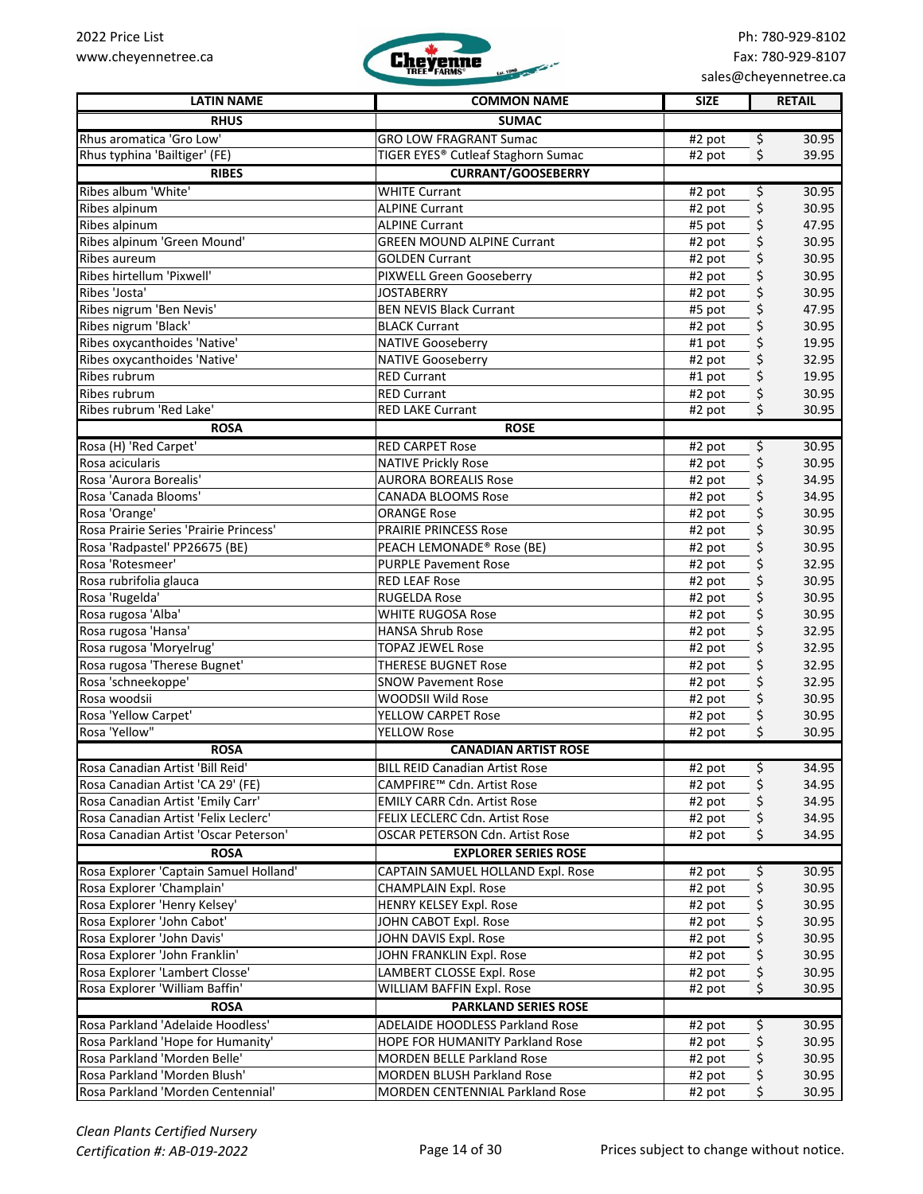| LATIN NAME | COMMON NAME | SIZE | RETAIL |
|---|---|---|---|
| **RHUS** | **SUMAC** | | |
| Rhus aromatica 'Gro Low' | GRO LOW FRAGRANT Sumac | #2 pot | $ 30.95 |
| Rhus typhina 'Bailtiger' (FE) | TIGER EYES® Cutleaf Staghorn Sumac | #2 pot | $ 39.95 |
| **RIBES** | **CURRANT/GOOSEBERRY** | | |
| Ribes album 'White' | WHITE Currant | #2 pot | $ 30.95 |
| Ribes alpinum | ALPINE Currant | #2 pot | $ 30.95 |
| Ribes alpinum | ALPINE Currant | #5 pot | $ 47.95 |
| Ribes alpinum 'Green Mound' | GREEN MOUND ALPINE Currant | #2 pot | $ 30.95 |
| Ribes aureum | GOLDEN Currant | #2 pot | $ 30.95 |
| Ribes hirtellum 'Pixwell' | PIXWELL Green Gooseberry | #2 pot | $ 30.95 |
| Ribes 'Josta' | JOSTABERRY | #2 pot | $ 30.95 |
| Ribes nigrum 'Ben Nevis' | BEN NEVIS Black Currant | #5 pot | $ 47.95 |
| Ribes nigrum 'Black' | BLACK Currant | #2 pot | $ 30.95 |
| Ribes oxycanthoides 'Native' | NATIVE Gooseberry | #1 pot | $ 19.95 |
| Ribes oxycanthoides 'Native' | NATIVE Gooseberry | #2 pot | $ 32.95 |
| Ribes rubrum | RED Currant | #1 pot | $ 19.95 |
| Ribes rubrum | RED Currant | #2 pot | $ 30.95 |
| Ribes rubrum 'Red Lake' | RED LAKE Currant | #2 pot | $ 30.95 |
| **ROSA** | **ROSE** | | |
| Rosa (H) 'Red Carpet' | RED CARPET Rose | #2 pot | $ 30.95 |
| Rosa acicularis | NATIVE Prickly Rose | #2 pot | $ 30.95 |
| Rosa 'Aurora Borealis' | AURORA BOREALIS Rose | #2 pot | $ 34.95 |
| Rosa 'Canada Blooms' | CANADA BLOOMS Rose | #2 pot | $ 34.95 |
| Rosa 'Orange' | ORANGE Rose | #2 pot | $ 30.95 |
| Rosa Prairie Series 'Prairie Princess' | PRAIRIE PRINCESS Rose | #2 pot | $ 30.95 |
| Rosa 'Radpastel' PP26675 (BE) | PEACH LEMONADE® Rose (BE) | #2 pot | $ 30.95 |
| Rosa 'Rotesmeer' | PURPLE Pavement Rose | #2 pot | $ 32.95 |
| Rosa rubrifolia glauca | RED LEAF Rose | #2 pot | $ 30.95 |
| Rosa 'Rugelda' | RUGELDA Rose | #2 pot | $ 30.95 |
| Rosa rugosa 'Alba' | WHITE RUGOSA Rose | #2 pot | $ 30.95 |
| Rosa rugosa 'Hansa' | HANSA Shrub Rose | #2 pot | $ 32.95 |
| Rosa rugosa 'Moryelrug' | TOPAZ JEWEL Rose | #2 pot | $ 32.95 |
| Rosa rugosa 'Therese Bugnet' | THERESE BUGNET Rose | #2 pot | $ 32.95 |
| Rosa 'schneekoppe' | SNOW Pavement Rose | #2 pot | $ 32.95 |
| Rosa woodsii | WOODSII Wild Rose | #2 pot | $ 30.95 |
| Rosa 'Yellow Carpet' | YELLOW CARPET Rose | #2 pot | $ 30.95 |
| Rosa 'Yellow" | YELLOW Rose | #2 pot | $ 30.95 |
| **ROSA** | **CANADIAN ARTIST ROSE** | | |
| Rosa Canadian Artist 'Bill Reid' | BILL REID Canadian Artist Rose | #2 pot | $ 34.95 |
| Rosa Canadian Artist 'CA 29' (FE) | CAMPFIRE™ Cdn. Artist Rose | #2 pot | $ 34.95 |
| Rosa Canadian Artist 'Emily Carr' | EMILY CARR Cdn. Artist Rose | #2 pot | $ 34.95 |
| Rosa Canadian Artist 'Felix Leclerc' | FELIX LECLERC Cdn. Artist Rose | #2 pot | $ 34.95 |
| Rosa Canadian Artist 'Oscar Peterson' | OSCAR PETERSON Cdn. Artist Rose | #2 pot | $ 34.95 |
| **ROSA** | **EXPLORER SERIES ROSE** | | |
| Rosa Explorer 'Captain Samuel Holland' | CAPTAIN SAMUEL HOLLAND Expl. Rose | #2 pot | $ 30.95 |
| Rosa Explorer 'Champlain' | CHAMPLAIN Expl. Rose | #2 pot | $ 30.95 |
| Rosa Explorer 'Henry Kelsey' | HENRY KELSEY Expl. Rose | #2 pot | $ 30.95 |
| Rosa Explorer 'John Cabot' | JOHN CABOT Expl. Rose | #2 pot | $ 30.95 |
| Rosa Explorer 'John Davis' | JOHN DAVIS Expl. Rose | #2 pot | $ 30.95 |
| Rosa Explorer 'John Franklin' | JOHN FRANKLIN Expl. Rose | #2 pot | $ 30.95 |
| Rosa Explorer 'Lambert Closse' | LAMBERT CLOSSE Expl. Rose | #2 pot | $ 30.95 |
| Rosa Explorer 'William Baffin' | WILLIAM BAFFIN Expl. Rose | #2 pot | $ 30.95 |
| **ROSA** | **PARKLAND SERIES ROSE** | | |
| Rosa Parkland 'Adelaide Hoodless' | ADELAIDE HOODLESS Parkland Rose | #2 pot | $ 30.95 |
| Rosa Parkland 'Hope for Humanity' | HOPE FOR HUMANITY Parkland Rose | #2 pot | $ 30.95 |
| Rosa Parkland 'Morden Belle' | MORDEN BELLE Parkland Rose | #2 pot | $ 30.95 |
| Rosa Parkland 'Morden Blush' | MORDEN BLUSH Parkland Rose | #2 pot | $ 30.95 |
| Rosa Parkland 'Morden Centennial' | MORDEN CENTENNIAL Parkland Rose | #2 pot | $ 30.95 |

*Clean Plants Certified Nursery*
*Certification #: AB-019-2022*

Prices subject to change without notice.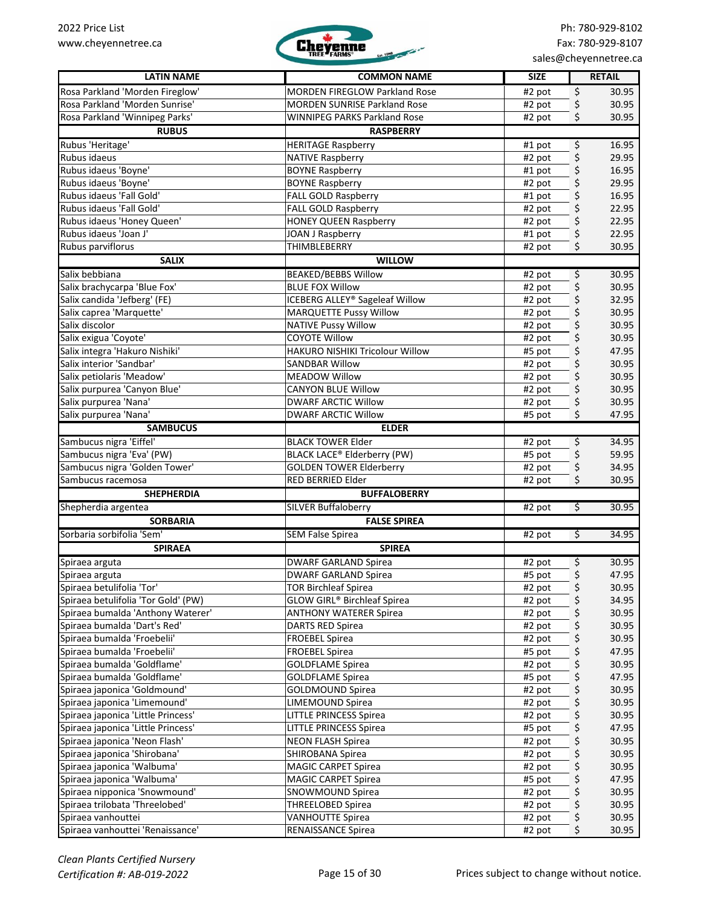| LATIN NAME | COMMON NAME | SIZE | RETAIL |
|---|---|---|---|
| Rosa Parkland 'Morden Fireglow' | MORDEN FIREGLOW Parkland Rose | #2 pot | $ 30.95 |
| Rosa Parkland 'Morden Sunrise' | MORDEN SUNRISE Parkland Rose | #2 pot | $ 30.95 |
| Rosa Parkland 'Winnipeg Parks' | WINNIPEG PARKS Parkland Rose | #2 pot | $ 30.95 |
| **RUBUS** | **RASPBERRY** | | |
| Rubus 'Heritage' | HERITAGE Raspberry | #1 pot | $ 16.95 |
| Rubus idaeus | NATIVE Raspberry | #2 pot | $ 29.95 |
| Rubus idaeus 'Boyne' | BOYNE Raspberry | #1 pot | $ 16.95 |
| Rubus idaeus 'Boyne' | BOYNE Raspberry | #2 pot | $ 29.95 |
| Rubus idaeus 'Fall Gold' | FALL GOLD Raspberry | #1 pot | $ 16.95 |
| Rubus idaeus 'Fall Gold' | FALL GOLD Raspberry | #2 pot | $ 22.95 |
| Rubus idaeus 'Honey Queen' | HONEY QUEEN Raspberry | #2 pot | $ 22.95 |
| Rubus idaeus 'Joan J' | JOAN J Raspberry | #1 pot | $ 22.95 |
| Rubus parviflorus | THIMBLEBERRY | #2 pot | $ 30.95 |
| **SALIX** | **WILLOW** | | |
| Salix bebbiana | BEAKED/BEBBS Willow | #2 pot | $ 30.95 |
| Salix brachycarpa 'Blue Fox' | BLUE FOX Willow | #2 pot | $ 30.95 |
| Salix candida 'Jefberg' (FE) | ICEBERG ALLEY® Sageleaf Willow | #2 pot | $ 32.95 |
| Salix caprea 'Marquette' | MARQUETTE Pussy Willow | #2 pot | $ 30.95 |
| Salix discolor | NATIVE Pussy Willow | #2 pot | $ 30.95 |
| Salix exigua 'Coyote' | COYOTE Willow | #2 pot | $ 30.95 |
| Salix integra 'Hakuro Nishiki' | HAKURO NISHIKI Tricolour Willow | #5 pot | $ 47.95 |
| Salix interior 'Sandbar' | SANDBAR Willow | #2 pot | $ 30.95 |
| Salix petiolaris 'Meadow' | MEADOW Willow | #2 pot | $ 30.95 |
| Salix purpurea 'Canyon Blue' | CANYON BLUE Willow | #2 pot | $ 30.95 |
| Salix purpurea 'Nana' | DWARF ARCTIC Willow | #2 pot | $ 30.95 |
| Salix purpurea 'Nana' | DWARF ARCTIC Willow | #5 pot | $ 47.95 |
| **SAMBUCUS** | **ELDER** | | |
| Sambucus nigra 'Eiffel' | BLACK TOWER Elder | #2 pot | $ 34.95 |
| Sambucus nigra 'Eva' (PW) | BLACK LACE® Elderberry (PW) | #5 pot | $ 59.95 |
| Sambucus nigra 'Golden Tower' | GOLDEN TOWER Elderberry | #2 pot | $ 34.95 |
| Sambucus racemosa | RED BERRIED Elder | #2 pot | $ 30.95 |
| **SHEPHERDIA** | **BUFFALOBERRY** | | |
| Shepherdia argentea | SILVER Buffaloberry | #2 pot | $ 30.95 |
| **SORBARIA** | **FALSE SPIREA** | | |
| Sorbaria sorbifolia 'Sem' | SEM False Spirea | #2 pot | $ 34.95 |
| **SPIRAEA** | **SPIREA** | | |
| Spiraea arguta | DWARF GARLAND Spirea | #2 pot | $ 30.95 |
| Spiraea arguta | DWARF GARLAND Spirea | #5 pot | $ 47.95 |
| Spiraea betulifolia 'Tor' | TOR Birchleaf Spirea | #2 pot | $ 30.95 |
| Spiraea betulifolia 'Tor Gold' (PW) | GLOW GIRL® Birchleaf Spirea | #2 pot | $ 34.95 |
| Spiraea bumalda 'Anthony Waterer' | ANTHONY WATERER Spirea | #2 pot | $ 30.95 |
| Spiraea bumalda 'Dart's Red' | DARTS RED Spirea | #2 pot | $ 30.95 |
| Spiraea bumalda 'Froebelii' | FROEBEL Spirea | #2 pot | $ 30.95 |
| Spiraea bumalda 'Froebelii' | FROEBEL Spirea | #5 pot | $ 47.95 |
| Spiraea bumalda 'Goldflame' | GOLDFLAME Spirea | #2 pot | $ 30.95 |
| Spiraea bumalda 'Goldflame' | GOLDFLAME Spirea | #5 pot | $ 47.95 |
| Spiraea japonica 'Goldmound' | GOLDMOUND Spirea | #2 pot | $ 30.95 |
| Spiraea japonica 'Limemound' | LIMEMOUND Spirea | #2 pot | $ 30.95 |
| Spiraea japonica 'Little Princess' | LITTLE PRINCESS Spirea | #2 pot | $ 30.95 |
| Spiraea japonica 'Little Princess' | LITTLE PRINCESS Spirea | #5 pot | $ 47.95 |
| Spiraea japonica 'Neon Flash' | NEON FLASH Spirea | #2 pot | $ 30.95 |
| Spiraea japonica 'Shirobana' | SHIROBANA Spirea | #2 pot | $ 30.95 |
| Spiraea japonica 'Walbuma' | MAGIC CARPET Spirea | #2 pot | $ 30.95 |
| Spiraea japonica 'Walbuma' | MAGIC CARPET Spirea | #5 pot | $ 47.95 |
| Spiraea nipponica 'Snowmound' | SNOWMOUND Spirea | #2 pot | $ 30.95 |
| Spiraea trilobata 'Threelobed' | THREELOBED Spirea | #2 pot | $ 30.95 |
| Spiraea vanhouttei | VANHOUTTE Spirea | #2 pot | $ 30.95 |
| Spiraea vanhouttei 'Renaissance' | RENAISSANCE Spirea | #2 pot | $ 30.95 |

*Clean Plants Certified Nursery*
*Certification #: AB-019-2022*

Prices subject to change without notice.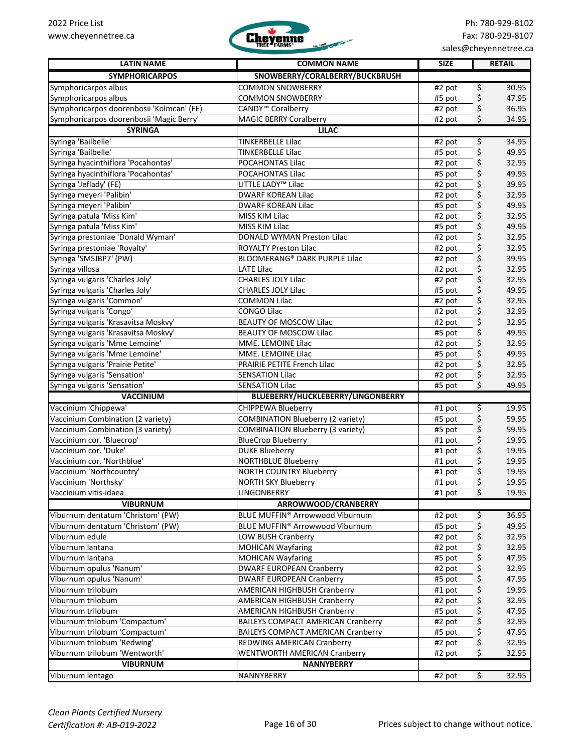| LATIN NAME | COMMON NAME | SIZE | RETAIL |
|---|---|---|---|
| **SYMPHORICARPOS** | **SNOWBERRY/CORALBERRY/BUCKBRUSH** | | |
| Symphoricarpos albus | COMMON SNOWBERRY | #2 pot | $ 30.95 |
| Symphoricarpos albus | COMMON SNOWBERRY | #5 pot | $ 47.95 |
| Symphoricarpos doorenbosii 'Kolmcan' (FE) | CANDY™ Coralberry | #2 pot | $ 36.95 |
| Symphoricarpos doorenbosii 'Magic Berry' | MAGIC BERRY Coralberry | #2 pot | $ 34.95 |
| **SYRINGA** | **LILAC** | | |
| Syringa 'Bailbelle' | TINKERBELLE Lilac | #2 pot | $ 34.95 |
| Syringa 'Bailbelle' | TINKERBELLE Lilac | #5 pot | $ 49.95 |
| Syringa hyacinthiflora 'Pocahontas' | POCAHONTAS Lilac | #2 pot | $ 32.95 |
| Syringa hyacinthiflora 'Pocahontas' | POCAHONTAS Lilac | #5 pot | $ 49.95 |
| Syringa 'Jeflady' (FE) | LITTLE LADY™ Lilac | #2 pot | $ 39.95 |
| Syringa meyeri 'Palibin' | DWARF KOREAN Lilac | #2 pot | $ 32.95 |
| Syringa meyeri 'Palibin' | DWARF KOREAN Lilac | #5 pot | $ 49.95 |
| Syringa patula 'Miss Kim' | MISS KIM Lilac | #2 pot | $ 32.95 |
| Syringa patula 'Miss Kim' | MISS KIM Lilac | #5 pot | $ 49.95 |
| Syringa prestoniae 'Donald Wyman' | DONALD WYMAN Preston Lilac | #2 pot | $ 32.95 |
| Syringa prestoniae 'Royalty' | ROYALTY Preston Lilac | #2 pot | $ 32.95 |
| Syringa 'SMSJBP7' (PW) | BLOOMERANG® DARK PURPLE Lilac | #2 pot | $ 39.95 |
| Syringa villosa | LATE Lilac | #2 pot | $ 32.95 |
| Syringa vulgaris 'Charles Joly' | CHARLES JOLY Lilac | #2 pot | $ 32.95 |
| Syringa vulgaris 'Charles Joly' | CHARLES JOLY Lilac | #5 pot | $ 49.95 |
| Syringa vulgaris 'Common' | COMMON Lilac | #2 pot | $ 32.95 |
| Syringa vulgaris 'Congo' | CONGO Lilac | #2 pot | $ 32.95 |
| Syringa vulgaris 'Krasavitsa Moskvy' | BEAUTY OF MOSCOW Lilac | #2 pot | $ 32.95 |
| Syringa vulgaris 'Krasavitsa Moskvy' | BEAUTY OF MOSCOW Lilac | #5 pot | $ 49.95 |
| Syringa vulgaris 'Mme Lemoine' | MME. LEMOINE Lilac | #2 pot | $ 32.95 |
| Syringa vulgaris 'Mme Lemoine' | MME. LEMOINE Lilac | #5 pot | $ 49.95 |
| Syringa vulgaris 'Prairie Petite' | PRAIRIE PETITE French Lilac | #2 pot | $ 32.95 |
| Syringa vulgaris 'Sensation' | SENSATION Lilac | #2 pot | $ 32.95 |
| Syringa vulgaris 'Sensation' | SENSATION Lilac | #5 pot | $ 49.95 |
| **VACCINIUM** | **BLUEBERRY/HUCKLEBERRY/LINGONBERRY** | | |
| Vaccinium 'Chippewa' | CHIPPEWA Blueberry | #1 pot | $ 19.95 |
| Vaccinium Combination (2 variety) | COMBINATION Blueberry (2 variety) | #5 pot | $ 59.95 |
| Vaccinium Combination (3 variety) | COMBINATION Blueberry (3 variety) | #5 pot | $ 59.95 |
| Vaccinium cor. 'Bluecrop' | BlueCrop Blueberry | #1 pot | $ 19.95 |
| Vaccinium cor. 'Duke' | DUKE Blueberry | #1 pot | $ 19.95 |
| Vaccinium cor. 'Northblue' | NORTHBLUE Blueberry | #1 pot | $ 19.95 |
| Vaccinium 'Northcountry' | NORTH COUNTRY Blueberry | #1 pot | $ 19.95 |
| Vaccinium 'Northsky' | NORTH SKY Blueberry | #1 pot | $ 19.95 |
| Vaccinium vitis-idaea | LINGONBERRY | #1 pot | $ 19.95 |
| **VIBURNUM** | **ARROWWOOD/CRANBERRY** | | |
| Viburnum dentatum 'Christom' (PW) | BLUE MUFFIN® Arrowwood Viburnum | #2 pot | $ 36.95 |
| Viburnum dentatum 'Christom' (PW) | BLUE MUFFIN® Arrowwood Viburnum | #5 pot | $ 49.95 |
| Viburnum edule | LOW BUSH Cranberry | #2 pot | $ 32.95 |
| Viburnum lantana | MOHICAN Wayfaring | #2 pot | $ 32.95 |
| Viburnum lantana | MOHICAN Wayfaring | #5 pot | $ 47.95 |
| Viburnum opulus 'Nanum' | DWARF EUROPEAN Cranberry | #2 pot | $ 32.95 |
| Viburnum opulus 'Nanum' | DWARF EUROPEAN Cranberry | #5 pot | $ 47.95 |
| Viburnum trilobum | AMERICAN HIGHBUSH Cranberry | #1 pot | $ 19.95 |
| Viburnum trilobum | AMERICAN HIGHBUSH Cranberry | #2 pot | $ 32.95 |
| Viburnum trilobum | AMERICAN HIGHBUSH Cranberry | #5 pot | $ 47.95 |
| Viburnum trilobum 'Compactum' | BAILEYS COMPACT AMERICAN Cranberry | #2 pot | $ 32.95 |
| Viburnum trilobum 'Compactum' | BAILEYS COMPACT AMERICAN Cranberry | #5 pot | $ 47.95 |
| Viburnum trilobum 'Redwing' | REDWING AMERICAN Cranberry | #2 pot | $ 32.95 |
| Viburnum trilobum 'Wentworth' | WENTWORTH AMERICAN Cranberry | #2 pot | $ 32.95 |
| **VIBURNUM** | **NANNYBERRY** | | |
| Viburnum lentago | NANNYBERRY | #2 pot | $ 32.95 |

*Clean Plants Certified Nursery*
*Certification #: AB-019-2022*

Prices subject to change without notice.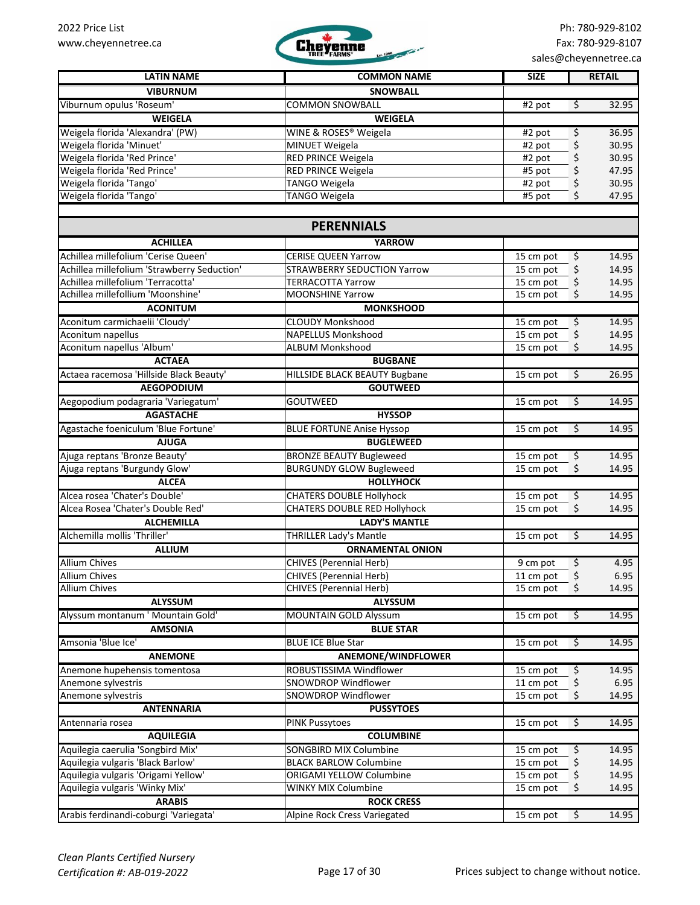| LATIN NAME | COMMON NAME | SIZE | RETAIL |
|---|---|---|---|
| **VIBURNUM** | **SNOWBALL** | | |
| Viburnum opulus 'Roseum' | COMMON SNOWBALL | #2 pot | $ 32.95 |
| **WEIGELA** | **WEIGELA** | | |
| Weigela florida 'Alexandra' (PW) | WINE & ROSES® Weigela | #2 pot | $ 36.95 |
| Weigela florida 'Minuet' | MINUET Weigela | #2 pot | $ 30.95 |
| Weigela florida 'Red Prince' | RED PRINCE Weigela | #2 pot | $ 30.95 |
| Weigela florida 'Red Prince' | RED PRINCE Weigela | #5 pot | $ 47.95 |
| Weigela florida 'Tango' | TANGO Weigela | #2 pot | $ 30.95 |
| Weigela florida 'Tango' | TANGO Weigela | #5 pot | $ 47.95 |

## PERENNIALS

| LATIN NAME | COMMON NAME | SIZE | RETAIL |
|---|---|---|---|
| **ACHILLEA** | **YARROW** | | |
| Achillea millefolium 'Cerise Queen' | CERISE QUEEN Yarrow | 15 cm pot | $ 14.95 |
| Achillea millefolium 'Strawberry Seduction' | STRAWBERRY SEDUCTION Yarrow | 15 cm pot | $ 14.95 |
| Achillea millefolium 'Terracotta' | TERRACOTTA Yarrow | 15 cm pot | $ 14.95 |
| Achillea millefollium 'Moonshine' | MOONSHINE Yarrow | 15 cm pot | $ 14.95 |
| **ACONITUM** | **MONKSHOOD** | | |
| Aconitum carmichaelii 'Cloudy' | CLOUDY Monkshood | 15 cm pot | $ 14.95 |
| Aconitum napellus | NAPELLUS Monkshood | 15 cm pot | $ 14.95 |
| Aconitum napellus 'Album' | ALBUM Monkshood | 15 cm pot | $ 14.95 |
| **ACTAEA** | **BUGBANE** | | |
| Actaea racemosa 'Hillside Black Beauty' | HILLSIDE BLACK BEAUTY Bugbane | 15 cm pot | $ 26.95 |
| **AEGOPODIUM** | **GOUTWEED** | | |
| Aegopodium podagraria 'Variegatum' | GOUTWEED | 15 cm pot | $ 14.95 |
| **AGASTACHE** | **HYSSOP** | | |
| Agastache foeniculum 'Blue Fortune' | BLUE FORTUNE Anise Hyssop | 15 cm pot | $ 14.95 |
| **AJUGA** | **BUGLEWEED** | | |
| Ajuga reptans 'Bronze Beauty' | BRONZE BEAUTY Bugleweed | 15 cm pot | $ 14.95 |
| Ajuga reptans 'Burgundy Glow' | BURGUNDY GLOW Bugleweed | 15 cm pot | $ 14.95 |
| **ALCEA** | **HOLLYHOCK** | | |
| Alcea rosea 'Chater's Double' | CHATERS DOUBLE Hollyhock | 15 cm pot | $ 14.95 |
| Alcea Rosea 'Chater's Double Red' | CHATERS DOUBLE RED Hollyhock | 15 cm pot | $ 14.95 |
| **ALCHEMILLA** | **LADY'S MANTLE** | | |
| Alchemilla mollis 'Thriller' | THRILLER Lady's Mantle | 15 cm pot | $ 14.95 |
| **ALLIUM** | **ORNAMENTAL ONION** | | |
| Allium Chives | CHIVES (Perennial Herb) | 9 cm pot | $ 4.95 |
| Allium Chives | CHIVES (Perennial Herb) | 11 cm pot | $ 6.95 |
| Allium Chives | CHIVES (Perennial Herb) | 15 cm pot | $ 14.95 |
| **ALYSSUM** | **ALYSSUM** | | |
| Alyssum montanum ' Mountain Gold' | MOUNTAIN GOLD Alyssum | 15 cm pot | $ 14.95 |
| **AMSONIA** | **BLUE STAR** | | |
| Amsonia 'Blue Ice' | BLUE ICE Blue Star | 15 cm pot | $ 14.95 |
| **ANEMONE** | **ANEMONE/WINDFLOWER** | | |
| Anemone hupehensis tomentosa | ROBUSTISSIMA Windflower | 15 cm pot | $ 14.95 |
| Anemone sylvestris | SNOWDROP Windflower | 11 cm pot | $ 6.95 |
| Anemone sylvestris | SNOWDROP Windflower | 15 cm pot | $ 14.95 |
| **ANTENNARIA** | **PUSSYTOES** | | |
| Antennaria rosea | PINK Pussytoes | 15 cm pot | $ 14.95 |
| **AQUILEGIA** | **COLUMBINE** | | |
| Aquilegia caerulia 'Songbird Mix' | SONGBIRD MIX Columbine | 15 cm pot | $ 14.95 |
| Aquilegia vulgaris 'Black Barlow' | BLACK BARLOW Columbine | 15 cm pot | $ 14.95 |
| Aquilegia vulgaris 'Origami Yellow' | ORIGAMI YELLOW Columbine | 15 cm pot | $ 14.95 |
| Aquilegia vulgaris 'Winky Mix' | WINKY MIX Columbine | 15 cm pot | $ 14.95 |
| **ARABIS** | **ROCK CRESS** | | |
| Arabis ferdinandi-coburgi 'Variegata' | Alpine Rock Cress Variegated | 15 cm pot | $ 14.95 |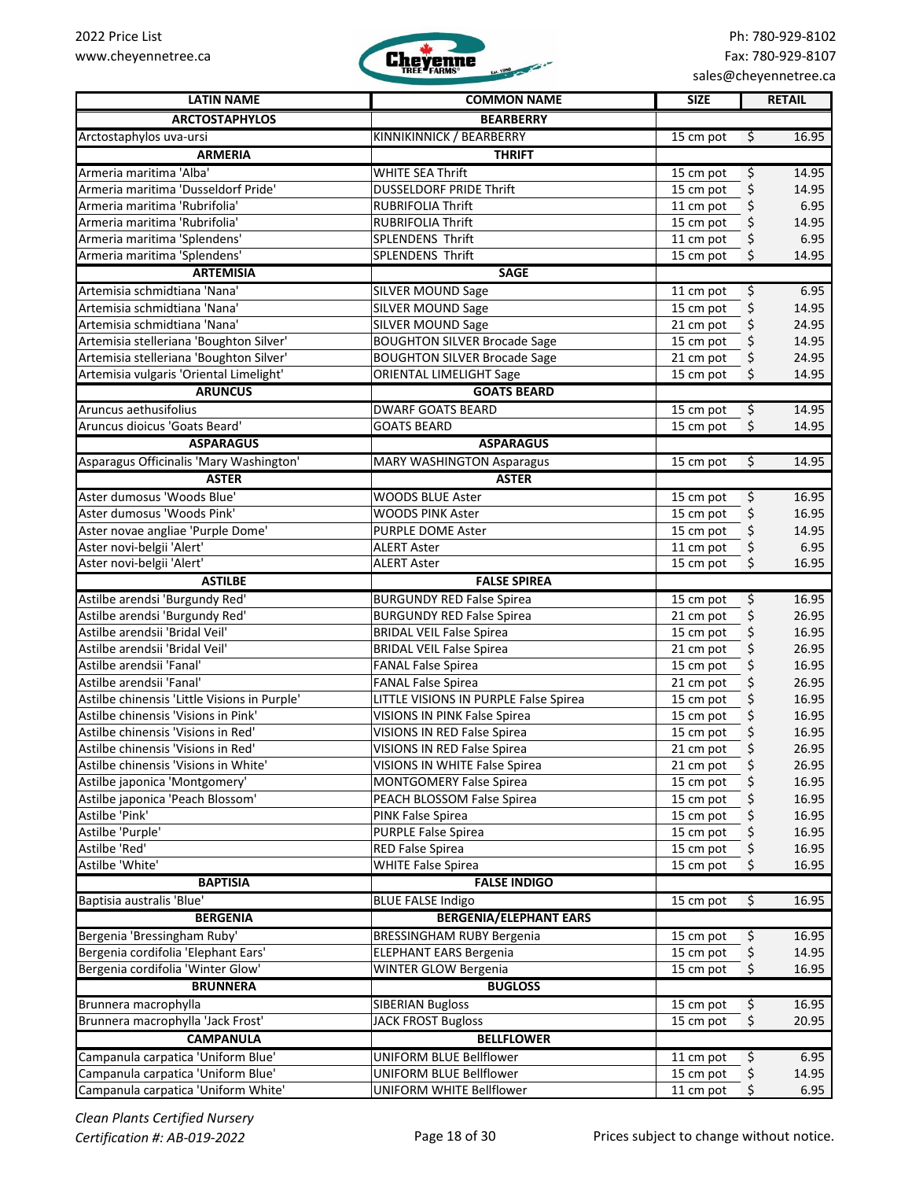| LATIN NAME | COMMON NAME | SIZE | RETAIL |
|---|---|---|---|
| **ARCTOSTAPHYLOS** | **BEARBERRY** | | |
| Arctostaphylos uva-ursi | KINNIKINNICK / BEARBERRY | 15 cm pot | $ 16.95 |
| **ARMERIA** | **THRIFT** | | |
| Armeria maritima 'Alba' | WHITE SEA Thrift | 15 cm pot | $ 14.95 |
| Armeria maritima 'Dusseldorf Pride' | DUSSELDORF PRIDE Thrift | 15 cm pot | $ 14.95 |
| Armeria maritima 'Rubrifolia' | RUBRIFOLIA Thrift | 11 cm pot | $ 6.95 |
| Armeria maritima 'Rubrifolia' | RUBRIFOLIA Thrift | 15 cm pot | $ 14.95 |
| Armeria maritima 'Splendens' | SPLENDENS Thrift | 11 cm pot | $ 6.95 |
| Armeria maritima 'Splendens' | SPLENDENS Thrift | 15 cm pot | $ 14.95 |
| **ARTEMISIA** | **SAGE** | | |
| Artemisia schmidtiana 'Nana' | SILVER MOUND Sage | 11 cm pot | $ 6.95 |
| Artemisia schmidtiana 'Nana' | SILVER MOUND Sage | 15 cm pot | $ 14.95 |
| Artemisia schmidtiana 'Nana' | SILVER MOUND Sage | 21 cm pot | $ 24.95 |
| Artemisia stelleriana 'Boughton Silver' | BOUGHTON SILVER Brocade Sage | 15 cm pot | $ 14.95 |
| Artemisia stelleriana 'Boughton Silver' | BOUGHTON SILVER Brocade Sage | 21 cm pot | $ 24.95 |
| Artemisia vulgaris 'Oriental Limelight' | ORIENTAL LIMELIGHT Sage | 15 cm pot | $ 14.95 |
| **ARUNCUS** | **GOATS BEARD** | | |
| Aruncus aethusifolius | DWARF GOATS BEARD | 15 cm pot | $ 14.95 |
| Aruncus dioicus 'Goats Beard' | GOATS BEARD | 15 cm pot | $ 14.95 |
| **ASPARAGUS** | **ASPARAGUS** | | |
| Asparagus Officinalis 'Mary Washington' | MARY WASHINGTON Asparagus | 15 cm pot | $ 14.95 |
| **ASTER** | **ASTER** | | |
| Aster dumosus 'Woods Blue' | WOODS BLUE Aster | 15 cm pot | $ 16.95 |
| Aster dumosus 'Woods Pink' | WOODS PINK Aster | 15 cm pot | $ 16.95 |
| Aster novae angliae 'Purple Dome' | PURPLE DOME Aster | 15 cm pot | $ 14.95 |
| Aster novi-belgii 'Alert' | ALERT Aster | 11 cm pot | $ 6.95 |
| Aster novi-belgii 'Alert' | ALERT Aster | 15 cm pot | $ 16.95 |
| **ASTILBE** | **FALSE SPIREA** | | |
| Astilbe arendsi 'Burgundy Red' | BURGUNDY RED False Spirea | 15 cm pot | $ 16.95 |
| Astilbe arendsi 'Burgundy Red' | BURGUNDY RED False Spirea | 21 cm pot | $ 26.95 |
| Astilbe arendsii 'Bridal Veil' | BRIDAL VEIL False Spirea | 15 cm pot | $ 16.95 |
| Astilbe arendsii 'Bridal Veil' | BRIDAL VEIL False Spirea | 21 cm pot | $ 26.95 |
| Astilbe arendsii 'Fanal' | FANAL False Spirea | 15 cm pot | $ 16.95 |
| Astilbe arendsii 'Fanal' | FANAL False Spirea | 21 cm pot | $ 26.95 |
| Astilbe chinensis 'Little Visions in Purple' | LITTLE VISIONS IN PURPLE False Spirea | 15 cm pot | $ 16.95 |
| Astilbe chinensis 'Visions in Pink' | VISIONS IN PINK False Spirea | 15 cm pot | $ 16.95 |
| Astilbe chinensis 'Visions in Red' | VISIONS IN RED False Spirea | 15 cm pot | $ 16.95 |
| Astilbe chinensis 'Visions in Red' | VISIONS IN RED False Spirea | 21 cm pot | $ 26.95 |
| Astilbe chinensis 'Visions in White' | VISIONS IN WHITE False Spirea | 21 cm pot | $ 26.95 |
| Astilbe japonica 'Montgomery' | MONTGOMERY False Spirea | 15 cm pot | $ 16.95 |
| Astilbe japonica 'Peach Blossom' | PEACH BLOSSOM False Spirea | 15 cm pot | $ 16.95 |
| Astilbe 'Pink' | PINK False Spirea | 15 cm pot | $ 16.95 |
| Astilbe 'Purple' | PURPLE False Spirea | 15 cm pot | $ 16.95 |
| Astilbe 'Red' | RED False Spirea | 15 cm pot | $ 16.95 |
| Astilbe 'White' | WHITE False Spirea | 15 cm pot | $ 16.95 |
| **BAPTISIA** | **FALSE INDIGO** | | |
| Baptisia australis 'Blue' | BLUE FALSE Indigo | 15 cm pot | $ 16.95 |
| **BERGENIA** | **BERGENIA/ELEPHANT EARS** | | |
| Bergenia 'Bressingham Ruby' | BRESSINGHAM RUBY Bergenia | 15 cm pot | $ 16.95 |
| Bergenia cordifolia 'Elephant Ears' | ELEPHANT EARS Bergenia | 15 cm pot | $ 14.95 |
| Bergenia cordifolia 'Winter Glow' | WINTER GLOW Bergenia | 15 cm pot | $ 16.95 |
| **BRUNNERA** | **BUGLOSS** | | |
| Brunnera macrophylla | SIBERIAN Bugloss | 15 cm pot | $ 16.95 |
| Brunnera macrophylla 'Jack Frost' | JACK FROST Bugloss | 15 cm pot | $ 20.95 |
| **CAMPANULA** | **BELLFLOWER** | | |
| Campanula carpatica 'Uniform Blue' | UNIFORM BLUE Bellflower | 11 cm pot | $ 6.95 |
| Campanula carpatica 'Uniform Blue' | UNIFORM BLUE Bellflower | 15 cm pot | $ 14.95 |
| Campanula carpatica 'Uniform White' | UNIFORM WHITE Bellflower | 11 cm pot | $ 6.95 |

*Clean Plants Certified Nursery*
*Certification #: AB-019-2022*

Prices subject to change without notice.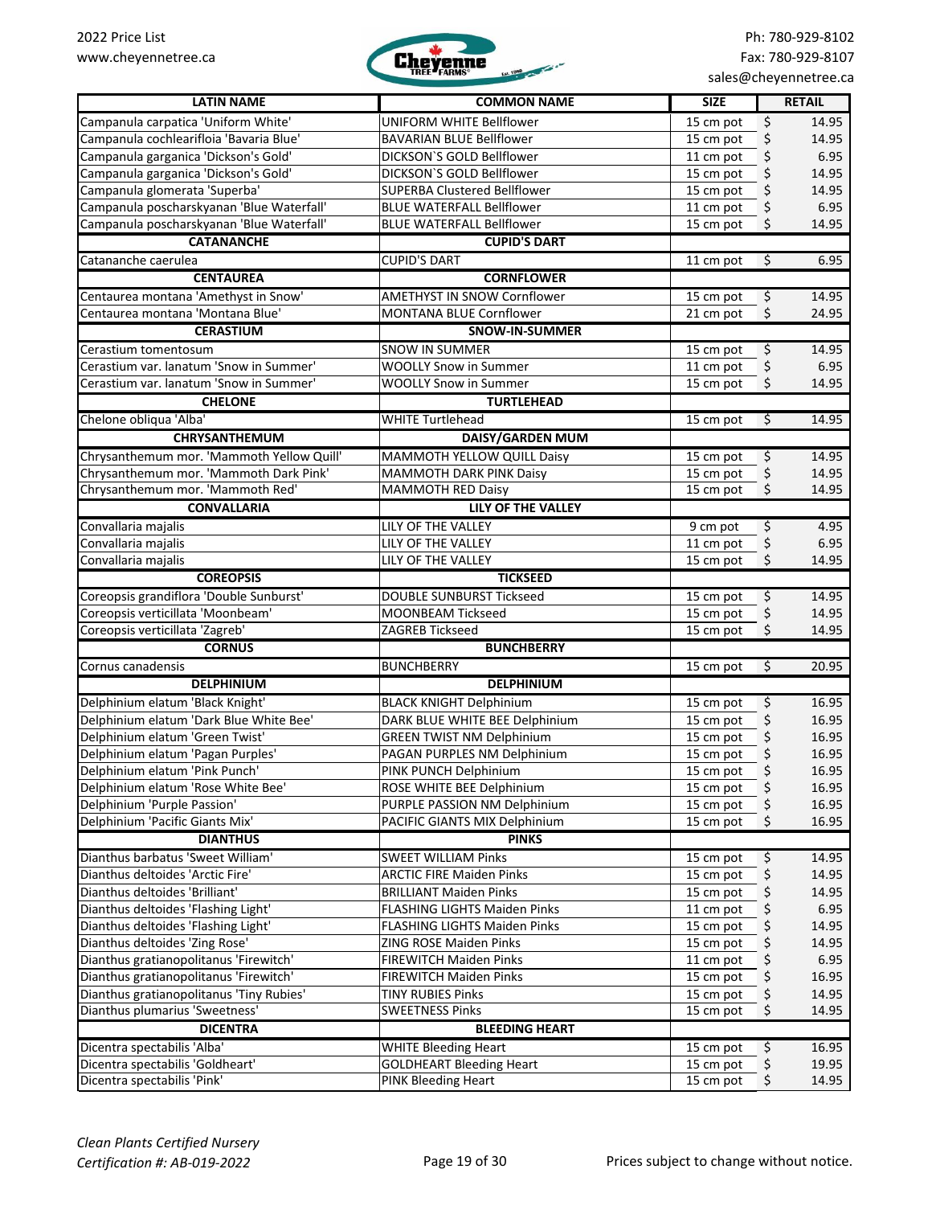| LATIN NAME | COMMON NAME | SIZE | RETAIL |
|---|---|---|---|
| Campanula carpatica 'Uniform White' | UNIFORM WHITE Bellflower | 15 cm pot | $ 14.95 |
| Campanula cochlearifloia 'Bavaria Blue' | BAVARIAN BLUE Bellflower | 15 cm pot | $ 14.95 |
| Campanula garganica 'Dickson's Gold' | DICKSON`S GOLD Bellflower | 11 cm pot | $ 6.95 |
| Campanula garganica 'Dickson's Gold' | DICKSON`S GOLD Bellflower | 15 cm pot | $ 14.95 |
| Campanula glomerata 'Superba' | SUPERBA Clustered Bellflower | 15 cm pot | $ 14.95 |
| Campanula poscharskyanan 'Blue Waterfall' | BLUE WATERFALL Bellflower | 11 cm pot | $ 6.95 |
| Campanula poscharskyanan 'Blue Waterfall' | BLUE WATERFALL Bellflower | 15 cm pot | $ 14.95 |
| **CATANANCHE** | **CUPID'S DART** | | |
| Catananche caerulea | CUPID'S DART | 11 cm pot | $ 6.95 |
| **CENTAUREA** | **CORNFLOWER** | | |
| Centaurea montana 'Amethyst in Snow' | AMETHYST IN SNOW Cornflower | 15 cm pot | $ 14.95 |
| Centaurea montana 'Montana Blue' | MONTANA BLUE Cornflower | 21 cm pot | $ 24.95 |
| **CERASTIUM** | **SNOW-IN-SUMMER** | | |
| Cerastium tomentosum | SNOW IN SUMMER | 15 cm pot | $ 14.95 |
| Cerastium var. lanatum 'Snow in Summer' | WOOLLY Snow in Summer | 11 cm pot | $ 6.95 |
| Cerastium var. lanatum 'Snow in Summer' | WOOLLY Snow in Summer | 15 cm pot | $ 14.95 |
| **CHELONE** | **TURTLEHEAD** | | |
| Chelone obliqua 'Alba' | WHITE Turtlehead | 15 cm pot | $ 14.95 |
| **CHRYSANTHEMUM** | **DAISY/GARDEN MUM** | | |
| Chrysanthemum mor. 'Mammoth Yellow Quill' | MAMMOTH YELLOW QUILL Daisy | 15 cm pot | $ 14.95 |
| Chrysanthemum mor. 'Mammoth Dark Pink' | MAMMOTH DARK PINK Daisy | 15 cm pot | $ 14.95 |
| Chrysanthemum mor. 'Mammoth Red' | MAMMOTH RED Daisy | 15 cm pot | $ 14.95 |
| **CONVALLARIA** | **LILY OF THE VALLEY** | | |
| Convallaria majalis | LILY OF THE VALLEY | 9 cm pot | $ 4.95 |
| Convallaria majalis | LILY OF THE VALLEY | 11 cm pot | $ 6.95 |
| Convallaria majalis | LILY OF THE VALLEY | 15 cm pot | $ 14.95 |
| **COREOPSIS** | **TICKSEED** | | |
| Coreopsis grandiflora 'Double Sunburst' | DOUBLE SUNBURST Tickseed | 15 cm pot | $ 14.95 |
| Coreopsis verticillata 'Moonbeam' | MOONBEAM Tickseed | 15 cm pot | $ 14.95 |
| Coreopsis verticillata 'Zagreb' | ZAGREB Tickseed | 15 cm pot | $ 14.95 |
| **CORNUS** | **BUNCHBERRY** | | |
| Cornus canadensis | BUNCHBERRY | 15 cm pot | $ 20.95 |
| **DELPHINIUM** | **DELPHINIUM** | | |
| Delphinium elatum 'Black Knight' | BLACK KNIGHT Delphinium | 15 cm pot | $ 16.95 |
| Delphinium elatum 'Dark Blue White Bee' | DARK BLUE WHITE BEE Delphinium | 15 cm pot | $ 16.95 |
| Delphinium elatum 'Green Twist' | GREEN TWIST NM Delphinium | 15 cm pot | $ 16.95 |
| Delphinium elatum 'Pagan Purples' | PAGAN PURPLES NM Delphinium | 15 cm pot | $ 16.95 |
| Delphinium elatum 'Pink Punch' | PINK PUNCH Delphinium | 15 cm pot | $ 16.95 |
| Delphinium elatum 'Rose White Bee' | ROSE WHITE BEE Delphinium | 15 cm pot | $ 16.95 |
| Delphinium 'Purple Passion' | PURPLE PASSION NM Delphinium | 15 cm pot | $ 16.95 |
| Delphinium 'Pacific Giants Mix' | PACIFIC GIANTS MIX Delphinium | 15 cm pot | $ 16.95 |
| **DIANTHUS** | **PINKS** | | |
| Dianthus barbatus 'Sweet William' | SWEET WILLIAM Pinks | 15 cm pot | $ 14.95 |
| Dianthus deltoides 'Arctic Fire' | ARCTIC FIRE Maiden Pinks | 15 cm pot | $ 14.95 |
| Dianthus deltoides 'Brilliant' | BRILLIANT Maiden Pinks | 15 cm pot | $ 14.95 |
| Dianthus deltoides 'Flashing Light' | FLASHING LIGHTS Maiden Pinks | 11 cm pot | $ 6.95 |
| Dianthus deltoides 'Flashing Light' | FLASHING LIGHTS Maiden Pinks | 15 cm pot | $ 14.95 |
| Dianthus deltoides 'Zing Rose' | ZING ROSE Maiden Pinks | 15 cm pot | $ 14.95 |
| Dianthus gratianopolitanus 'Firewitch' | FIREWITCH Maiden Pinks | 11 cm pot | $ 6.95 |
| Dianthus gratianopolitanus 'Firewitch' | FIREWITCH Maiden Pinks | 15 cm pot | $ 16.95 |
| Dianthus gratianopolitanus 'Tiny Rubies' | TINY RUBIES Pinks | 15 cm pot | $ 14.95 |
| Dianthus plumarius 'Sweetness' | SWEETNESS Pinks | 15 cm pot | $ 14.95 |
| **DICENTRA** | **BLEEDING HEART** | | |
| Dicentra spectabilis 'Alba' | WHITE Bleeding Heart | 15 cm pot | $ 16.95 |
| Dicentra spectabilis 'Goldheart' | GOLDHEART Bleeding Heart | 15 cm pot | $ 19.95 |
| Dicentra spectabilis 'Pink' | PINK Bleeding Heart | 15 cm pot | $ 14.95 |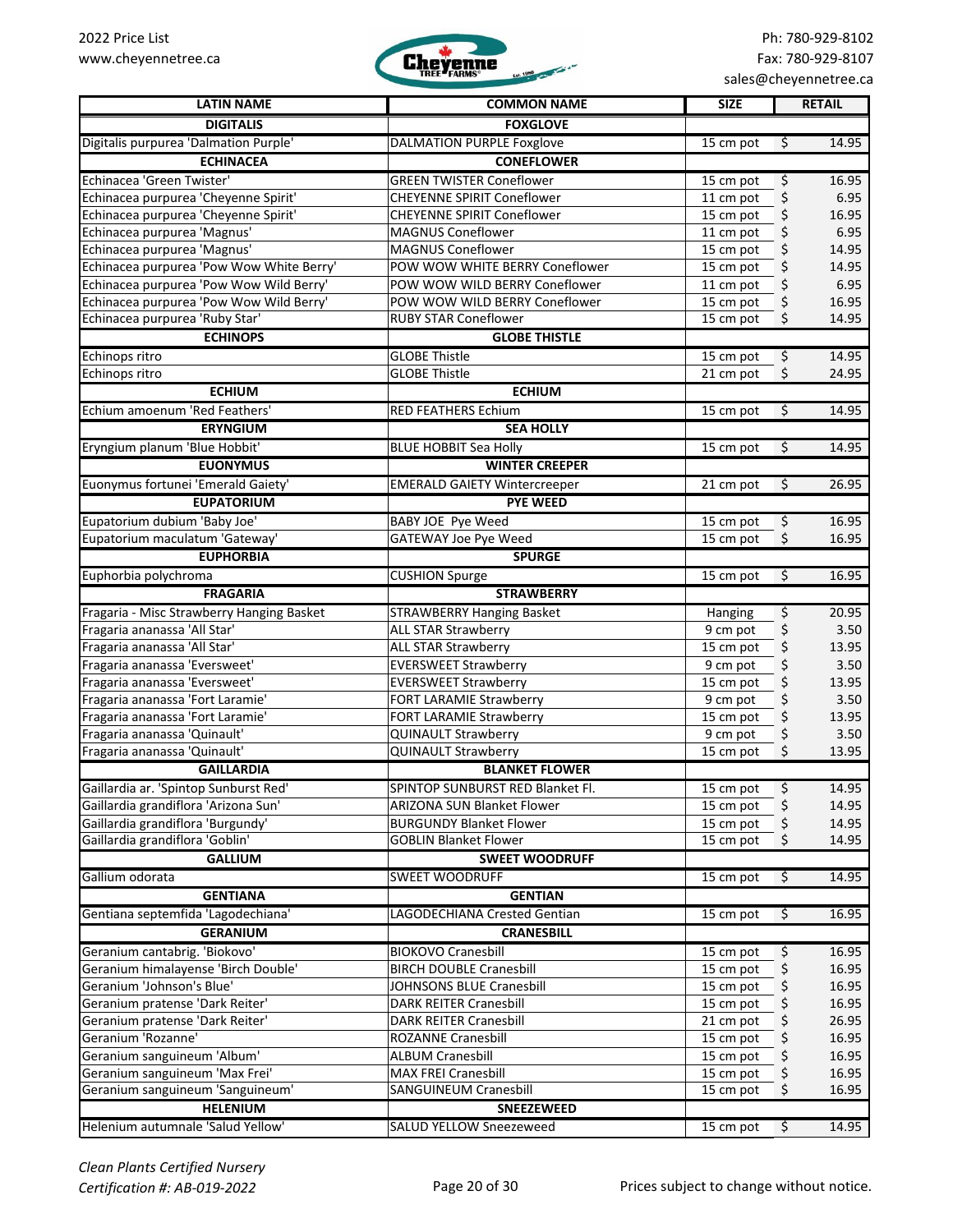| LATIN NAME | COMMON NAME | SIZE | RETAIL |
|---|---|---|---|
| **DIGITALIS** | **FOXGLOVE** | | |
| Digitalis purpurea 'Dalmation Purple' | DALMATION PURPLE Foxglove | 15 cm pot | $ 14.95 |
| **ECHINACEA** | **CONEFLOWER** | | |
| Echinacea 'Green Twister' | GREEN TWISTER Coneflower | 15 cm pot | $ 16.95 |
| Echinacea purpurea 'Cheyenne Spirit' | CHEYENNE SPIRIT Coneflower | 11 cm pot | $ 6.95 |
| Echinacea purpurea 'Cheyenne Spirit' | CHEYENNE SPIRIT Coneflower | 15 cm pot | $ 16.95 |
| Echinacea purpurea 'Magnus' | MAGNUS Coneflower | 11 cm pot | $ 6.95 |
| Echinacea purpurea 'Magnus' | MAGNUS Coneflower | 15 cm pot | $ 14.95 |
| Echinacea purpurea 'Pow Wow White Berry' | POW WOW WHITE BERRY Coneflower | 15 cm pot | $ 14.95 |
| Echinacea purpurea 'Pow Wow Wild Berry' | POW WOW WILD BERRY Coneflower | 11 cm pot | $ 6.95 |
| Echinacea purpurea 'Pow Wow Wild Berry' | POW WOW WILD BERRY Coneflower | 15 cm pot | $ 16.95 |
| Echinacea purpurea 'Ruby Star' | RUBY STAR Coneflower | 15 cm pot | $ 14.95 |
| **ECHINOPS** | **GLOBE THISTLE** | | |
| Echinops ritro | GLOBE Thistle | 15 cm pot | $ 14.95 |
| Echinops ritro | GLOBE Thistle | 21 cm pot | $ 24.95 |
| **ECHIUM** | **ECHIUM** | | |
| Echium amoenum 'Red Feathers' | RED FEATHERS Echium | 15 cm pot | $ 14.95 |
| **ERYNGIUM** | **SEA HOLLY** | | |
| Eryngium planum 'Blue Hobbit' | BLUE HOBBIT Sea Holly | 15 cm pot | $ 14.95 |
| **EUONYMUS** | **WINTER CREEPER** | | |
| Euonymus fortunei 'Emerald Gaiety' | EMERALD GAIETY Wintercreeper | 21 cm pot | $ 26.95 |
| **EUPATORIUM** | **PYE WEED** | | |
| Eupatorium dubium 'Baby Joe' | BABY JOE Pye Weed | 15 cm pot | $ 16.95 |
| Eupatorium maculatum 'Gateway' | GATEWAY Joe Pye Weed | 15 cm pot | $ 16.95 |
| **EUPHORBIA** | **SPURGE** | | |
| Euphorbia polychroma | CUSHION Spurge | 15 cm pot | $ 16.95 |
| **FRAGARIA** | **STRAWBERRY** | | |
| Fragaria - Misc Strawberry Hanging Basket | STRAWBERRY Hanging Basket | Hanging | $ 20.95 |
| Fragaria ananassa 'All Star' | ALL STAR Strawberry | 9 cm pot | $ 3.50 |
| Fragaria ananassa 'All Star' | ALL STAR Strawberry | 15 cm pot | $ 13.95 |
| Fragaria ananassa 'Eversweet' | EVERSWEET Strawberry | 9 cm pot | $ 3.50 |
| Fragaria ananassa 'Eversweet' | EVERSWEET Strawberry | 15 cm pot | $ 13.95 |
| Fragaria ananassa 'Fort Laramie' | FORT LARAMIE Strawberry | 9 cm pot | $ 3.50 |
| Fragaria ananassa 'Fort Laramie' | FORT LARAMIE Strawberry | 15 cm pot | $ 13.95 |
| Fragaria ananassa 'Quinault' | QUINAULT Strawberry | 9 cm pot | $ 3.50 |
| Fragaria ananassa 'Quinault' | QUINAULT Strawberry | 15 cm pot | $ 13.95 |
| **GAILLARDIA** | **BLANKET FLOWER** | | |
| Gaillardia ar. 'Spintop Sunburst Red' | SPINTOP SUNBURST RED Blanket Fl. | 15 cm pot | $ 14.95 |
| Gaillardia grandiflora 'Arizona Sun' | ARIZONA SUN Blanket Flower | 15 cm pot | $ 14.95 |
| Gaillardia grandiflora 'Burgundy' | BURGUNDY Blanket Flower | 15 cm pot | $ 14.95 |
| Gaillardia grandiflora 'Goblin' | GOBLIN Blanket Flower | 15 cm pot | $ 14.95 |
| **GALLIUM** | **SWEET WOODRUFF** | | |
| Gallium odorata | SWEET WOODRUFF | 15 cm pot | $ 14.95 |
| **GENTIANA** | **GENTIAN** | | |
| Gentiana septemfida 'Lagodechiana' | LAGODECHIANA Crested Gentian | 15 cm pot | $ 16.95 |
| **GERANIUM** | **CRANESBILL** | | |
| Geranium cantabrig. 'Biokovo' | BIOKOVO Cranesbill | 15 cm pot | $ 16.95 |
| Geranium himalayense 'Birch Double' | BIRCH DOUBLE Cranesbill | 15 cm pot | $ 16.95 |
| Geranium 'Johnson's Blue' | JOHNSONS BLUE Cranesbill | 15 cm pot | $ 16.95 |
| Geranium pratense 'Dark Reiter' | DARK REITER Cranesbill | 15 cm pot | $ 16.95 |
| Geranium pratense 'Dark Reiter' | DARK REITER Cranesbill | 21 cm pot | $ 26.95 |
| Geranium 'Rozanne' | ROZANNE Cranesbill | 15 cm pot | $ 16.95 |
| Geranium sanguineum 'Album' | ALBUM Cranesbill | 15 cm pot | $ 16.95 |
| Geranium sanguineum 'Max Frei' | MAX FREI Cranesbill | 15 cm pot | $ 16.95 |
| Geranium sanguineum 'Sanguineum' | SANGUINEUM Cranesbill | 15 cm pot | $ 16.95 |
| **HELENIUM** | **SNEEZEWEED** | | |
| Helenium autumnale 'Salud Yellow' | SALUD YELLOW Sneezeweed | 15 cm pot | $ 14.95 |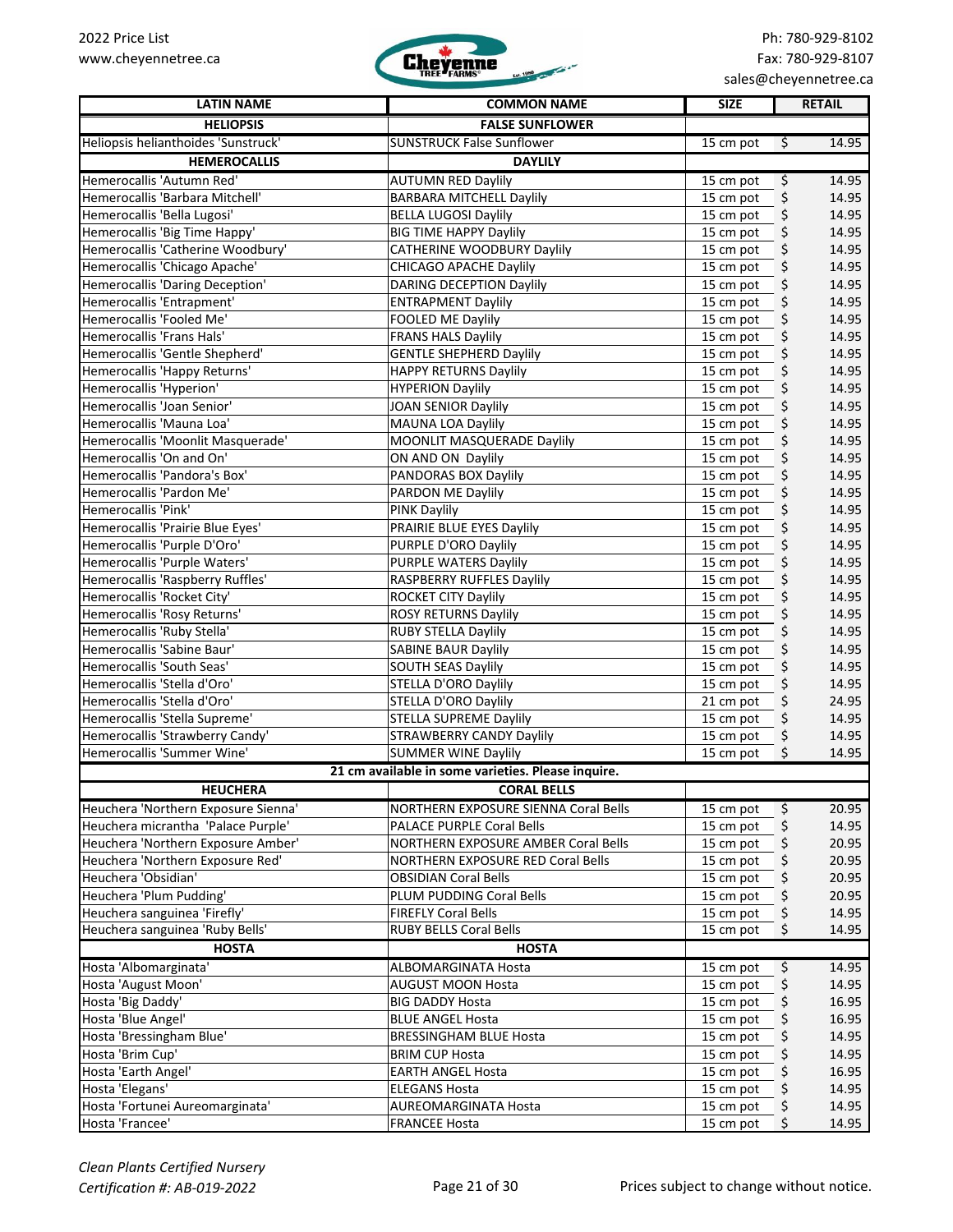| LATIN NAME | COMMON NAME | SIZE | RETAIL |
|---|---|---|---|
| **HELIOPSIS** | **FALSE SUNFLOWER** | | |
| Heliopsis helianthoides 'Sunstruck' | SUNSTRUCK False Sunflower | 15 cm pot | $ 14.95 |
| **HEMEROCALLIS** | **DAYLILY** | | |
| Hemerocallis 'Autumn Red' | AUTUMN RED Daylily | 15 cm pot | $ 14.95 |
| Hemerocallis 'Barbara Mitchell' | BARBARA MITCHELL Daylily | 15 cm pot | $ 14.95 |
| Hemerocallis 'Bella Lugosi' | BELLA LUGOSI Daylily | 15 cm pot | $ 14.95 |
| Hemerocallis 'Big Time Happy' | BIG TIME HAPPY Daylily | 15 cm pot | $ 14.95 |
| Hemerocallis 'Catherine Woodbury' | CATHERINE WOODBURY Daylily | 15 cm pot | $ 14.95 |
| Hemerocallis 'Chicago Apache' | CHICAGO APACHE Daylily | 15 cm pot | $ 14.95 |
| Hemerocallis 'Daring Deception' | DARING DECEPTION Daylily | 15 cm pot | $ 14.95 |
| Hemerocallis 'Entrapment' | ENTRAPMENT Daylily | 15 cm pot | $ 14.95 |
| Hemerocallis 'Fooled Me' | FOOLED ME Daylily | 15 cm pot | $ 14.95 |
| Hemerocallis 'Frans Hals' | FRANS HALS Daylily | 15 cm pot | $ 14.95 |
| Hemerocallis 'Gentle Shepherd' | GENTLE SHEPHERD Daylily | 15 cm pot | $ 14.95 |
| Hemerocallis 'Happy Returns' | HAPPY RETURNS Daylily | 15 cm pot | $ 14.95 |
| Hemerocallis 'Hyperion' | HYPERION Daylily | 15 cm pot | $ 14.95 |
| Hemerocallis 'Joan Senior' | JOAN SENIOR Daylily | 15 cm pot | $ 14.95 |
| Hemerocallis 'Mauna Loa' | MAUNA LOA Daylily | 15 cm pot | $ 14.95 |
| Hemerocallis 'Moonlit Masquerade' | MOONLIT MASQUERADE Daylily | 15 cm pot | $ 14.95 |
| Hemerocallis 'On and On' | ON AND ON Daylily | 15 cm pot | $ 14.95 |
| Hemerocallis 'Pandora's Box' | PANDORAS BOX Daylily | 15 cm pot | $ 14.95 |
| Hemerocallis 'Pardon Me' | PARDON ME Daylily | 15 cm pot | $ 14.95 |
| Hemerocallis 'Pink' | PINK Daylily | 15 cm pot | $ 14.95 |
| Hemerocallis 'Prairie Blue Eyes' | PRAIRIE BLUE EYES Daylily | 15 cm pot | $ 14.95 |
| Hemerocallis 'Purple D'Oro' | PURPLE D'ORO Daylily | 15 cm pot | $ 14.95 |
| Hemerocallis 'Purple Waters' | PURPLE WATERS Daylily | 15 cm pot | $ 14.95 |
| Hemerocallis 'Raspberry Ruffles' | RASPBERRY RUFFLES Daylily | 15 cm pot | $ 14.95 |
| Hemerocallis 'Rocket City' | ROCKET CITY Daylily | 15 cm pot | $ 14.95 |
| Hemerocallis 'Rosy Returns' | ROSY RETURNS Daylily | 15 cm pot | $ 14.95 |
| Hemerocallis 'Ruby Stella' | RUBY STELLA Daylily | 15 cm pot | $ 14.95 |
| Hemerocallis 'Sabine Baur' | SABINE BAUR Daylily | 15 cm pot | $ 14.95 |
| Hemerocallis 'South Seas' | SOUTH SEAS Daylily | 15 cm pot | $ 14.95 |
| Hemerocallis 'Stella d'Oro' | STELLA D'ORO Daylily | 15 cm pot | $ 14.95 |
| Hemerocallis 'Stella d'Oro' | STELLA D'ORO Daylily | 21 cm pot | $ 24.95 |
| Hemerocallis 'Stella Supreme' | STELLA SUPREME Daylily | 15 cm pot | $ 14.95 |
| Hemerocallis 'Strawberry Candy' | STRAWBERRY CANDY Daylily | 15 cm pot | $ 14.95 |
| Hemerocallis 'Summer Wine' | SUMMER WINE Daylily | 15 cm pot | $ 14.95 |
| **21 cm available in some varieties. Please inquire.** | | | |
| **HEUCHERA** | **CORAL BELLS** | | |
| Heuchera 'Northern Exposure Sienna' | NORTHERN EXPOSURE SIENNA Coral Bells | 15 cm pot | $ 20.95 |
| Heuchera micrantha 'Palace Purple' | PALACE PURPLE Coral Bells | 15 cm pot | $ 14.95 |
| Heuchera 'Northern Exposure Amber' | NORTHERN EXPOSURE AMBER Coral Bells | 15 cm pot | $ 20.95 |
| Heuchera 'Northern Exposure Red' | NORTHERN EXPOSURE RED Coral Bells | 15 cm pot | $ 20.95 |
| Heuchera 'Obsidian' | OBSIDIAN Coral Bells | 15 cm pot | $ 20.95 |
| Heuchera 'Plum Pudding' | PLUM PUDDING Coral Bells | 15 cm pot | $ 20.95 |
| Heuchera sanguinea 'Firefly' | FIREFLY Coral Bells | 15 cm pot | $ 14.95 |
| Heuchera sanguinea 'Ruby Bells' | RUBY BELLS Coral Bells | 15 cm pot | $ 14.95 |
| **HOSTA** | **HOSTA** | | |
| Hosta 'Albomarginata' | ALBOMARGINATA Hosta | 15 cm pot | $ 14.95 |
| Hosta 'August Moon' | AUGUST MOON Hosta | 15 cm pot | $ 14.95 |
| Hosta 'Big Daddy' | BIG DADDY Hosta | 15 cm pot | $ 16.95 |
| Hosta 'Blue Angel' | BLUE ANGEL Hosta | 15 cm pot | $ 16.95 |
| Hosta 'Bressingham Blue' | BRESSINGHAM BLUE Hosta | 15 cm pot | $ 14.95 |
| Hosta 'Brim Cup' | BRIM CUP Hosta | 15 cm pot | $ 14.95 |
| Hosta 'Earth Angel' | EARTH ANGEL Hosta | 15 cm pot | $ 16.95 |
| Hosta 'Elegans' | ELEGANS Hosta | 15 cm pot | $ 14.95 |
| Hosta 'Fortunei Aureomarginata' | AUREOMARGINATA Hosta | 15 cm pot | $ 14.95 |
| Hosta 'Francee' | FRANCEE Hosta | 15 cm pot | $ 14.95 |

*Clean Plants Certified Nursery*
*Certification #: AB-019-2022*

Prices subject to change without notice.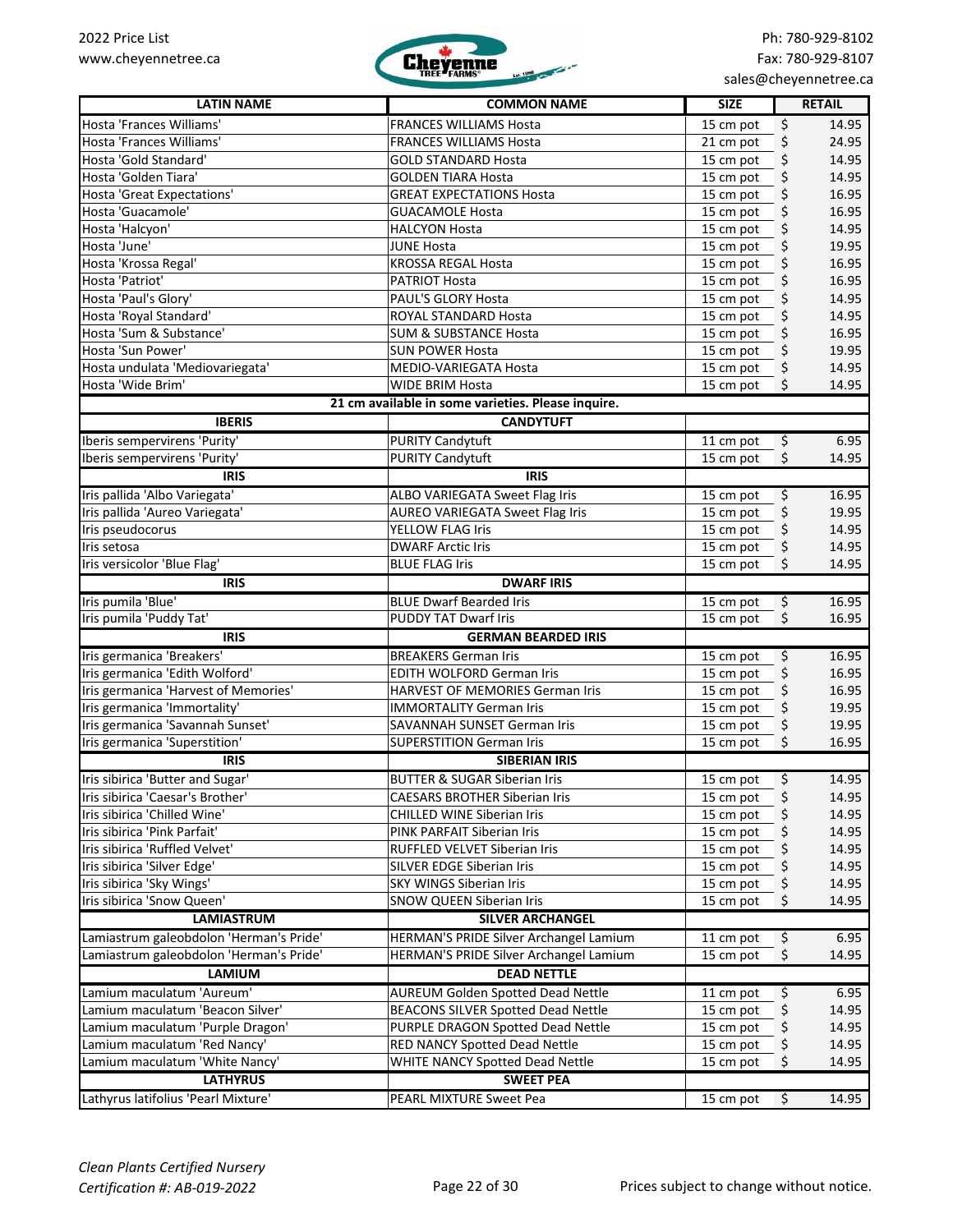| LATIN NAME | COMMON NAME | SIZE | RETAIL |
|---|---|---|---|
| Hosta 'Frances Williams' | FRANCES WILLIAMS Hosta | 15 cm pot | $ 14.95 |
| Hosta 'Frances Williams' | FRANCES WILLIAMS Hosta | 21 cm pot | $ 24.95 |
| Hosta 'Gold Standard' | GOLD STANDARD Hosta | 15 cm pot | $ 14.95 |
| Hosta 'Golden Tiara' | GOLDEN TIARA Hosta | 15 cm pot | $ 14.95 |
| Hosta 'Great Expectations' | GREAT EXPECTATIONS Hosta | 15 cm pot | $ 16.95 |
| Hosta 'Guacamole' | GUACAMOLE Hosta | 15 cm pot | $ 16.95 |
| Hosta 'Halcyon' | HALCYON Hosta | 15 cm pot | $ 14.95 |
| Hosta 'June' | JUNE Hosta | 15 cm pot | $ 19.95 |
| Hosta 'Krossa Regal' | KROSSA REGAL Hosta | 15 cm pot | $ 16.95 |
| Hosta 'Patriot' | PATRIOT Hosta | 15 cm pot | $ 16.95 |
| Hosta 'Paul's Glory' | PAUL'S GLORY Hosta | 15 cm pot | $ 14.95 |
| Hosta 'Royal Standard' | ROYAL STANDARD Hosta | 15 cm pot | $ 14.95 |
| Hosta 'Sum & Substance' | SUM & SUBSTANCE Hosta | 15 cm pot | $ 16.95 |
| Hosta 'Sun Power' | SUN POWER Hosta | 15 cm pot | $ 19.95 |
| Hosta undulata 'Mediovariegata' | MEDIO-VARIEGATA Hosta | 15 cm pot | $ 14.95 |
| Hosta 'Wide Brim' | WIDE BRIM Hosta | 15 cm pot | $ 14.95 |
| | **21 cm available in some varieties. Please inquire.** | | |
| **IBERIS** | **CANDYTUFT** | | |
| Iberis sempervirens 'Purity' | PURITY Candytuft | 11 cm pot | $ 6.95 |
| Iberis sempervirens 'Purity' | PURITY Candytuft | 15 cm pot | $ 14.95 |
| **IRIS** | **IRIS** | | |
| Iris pallida 'Albo Variegata' | ALBO VARIEGATA Sweet Flag Iris | 15 cm pot | $ 16.95 |
| Iris pallida 'Aureo Variegata' | AUREO VARIEGATA Sweet Flag Iris | 15 cm pot | $ 19.95 |
| Iris pseudocorus | YELLOW FLAG Iris | 15 cm pot | $ 14.95 |
| Iris setosa | DWARF Arctic Iris | 15 cm pot | $ 14.95 |
| Iris versicolor 'Blue Flag' | BLUE FLAG Iris | 15 cm pot | $ 14.95 |
| **IRIS** | **DWARF IRIS** | | |
| Iris pumila 'Blue' | BLUE Dwarf Bearded Iris | 15 cm pot | $ 16.95 |
| Iris pumila 'Puddy Tat' | PUDDY TAT Dwarf Iris | 15 cm pot | $ 16.95 |
| **IRIS** | **GERMAN BEARDED IRIS** | | |
| Iris germanica 'Breakers' | BREAKERS German Iris | 15 cm pot | $ 16.95 |
| Iris germanica 'Edith Wolford' | EDITH WOLFORD German Iris | 15 cm pot | $ 16.95 |
| Iris germanica 'Harvest of Memories' | HARVEST OF MEMORIES German Iris | 15 cm pot | $ 16.95 |
| Iris germanica 'Immortality' | IMMORTALITY German Iris | 15 cm pot | $ 19.95 |
| Iris germanica 'Savannah Sunset' | SAVANNAH SUNSET German Iris | 15 cm pot | $ 19.95 |
| Iris germanica 'Superstition' | SUPERSTITION German Iris | 15 cm pot | $ 16.95 |
| **IRIS** | **SIBERIAN IRIS** | | |
| Iris sibirica 'Butter and Sugar' | BUTTER & SUGAR Siberian Iris | 15 cm pot | $ 14.95 |
| Iris sibirica 'Caesar's Brother' | CAESARS BROTHER Siberian Iris | 15 cm pot | $ 14.95 |
| Iris sibirica 'Chilled Wine' | CHILLED WINE Siberian Iris | 15 cm pot | $ 14.95 |
| Iris sibirica 'Pink Parfait' | PINK PARFAIT Siberian Iris | 15 cm pot | $ 14.95 |
| Iris sibirica 'Ruffled Velvet' | RUFFLED VELVET Siberian Iris | 15 cm pot | $ 14.95 |
| Iris sibirica 'Silver Edge' | SILVER EDGE Siberian Iris | 15 cm pot | $ 14.95 |
| Iris sibirica 'Sky Wings' | SKY WINGS Siberian Iris | 15 cm pot | $ 14.95 |
| Iris sibirica 'Snow Queen' | SNOW QUEEN Siberian Iris | 15 cm pot | $ 14.95 |
| **LAMIASTRUM** | **SILVER ARCHANGEL** | | |
| Lamiastrum galeobdolon 'Herman's Pride' | HERMAN'S PRIDE Silver Archangel Lamium | 11 cm pot | $ 6.95 |
| Lamiastrum galeobdolon 'Herman's Pride' | HERMAN'S PRIDE Silver Archangel Lamium | 15 cm pot | $ 14.95 |
| **LAMIUM** | **DEAD NETTLE** | | |
| Lamium maculatum 'Aureum' | AUREUM Golden Spotted Dead Nettle | 11 cm pot | $ 6.95 |
| Lamium maculatum 'Beacon Silver' | BEACONS SILVER Spotted Dead Nettle | 15 cm pot | $ 14.95 |
| Lamium maculatum 'Purple Dragon' | PURPLE DRAGON Spotted Dead Nettle | 15 cm pot | $ 14.95 |
| Lamium maculatum 'Red Nancy' | RED NANCY Spotted Dead Nettle | 15 cm pot | $ 14.95 |
| Lamium maculatum 'White Nancy' | WHITE NANCY Spotted Dead Nettle | 15 cm pot | $ 14.95 |
| **LATHYRUS** | **SWEET PEA** | | |
| Lathyrus latifolius 'Pearl Mixture' | PEARL MIXTURE Sweet Pea | 15 cm pot | $ 14.95 |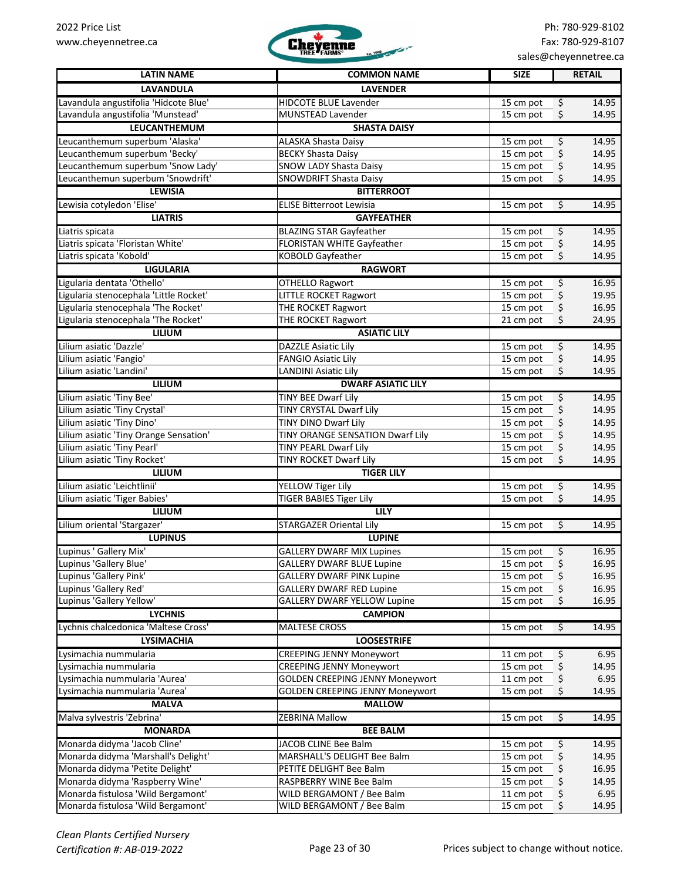| LATIN NAME | COMMON NAME | SIZE | RETAIL |
|---|---|---|---|
| **LAVANDULA** | **LAVENDER** | | |
| Lavandula angustifolia 'Hidcote Blue' | HIDCOTE BLUE Lavender | 15 cm pot | $ 14.95 |
| Lavandula angustifolia 'Munstead' | MUNSTEAD Lavender | 15 cm pot | $ 14.95 |
| **LEUCANTHEMUM** | **SHASTA DAISY** | | |
| Leucanthemum superbum 'Alaska' | ALASKA Shasta Daisy | 15 cm pot | $ 14.95 |
| Leucanthemum superbum 'Becky' | BECKY Shasta Daisy | 15 cm pot | $ 14.95 |
| Leucanthemum superbum 'Snow Lady' | SNOW LADY Shasta Daisy | 15 cm pot | $ 14.95 |
| Leucanthemun superbum 'Snowdrift' | SNOWDRIFT Shasta Daisy | 15 cm pot | $ 14.95 |
| **LEWISIA** | **BITTERROOT** | | |
| Lewisia cotyledon 'Elise' | ELISE Bitterroot Lewisia | 15 cm pot | $ 14.95 |
| **LIATRIS** | **GAYFEATHER** | | |
| Liatris spicata | BLAZING STAR Gayfeather | 15 cm pot | $ 14.95 |
| Liatris spicata 'Floristan White' | FLORISTAN WHITE Gayfeather | 15 cm pot | $ 14.95 |
| Liatris spicata 'Kobold' | KOBOLD Gayfeather | 15 cm pot | $ 14.95 |
| **LIGULARIA** | **RAGWORT** | | |
| Ligularia dentata 'Othello' | OTHELLO Ragwort | 15 cm pot | $ 16.95 |
| Ligularia stenocephala 'Little Rocket' | LITTLE ROCKET Ragwort | 15 cm pot | $ 19.95 |
| Ligularia stenocephala 'The Rocket' | THE ROCKET Ragwort | 15 cm pot | $ 16.95 |
| Ligularia stenocephala 'The Rocket' | THE ROCKET Ragwort | 21 cm pot | $ 24.95 |
| **LILIUM** | **ASIATIC LILY** | | |
| Lilium asiatic 'Dazzle' | DAZZLE Asiatic Lily | 15 cm pot | $ 14.95 |
| Lilium asiatic 'Fangio' | FANGIO Asiatic Lily | 15 cm pot | $ 14.95 |
| Lilium asiatic 'Landini' | LANDINI Asiatic Lily | 15 cm pot | $ 14.95 |
| **LILIUM** | **DWARF ASIATIC LILY** | | |
| Lilium asiatic 'Tiny Bee' | TINY BEE Dwarf Lily | 15 cm pot | $ 14.95 |
| Lilium asiatic 'Tiny Crystal' | TINY CRYSTAL Dwarf Lily | 15 cm pot | $ 14.95 |
| Lilium asiatic 'Tiny Dino' | TINY DINO Dwarf Lily | 15 cm pot | $ 14.95 |
| Lilium asiatic 'Tiny Orange Sensation' | TINY ORANGE SENSATION Dwarf Lily | 15 cm pot | $ 14.95 |
| Lilium asiatic 'Tiny Pearl' | TINY PEARL Dwarf Lily | 15 cm pot | $ 14.95 |
| Lilium asiatic 'Tiny Rocket' | TINY ROCKET Dwarf Lily | 15 cm pot | $ 14.95 |
| **LILIUM** | **TIGER LILY** | | |
| Lilium asiatic 'Leichtlinii' | YELLOW Tiger Lily | 15 cm pot | $ 14.95 |
| Lilium asiatic 'Tiger Babies' | TIGER BABIES Tiger Lily | 15 cm pot | $ 14.95 |
| **LILIUM** | **LILY** | | |
| Lilium oriental 'Stargazer' | STARGAZER Oriental Lily | 15 cm pot | $ 14.95 |
| **LUPINUS** | **LUPINE** | | |
| Lupinus ' Gallery Mix' | GALLERY DWARF MIX Lupines | 15 cm pot | $ 16.95 |
| Lupinus 'Gallery Blue' | GALLERY DWARF BLUE Lupine | 15 cm pot | $ 16.95 |
| Lupinus 'Gallery Pink' | GALLERY DWARF PINK Lupine | 15 cm pot | $ 16.95 |
| Lupinus 'Gallery Red' | GALLERY DWARF RED Lupine | 15 cm pot | $ 16.95 |
| Lupinus 'Gallery Yellow' | GALLERY DWARF YELLOW Lupine | 15 cm pot | $ 16.95 |
| **LYCHNIS** | **CAMPION** | | |
| Lychnis chalcedonica 'Maltese Cross' | MALTESE CROSS | 15 cm pot | $ 14.95 |
| **LYSIMACHIA** | **LOOSESTRIFE** | | |
| Lysimachia nummularia | CREEPING JENNY Moneywort | 11 cm pot | $ 6.95 |
| Lysimachia nummularia | CREEPING JENNY Moneywort | 15 cm pot | $ 14.95 |
| Lysimachia nummularia 'Aurea' | GOLDEN CREEPING JENNY Moneywort | 11 cm pot | $ 6.95 |
| Lysimachia nummularia 'Aurea' | GOLDEN CREEPING JENNY Moneywort | 15 cm pot | $ 14.95 |
| **MALVA** | **MALLOW** | | |
| Malva sylvestris 'Zebrina' | ZEBRINA Mallow | 15 cm pot | $ 14.95 |
| **MONARDA** | **BEE BALM** | | |
| Monarda didyma 'Jacob Cline' | JACOB CLINE Bee Balm | 15 cm pot | $ 14.95 |
| Monarda didyma 'Marshall's Delight' | MARSHALL'S DELIGHT Bee Balm | 15 cm pot | $ 14.95 |
| Monarda didyma 'Petite Delight' | PETITE DELIGHT Bee Balm | 15 cm pot | $ 16.95 |
| Monarda didyma 'Raspberry Wine' | RASPBERRY WINE Bee Balm | 15 cm pot | $ 14.95 |
| Monarda fistulosa 'Wild Bergamont' | WILD BERGAMONT / Bee Balm | 11 cm pot | $ 6.95 |
| Monarda fistulosa 'Wild Bergamont' | WILD BERGAMONT / Bee Balm | 15 cm pot | $ 14.95 |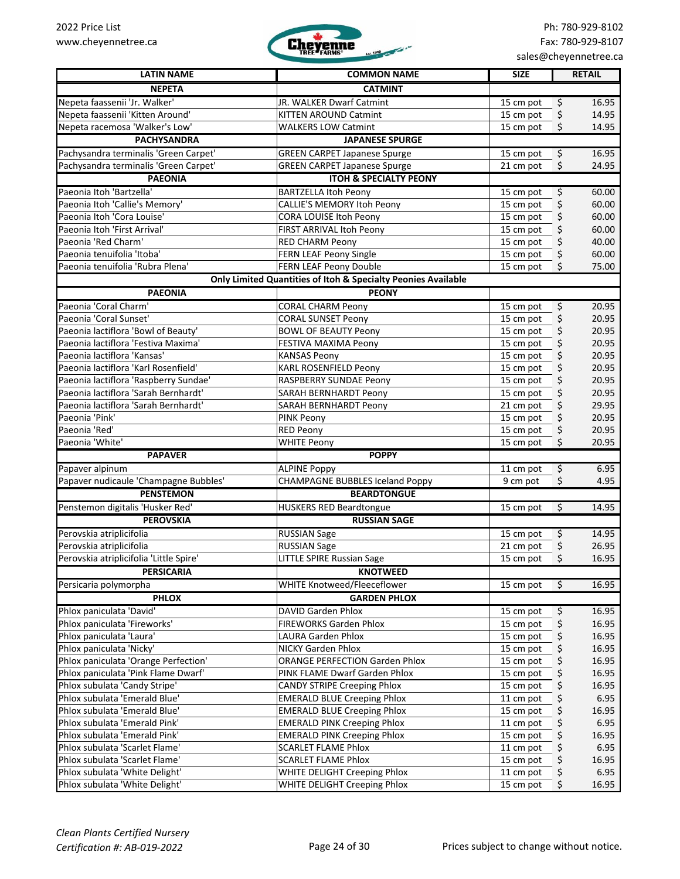| LATIN NAME | COMMON NAME | SIZE | RETAIL |
|---|---|---|---|
| **NEPETA** | **CATMINT** | | |
| Nepeta faassenii 'Jr. Walker' | JR. WALKER Dwarf Catmint | 15 cm pot | $ 16.95 |
| Nepeta faassenii 'Kitten Around' | KITTEN AROUND Catmint | 15 cm pot | $ 14.95 |
| Nepeta racemosa 'Walker's Low' | WALKERS LOW Catmint | 15 cm pot | $ 14.95 |
| **PACHYSANDRA** | **JAPANESE SPURGE** | | |
| Pachysandra terminalis 'Green Carpet' | GREEN CARPET Japanese Spurge | 15 cm pot | $ 16.95 |
| Pachysandra terminalis 'Green Carpet' | GREEN CARPET Japanese Spurge | 21 cm pot | $ 24.95 |
| **PAEONIA** | **ITOH & SPECIALTY PEONY** | | |
| Paeonia Itoh 'Bartzella' | BARTZELLA Itoh Peony | 15 cm pot | $ 60.00 |
| Paeonia Itoh 'Callie's Memory' | CALLIE'S MEMORY Itoh Peony | 15 cm pot | $ 60.00 |
| Paeonia Itoh 'Cora Louise' | CORA LOUISE Itoh Peony | 15 cm pot | $ 60.00 |
| Paeonia Itoh 'First Arrival' | FIRST ARRIVAL Itoh Peony | 15 cm pot | $ 60.00 |
| Paeonia 'Red Charm' | RED CHARM Peony | 15 cm pot | $ 40.00 |
| Paeonia tenuifolia 'Itoba' | FERN LEAF Peony Single | 15 cm pot | $ 60.00 |
| Paeonia tenuifolia 'Rubra Plena' | FERN LEAF Peony Double | 15 cm pot | $ 75.00 |
| **Only Limited Quantities of Itoh & Specialty Peonies Available** | | | |
| **PAEONIA** | **PEONY** | | |
| Paeonia 'Coral Charm' | CORAL CHARM Peony | 15 cm pot | $ 20.95 |
| Paeonia 'Coral Sunset' | CORAL SUNSET Peony | 15 cm pot | $ 20.95 |
| Paeonia lactiflora 'Bowl of Beauty' | BOWL OF BEAUTY Peony | 15 cm pot | $ 20.95 |
| Paeonia lactiflora 'Festiva Maxima' | FESTIVA MAXIMA Peony | 15 cm pot | $ 20.95 |
| Paeonia lactiflora 'Kansas' | KANSAS Peony | 15 cm pot | $ 20.95 |
| Paeonia lactiflora 'Karl Rosenfield' | KARL ROSENFIELD Peony | 15 cm pot | $ 20.95 |
| Paeonia lactiflora 'Raspberry Sundae' | RASPBERRY SUNDAE Peony | 15 cm pot | $ 20.95 |
| Paeonia lactiflora 'Sarah Bernhardt' | SARAH BERNHARDT Peony | 15 cm pot | $ 20.95 |
| Paeonia lactiflora 'Sarah Bernhardt' | SARAH BERNHARDT Peony | 21 cm pot | $ 29.95 |
| Paeonia 'Pink' | PINK Peony | 15 cm pot | $ 20.95 |
| Paeonia 'Red' | RED Peony | 15 cm pot | $ 20.95 |
| Paeonia 'White' | WHITE Peony | 15 cm pot | $ 20.95 |
| **PAPAVER** | **POPPY** | | |
| Papaver alpinum | ALPINE Poppy | 11 cm pot | $ 6.95 |
| Papaver nudicaule 'Champagne Bubbles' | CHAMPAGNE BUBBLES Iceland Poppy | 9 cm pot | $ 4.95 |
| **PENSTEMON** | **BEARDTONGUE** | | |
| Penstemon digitalis 'Husker Red' | HUSKERS RED Beardtongue | 15 cm pot | $ 14.95 |
| **PEROVSKIA** | **RUSSIAN SAGE** | | |
| Perovskia atriplicifolia | RUSSIAN Sage | 15 cm pot | $ 14.95 |
| Perovskia atriplicifolia | RUSSIAN Sage | 21 cm pot | $ 26.95 |
| Perovskia atriplicifolia 'Little Spire' | LITTLE SPIRE Russian Sage | 15 cm pot | $ 16.95 |
| **PERSICARIA** | **KNOTWEED** | | |
| Persicaria polymorpha | WHITE Knotweed/Fleeceflower | 15 cm pot | $ 16.95 |
| **PHLOX** | **GARDEN PHLOX** | | |
| Phlox paniculata 'David' | DAVID Garden Phlox | 15 cm pot | $ 16.95 |
| Phlox paniculata 'Fireworks' | FIREWORKS Garden Phlox | 15 cm pot | $ 16.95 |
| Phlox paniculata 'Laura' | LAURA Garden Phlox | 15 cm pot | $ 16.95 |
| Phlox paniculata 'Nicky' | NICKY Garden Phlox | 15 cm pot | $ 16.95 |
| Phlox paniculata 'Orange Perfection' | ORANGE PERFECTION Garden Phlox | 15 cm pot | $ 16.95 |
| Phlox paniculata 'Pink Flame Dwarf' | PINK FLAME Dwarf Garden Phlox | 15 cm pot | $ 16.95 |
| Phlox subulata 'Candy Stripe' | CANDY STRIPE Creeping Phlox | 15 cm pot | $ 16.95 |
| Phlox subulata 'Emerald Blue' | EMERALD BLUE Creeping Phlox | 11 cm pot | $ 6.95 |
| Phlox subulata 'Emerald Blue' | EMERALD BLUE Creeping Phlox | 15 cm pot | $ 16.95 |
| Phlox subulata 'Emerald Pink' | EMERALD PINK Creeping Phlox | 11 cm pot | $ 6.95 |
| Phlox subulata 'Emerald Pink' | EMERALD PINK Creeping Phlox | 15 cm pot | $ 16.95 |
| Phlox subulata 'Scarlet Flame' | SCARLET FLAME Phlox | 11 cm pot | $ 6.95 |
| Phlox subulata 'Scarlet Flame' | SCARLET FLAME Phlox | 15 cm pot | $ 16.95 |
| Phlox subulata 'White Delight' | WHITE DELIGHT Creeping Phlox | 11 cm pot | $ 6.95 |
| Phlox subulata 'White Delight' | WHITE DELIGHT Creeping Phlox | 15 cm pot | $ 16.95 |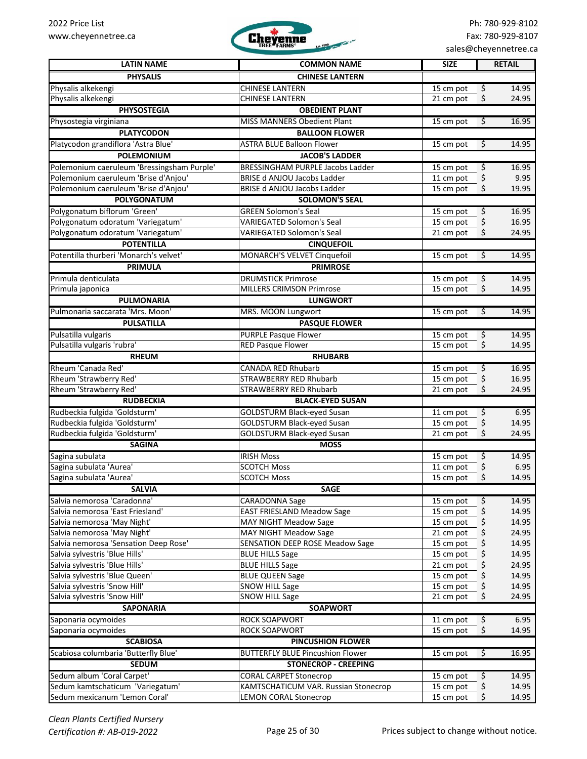| LATIN NAME | COMMON NAME | SIZE | RETAIL |
|---|---|---|---|
| **PHYSALIS** | **CHINESE LANTERN** | | |
| Physalis alkekengi | CHINESE LANTERN | 15 cm pot | $ 14.95 |
| Physalis alkekengi | CHINESE LANTERN | 21 cm pot | $ 24.95 |
| **PHYSOSTEGIA** | **OBEDIENT PLANT** | | |
| Physostegia virginiana | MISS MANNERS Obedient Plant | 15 cm pot | $ 16.95 |
| **PLATYCODON** | **BALLOON FLOWER** | | |
| Platycodon grandiflora 'Astra Blue' | ASTRA BLUE Balloon Flower | 15 cm pot | $ 14.95 |
| **POLEMONIUM** | **JACOB'S LADDER** | | |
| Polemonium caeruleum 'Bressingsham Purple' | BRESSINGHAM PURPLE Jacobs Ladder | 15 cm pot | $ 16.95 |
| Polemonium caeruleum 'Brise d'Anjou' | BRISE d ANJOU Jacobs Ladder | 11 cm pot | $ 9.95 |
| Polemonium caeruleum 'Brise d'Anjou' | BRISE d ANJOU Jacobs Ladder | 15 cm pot | $ 19.95 |
| **POLYGONATUM** | **SOLOMON'S SEAL** | | |
| Polygonatum biflorum 'Green' | GREEN Solomon's Seal | 15 cm pot | $ 16.95 |
| Polygonatum odoratum 'Variegatum' | VARIEGATED Solomon's Seal | 15 cm pot | $ 16.95 |
| Polygonatum odoratum 'Variegatum' | VARIEGATED Solomon's Seal | 21 cm pot | $ 24.95 |
| **POTENTILLA** | **CINQUEFOIL** | | |
| Potentilla thurberi 'Monarch's velvet' | MONARCH'S VELVET Cinquefoil | 15 cm pot | $ 14.95 |
| **PRIMULA** | **PRIMROSE** | | |
| Primula denticulata | DRUMSTICK Primrose | 15 cm pot | $ 14.95 |
| Primula japonica | MILLERS CRIMSON Primrose | 15 cm pot | $ 14.95 |
| **PULMONARIA** | **LUNGWORT** | | |
| Pulmonaria saccarata 'Mrs. Moon' | MRS. MOON Lungwort | 15 cm pot | $ 14.95 |
| **PULSATILLA** | **PASQUE FLOWER** | | |
| Pulsatilla vulgaris | PURPLE Pasque Flower | 15 cm pot | $ 14.95 |
| Pulsatilla vulgaris 'rubra' | RED Pasque Flower | 15 cm pot | $ 14.95 |
| **RHEUM** | **RHUBARB** | | |
| Rheum 'Canada Red' | CANADA RED Rhubarb | 15 cm pot | $ 16.95 |
| Rheum 'Strawberry Red' | STRAWBERRY RED Rhubarb | 15 cm pot | $ 16.95 |
| Rheum 'Strawberry Red' | STRAWBERRY RED Rhubarb | 21 cm pot | $ 24.95 |
| **RUDBECKIA** | **BLACK-EYED SUSAN** | | |
| Rudbeckia fulgida 'Goldsturm' | GOLDSTURM Black-eyed Susan | 11 cm pot | $ 6.95 |
| Rudbeckia fulgida 'Goldsturm' | GOLDSTURM Black-eyed Susan | 15 cm pot | $ 14.95 |
| Rudbeckia fulgida 'Goldsturm' | GOLDSTURM Black-eyed Susan | 21 cm pot | $ 24.95 |
| **SAGINA** | **MOSS** | | |
| Sagina subulata | IRISH Moss | 15 cm pot | $ 14.95 |
| Sagina subulata 'Aurea' | SCOTCH Moss | 11 cm pot | $ 6.95 |
| Sagina subulata 'Aurea' | SCOTCH Moss | 15 cm pot | $ 14.95 |
| **SALVIA** | **SAGE** | | |
| Salvia nemorosa 'Caradonna' | CARADONNA Sage | 15 cm pot | $ 14.95 |
| Salvia nemorosa 'East Friesland' | EAST FRIESLAND Meadow Sage | 15 cm pot | $ 14.95 |
| Salvia nemorosa 'May Night' | MAY NIGHT Meadow Sage | 15 cm pot | $ 14.95 |
| Salvia nemorosa 'May Night' | MAY NIGHT Meadow Sage | 21 cm pot | $ 24.95 |
| Salvia nemorosa 'Sensation Deep Rose' | SENSATION DEEP ROSE Meadow Sage | 15 cm pot | $ 14.95 |
| Salvia sylvestris 'Blue Hills' | BLUE HILLS Sage | 15 cm pot | $ 14.95 |
| Salvia sylvestris 'Blue Hills' | BLUE HILLS Sage | 21 cm pot | $ 24.95 |
| Salvia sylvestris 'Blue Queen' | BLUE QUEEN Sage | 15 cm pot | $ 14.95 |
| Salvia sylvestris 'Snow Hill' | SNOW HILL Sage | 15 cm pot | $ 14.95 |
| Salvia sylvestris 'Snow Hill' | SNOW HILL Sage | 21 cm pot | $ 24.95 |
| **SAPONARIA** | **SOAPWORT** | | |
| Saponaria ocymoides | ROCK SOAPWORT | 11 cm pot | $ 6.95 |
| Saponaria ocymoides | ROCK SOAPWORT | 15 cm pot | $ 14.95 |
| **SCABIOSA** | **PINCUSHION FLOWER** | | |
| Scabiosa columbaria 'Butterfly Blue' | BUTTERFLY BLUE Pincushion Flower | 15 cm pot | $ 16.95 |
| **SEDUM** | **STONECROP - CREEPING** | | |
| Sedum album 'Coral Carpet' | CORAL CARPET Stonecrop | 15 cm pot | $ 14.95 |
| Sedum kamtschaticum 'Variegatum' | KAMTSCHATICUM VAR. Russian Stonecrop | 15 cm pot | $ 14.95 |
| Sedum mexicanum 'Lemon Coral' | LEMON CORAL Stonecrop | 15 cm pot | $ 14.95 |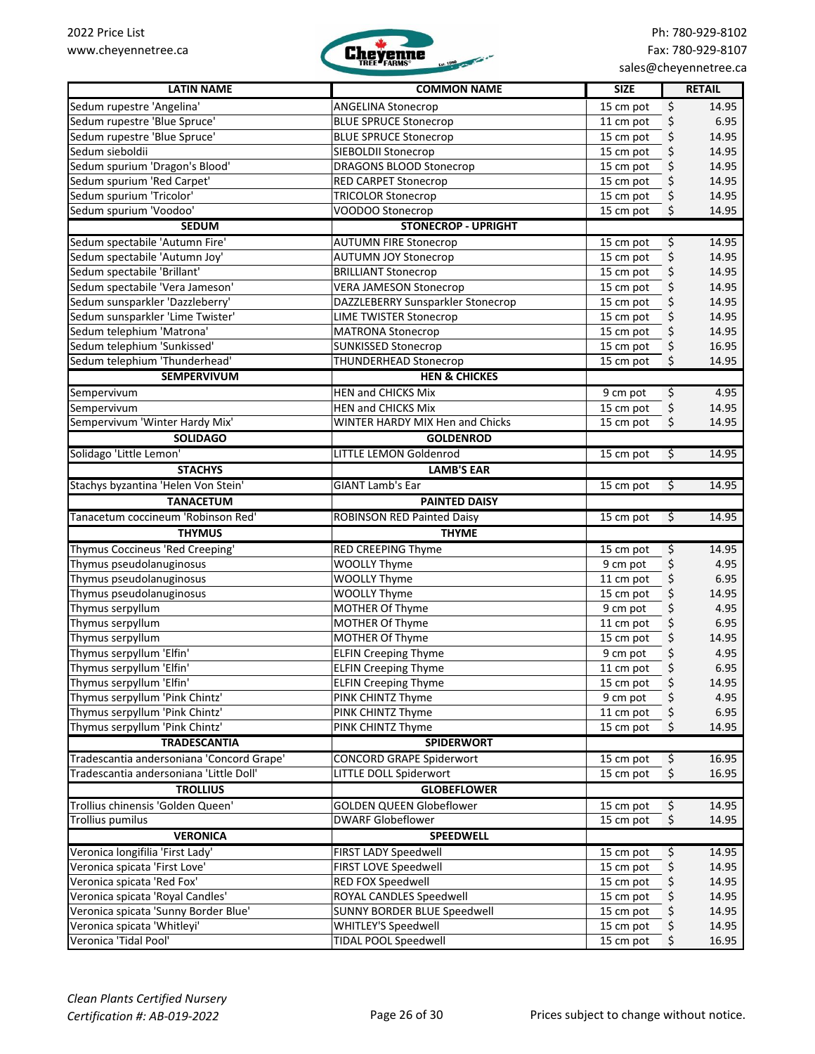| LATIN NAME | COMMON NAME | SIZE | RETAIL |
|---|---|---|---|
| Sedum rupestre 'Angelina' | ANGELINA Stonecrop | 15 cm pot | $ 14.95 |
| Sedum rupestre 'Blue Spruce' | BLUE SPRUCE Stonecrop | 11 cm pot | $ 6.95 |
| Sedum rupestre 'Blue Spruce' | BLUE SPRUCE Stonecrop | 15 cm pot | $ 14.95 |
| Sedum sieboldii | SIEBOLDII Stonecrop | 15 cm pot | $ 14.95 |
| Sedum spurium 'Dragon's Blood' | DRAGONS BLOOD Stonecrop | 15 cm pot | $ 14.95 |
| Sedum spurium 'Red Carpet' | RED CARPET Stonecrop | 15 cm pot | $ 14.95 |
| Sedum spurium 'Tricolor' | TRICOLOR Stonecrop | 15 cm pot | $ 14.95 |
| Sedum spurium 'Voodoo' | VOODOO Stonecrop | 15 cm pot | $ 14.95 |
| **SEDUM** | **STONECROP - UPRIGHT** | | |
| Sedum spectabile 'Autumn Fire' | AUTUMN FIRE Stonecrop | 15 cm pot | $ 14.95 |
| Sedum spectabile 'Autumn Joy' | AUTUMN JOY Stonecrop | 15 cm pot | $ 14.95 |
| Sedum spectabile 'Brillant' | BRILLIANT Stonecrop | 15 cm pot | $ 14.95 |
| Sedum spectabile 'Vera Jameson' | VERA JAMESON Stonecrop | 15 cm pot | $ 14.95 |
| Sedum sunsparkler 'Dazzleberry' | DAZZLEBERRY Sunsparkler Stonecrop | 15 cm pot | $ 14.95 |
| Sedum sunsparkler 'Lime Twister' | LIME TWISTER Stonecrop | 15 cm pot | $ 14.95 |
| Sedum telephium 'Matrona' | MATRONA Stonecrop | 15 cm pot | $ 14.95 |
| Sedum telephium 'Sunkissed' | SUNKISSED Stonecrop | 15 cm pot | $ 16.95 |
| Sedum telephium 'Thunderhead' | THUNDERHEAD Stonecrop | 15 cm pot | $ 14.95 |
| **SEMPERVIVUM** | **HEN & CHICKES** | | |
| Sempervivum | HEN and CHICKS Mix | 9 cm pot | $ 4.95 |
| Sempervivum | HEN and CHICKS Mix | 15 cm pot | $ 14.95 |
| Sempervivum 'Winter Hardy Mix' | WINTER HARDY MIX Hen and Chicks | 15 cm pot | $ 14.95 |
| **SOLIDAGO** | **GOLDENROD** | | |
| Solidago 'Little Lemon' | LITTLE LEMON Goldenrod | 15 cm pot | $ 14.95 |
| **STACHYS** | **LAMB'S EAR** | | |
| Stachys byzantina 'Helen Von Stein' | GIANT Lamb's Ear | 15 cm pot | $ 14.95 |
| **TANACETUM** | **PAINTED DAISY** | | |
| Tanacetum coccineum 'Robinson Red' | ROBINSON RED Painted Daisy | 15 cm pot | $ 14.95 |
| **THYMUS** | **THYME** | | |
| Thymus Coccineus 'Red Creeping' | RED CREEPING Thyme | 15 cm pot | $ 14.95 |
| Thymus pseudolanuginosus | WOOLLY Thyme | 9 cm pot | $ 4.95 |
| Thymus pseudolanuginosus | WOOLLY Thyme | 11 cm pot | $ 6.95 |
| Thymus pseudolanuginosus | WOOLLY Thyme | 15 cm pot | $ 14.95 |
| Thymus serpyllum | MOTHER Of Thyme | 9 cm pot | $ 4.95 |
| Thymus serpyllum | MOTHER Of Thyme | 11 cm pot | $ 6.95 |
| Thymus serpyllum | MOTHER Of Thyme | 15 cm pot | $ 14.95 |
| Thymus serpyllum 'Elfin' | ELFIN Creeping Thyme | 9 cm pot | $ 4.95 |
| Thymus serpyllum 'Elfin' | ELFIN Creeping Thyme | 11 cm pot | $ 6.95 |
| Thymus serpyllum 'Elfin' | ELFIN Creeping Thyme | 15 cm pot | $ 14.95 |
| Thymus serpyllum 'Pink Chintz' | PINK CHINTZ Thyme | 9 cm pot | $ 4.95 |
| Thymus serpyllum 'Pink Chintz' | PINK CHINTZ Thyme | 11 cm pot | $ 6.95 |
| Thymus serpyllum 'Pink Chintz' | PINK CHINTZ Thyme | 15 cm pot | $ 14.95 |
| **TRADESCANTIA** | **SPIDERWORT** | | |
| Tradescantia andersoniana 'Concord Grape' | CONCORD GRAPE Spiderwort | 15 cm pot | $ 16.95 |
| Tradescantia andersoniana 'Little Doll' | LITTLE DOLL Spiderwort | 15 cm pot | $ 16.95 |
| **TROLLIUS** | **GLOBEFLOWER** | | |
| Trollius chinensis 'Golden Queen' | GOLDEN QUEEN Globeflower | 15 cm pot | $ 14.95 |
| Trollius pumilus | DWARF Globeflower | 15 cm pot | $ 14.95 |
| **VERONICA** | **SPEEDWELL** | | |
| Veronica longifilia 'First Lady' | FIRST LADY Speedwell | 15 cm pot | $ 14.95 |
| Veronica spicata 'First Love' | FIRST LOVE Speedwell | 15 cm pot | $ 14.95 |
| Veronica spicata 'Red Fox' | RED FOX Speedwell | 15 cm pot | $ 14.95 |
| Veronica spicata 'Royal Candles' | ROYAL CANDLES Speedwell | 15 cm pot | $ 14.95 |
| Veronica spicata 'Sunny Border Blue' | SUNNY BORDER BLUE Speedwell | 15 cm pot | $ 14.95 |
| Veronica spicata 'Whitleyi' | WHITLEY'S Speedwell | 15 cm pot | $ 14.95 |
| Veronica 'Tidal Pool' | TIDAL POOL Speedwell | 15 cm pot | $ 16.95 |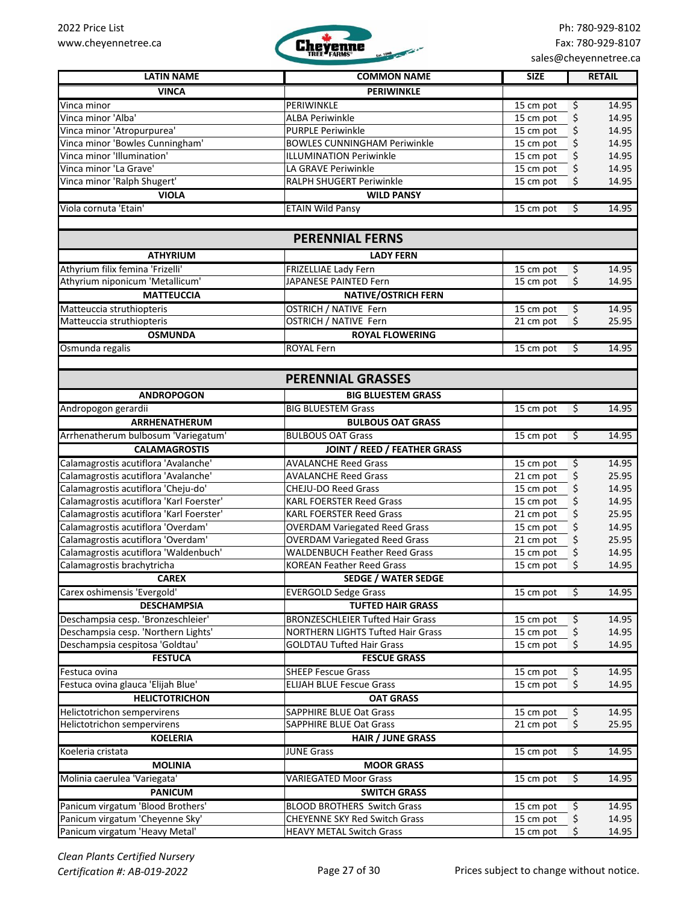2022 Price List
www.cheyennetree.ca

Ph: 780-929-8102
Fax: 780-929-8107
sales@cheyennetree.ca

| LATIN NAME | COMMON NAME | SIZE | RETAIL |
|---|---|---|---|
| **VINCA** | **PERIWINKLE** | | |
| Vinca minor | PERIWINKLE | 15 cm pot | $ 14.95 |
| Vinca minor 'Alba' | ALBA Periwinkle | 15 cm pot | $ 14.95 |
| Vinca minor 'Atropurpurea' | PURPLE Periwinkle | 15 cm pot | $ 14.95 |
| Vinca minor 'Bowles Cunningham' | BOWLES CUNNINGHAM Periwinkle | 15 cm pot | $ 14.95 |
| Vinca minor 'Illumination' | ILLUMINATION Periwinkle | 15 cm pot | $ 14.95 |
| Vinca minor 'La Grave' | LA GRAVE Periwinkle | 15 cm pot | $ 14.95 |
| Vinca minor 'Ralph Shugert' | RALPH SHUGERT Periwinkle | 15 cm pot | $ 14.95 |
| **VIOLA** | **WILD PANSY** | | |
| Viola cornuta 'Etain' | ETAIN Wild Pansy | 15 cm pot | $ 14.95 |

## PERENNIAL FERNS

| LATIN NAME | COMMON NAME | SIZE | RETAIL |
|---|---|---|---|
| **ATHYRIUM** | **LADY FERN** | | |
| Athyrium filix femina 'Frizelli' | FRIZELLIAE Lady Fern | 15 cm pot | $ 14.95 |
| Athyrium niponicum 'Metallicum' | JAPANESE PAINTED Fern | 15 cm pot | $ 14.95 |
| **MATTEUCCIA** | **NATIVE/OSTRICH FERN** | | |
| Matteuccia struthiopteris | OSTRICH / NATIVE Fern | 15 cm pot | $ 14.95 |
| Matteuccia struthiopteris | OSTRICH / NATIVE Fern | 21 cm pot | $ 25.95 |
| **OSMUNDA** | **ROYAL FLOWERING** | | |
| Osmunda regalis | ROYAL Fern | 15 cm pot | $ 14.95 |

## PERENNIAL GRASSES

| LATIN NAME | COMMON NAME | SIZE | RETAIL |
|---|---|---|---|
| **ANDROPOGON** | **BIG BLUESTEM GRASS** | | |
| Andropogon gerardii | BIG BLUESTEM Grass | 15 cm pot | $ 14.95 |
| **ARRHENATHERUM** | **BULBOUS OAT GRASS** | | |
| Arrhenatherum bulbosum 'Variegatum' | BULBOUS OAT Grass | 15 cm pot | $ 14.95 |
| **CALAMAGROSTIS** | **JOINT / REED / FEATHER GRASS** | | |
| Calamagrostis acutiflora 'Avalanche' | AVALANCHE Reed Grass | 15 cm pot | $ 14.95 |
| Calamagrostis acutiflora 'Avalanche' | AVALANCHE Reed Grass | 21 cm pot | $ 25.95 |
| Calamagrostis acutiflora 'Cheju-do' | CHEJU-DO Reed Grass | 15 cm pot | $ 14.95 |
| Calamagrostis acutiflora 'Karl Foerster' | KARL FOERSTER Reed Grass | 15 cm pot | $ 14.95 |
| Calamagrostis acutiflora 'Karl Foerster' | KARL FOERSTER Reed Grass | 21 cm pot | $ 25.95 |
| Calamagrostis acutiflora 'Overdam' | OVERDAM Variegated Reed Grass | 15 cm pot | $ 14.95 |
| Calamagrostis acutiflora 'Overdam' | OVERDAM Variegated Reed Grass | 21 cm pot | $ 25.95 |
| Calamagrostis acutiflora 'Waldenbuch' | WALDENBUCH Feather Reed Grass | 15 cm pot | $ 14.95 |
| Calamagrostis brachytricha | KOREAN Feather Reed Grass | 15 cm pot | $ 14.95 |
| **CAREX** | **SEDGE / WATER SEDGE** | | |
| Carex oshimensis 'Evergold' | EVERGOLD Sedge Grass | 15 cm pot | $ 14.95 |
| **DESCHAMPSIA** | **TUFTED HAIR GRASS** | | |
| Deschampsia cesp. 'Bronzeschleier' | BRONZESCHLEIER Tufted Hair Grass | 15 cm pot | $ 14.95 |
| Deschampsia cesp. 'Northern Lights' | NORTHERN LIGHTS Tufted Hair Grass | 15 cm pot | $ 14.95 |
| Deschampsia cespitosa 'Goldtau' | GOLDTAU Tufted Hair Grass | 15 cm pot | $ 14.95 |
| **FESTUCA** | **FESCUE GRASS** | | |
| Festuca ovina | SHEEP Fescue Grass | 15 cm pot | $ 14.95 |
| Festuca ovina glauca 'Elijah Blue' | ELIJAH BLUE Fescue Grass | 15 cm pot | $ 14.95 |
| **HELICTOTRICHON** | **OAT GRASS** | | |
| Helictotrichon sempervirens | SAPPHIRE BLUE Oat Grass | 15 cm pot | $ 14.95 |
| Helictotrichon sempervirens | SAPPHIRE BLUE Oat Grass | 21 cm pot | $ 25.95 |
| **KOELERIA** | **HAIR / JUNE GRASS** | | |
| Koeleria cristata | JUNE Grass | 15 cm pot | $ 14.95 |
| **MOLINIA** | **MOOR GRASS** | | |
| Molinia caerulea 'Variegata' | VARIEGATED Moor Grass | 15 cm pot | $ 14.95 |
| **PANICUM** | **SWITCH GRASS** | | |
| Panicum virgatum 'Blood Brothers' | BLOOD BROTHERS Switch Grass | 15 cm pot | $ 14.95 |
| Panicum virgatum 'Cheyenne Sky' | CHEYENNE SKY Red Switch Grass | 15 cm pot | $ 14.95 |
| Panicum virgatum 'Heavy Metal' | HEAVY METAL Switch Grass | 15 cm pot | $ 14.95 |

*Clean Plants Certified Nursery*
*Certification #: AB-019-2022*

Prices subject to change without notice.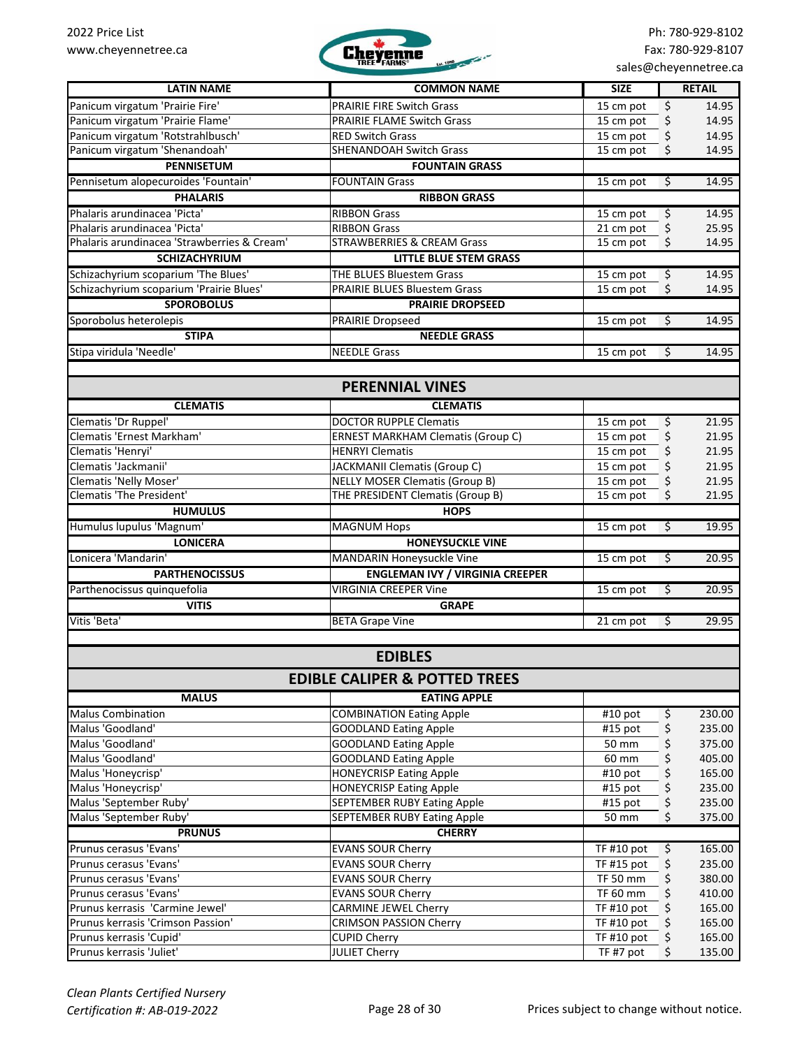| LATIN NAME | COMMON NAME | SIZE | RETAIL |
|---|---|---|---|
| Panicum virgatum 'Prairie Fire' | PRAIRIE FIRE Switch Grass | 15 cm pot | $ 14.95 |
| Panicum virgatum 'Prairie Flame' | PRAIRIE FLAME Switch Grass | 15 cm pot | $ 14.95 |
| Panicum virgatum 'Rotstrahlbusch' | RED Switch Grass | 15 cm pot | $ 14.95 |
| Panicum virgatum 'Shenandoah' | SHENANDOAH Switch Grass | 15 cm pot | $ 14.95 |
| **PENNISETUM** | **FOUNTAIN GRASS** | | |
| Pennisetum alopecuroides 'Fountain' | FOUNTAIN Grass | 15 cm pot | $ 14.95 |
| **PHALARIS** | **RIBBON GRASS** | | |
| Phalaris arundinacea 'Picta' | RIBBON Grass | 15 cm pot | $ 14.95 |
| Phalaris arundinacea 'Picta' | RIBBON Grass | 21 cm pot | $ 25.95 |
| Phalaris arundinacea 'Strawberries & Cream' | STRAWBERRIES & CREAM Grass | 15 cm pot | $ 14.95 |
| **SCHIZACHYRIUM** | **LITTLE BLUE STEM GRASS** | | |
| Schizachyrium scoparium 'The Blues' | THE BLUES Bluestem Grass | 15 cm pot | $ 14.95 |
| Schizachyrium scoparium 'Prairie Blues' | PRAIRIE BLUES Bluestem Grass | 15 cm pot | $ 14.95 |
| **SPOROBOLUS** | **PRAIRIE DROPSEED** | | |
| Sporobolus heterolepis | PRAIRIE Dropseed | 15 cm pot | $ 14.95 |
| **STIPA** | **NEEDLE GRASS** | | |
| Stipa viridula 'Needle' | NEEDLE Grass | 15 cm pot | $ 14.95 |

## PERENNIAL VINES

| LATIN NAME | COMMON NAME | SIZE | RETAIL |
|---|---|---|---|
| **CLEMATIS** | **CLEMATIS** | | |
| Clematis 'Dr Ruppel' | DOCTOR RUPPLE Clematis | 15 cm pot | $ 21.95 |
| Clematis 'Ernest Markham' | ERNEST MARKHAM Clematis (Group C) | 15 cm pot | $ 21.95 |
| Clematis 'Henryi' | HENRYI Clematis | 15 cm pot | $ 21.95 |
| Clematis 'Jackmanii' | JACKMANII Clematis (Group C) | 15 cm pot | $ 21.95 |
| Clematis 'Nelly Moser' | NELLY MOSER Clematis (Group B) | 15 cm pot | $ 21.95 |
| Clematis 'The President' | THE PRESIDENT Clematis (Group B) | 15 cm pot | $ 21.95 |
| **HUMULUS** | **HOPS** | | |
| Humulus lupulus 'Magnum' | MAGNUM Hops | 15 cm pot | $ 19.95 |
| **LONICERA** | **HONEYSUCKLE VINE** | | |
| Lonicera 'Mandarin' | MANDARIN Honeysuckle Vine | 15 cm pot | $ 20.95 |
| **PARTHENOCISSUS** | **ENGLEMAN IVY / VIRGINIA CREEPER** | | |
| Parthenocissus quinquefolia | VIRGINIA CREEPER Vine | 15 cm pot | $ 20.95 |
| **VITIS** | **GRAPE** | | |
| Vitis 'Beta' | BETA Grape Vine | 21 cm pot | $ 29.95 |

## EDIBLES

### EDIBLE CALIPER & POTTED TREES

| LATIN NAME | COMMON NAME | SIZE | RETAIL |
|---|---|---|---|
| **MALUS** | **EATING APPLE** | | |
| Malus Combination | COMBINATION Eating Apple | #10 pot | $ 230.00 |
| Malus 'Goodland' | GOODLAND Eating Apple | #15 pot | $ 235.00 |
| Malus 'Goodland' | GOODLAND Eating Apple | 50 mm | $ 375.00 |
| Malus 'Goodland' | GOODLAND Eating Apple | 60 mm | $ 405.00 |
| Malus 'Honeycrisp' | HONEYCRISP Eating Apple | #10 pot | $ 165.00 |
| Malus 'Honeycrisp' | HONEYCRISP Eating Apple | #15 pot | $ 235.00 |
| Malus 'September Ruby' | SEPTEMBER RUBY Eating Apple | #15 pot | $ 235.00 |
| Malus 'September Ruby' | SEPTEMBER RUBY Eating Apple | 50 mm | $ 375.00 |
| **PRUNUS** | **CHERRY** | | |
| Prunus cerasus 'Evans' | EVANS SOUR Cherry | TF #10 pot | $ 165.00 |
| Prunus cerasus 'Evans' | EVANS SOUR Cherry | TF #15 pot | $ 235.00 |
| Prunus cerasus 'Evans' | EVANS SOUR Cherry | TF 50 mm | $ 380.00 |
| Prunus cerasus 'Evans' | EVANS SOUR Cherry | TF 60 mm | $ 410.00 |
| Prunus kerrasis 'Carmine Jewel' | CARMINE JEWEL Cherry | TF #10 pot | $ 165.00 |
| Prunus kerrasis 'Crimson Passion' | CRIMSON PASSION Cherry | TF #10 pot | $ 165.00 |
| Prunus kerrasis 'Cupid' | CUPID Cherry | TF #10 pot | $ 165.00 |
| Prunus kerrasis 'Juliet' | JULIET Cherry | TF #7 pot | $ 135.00 |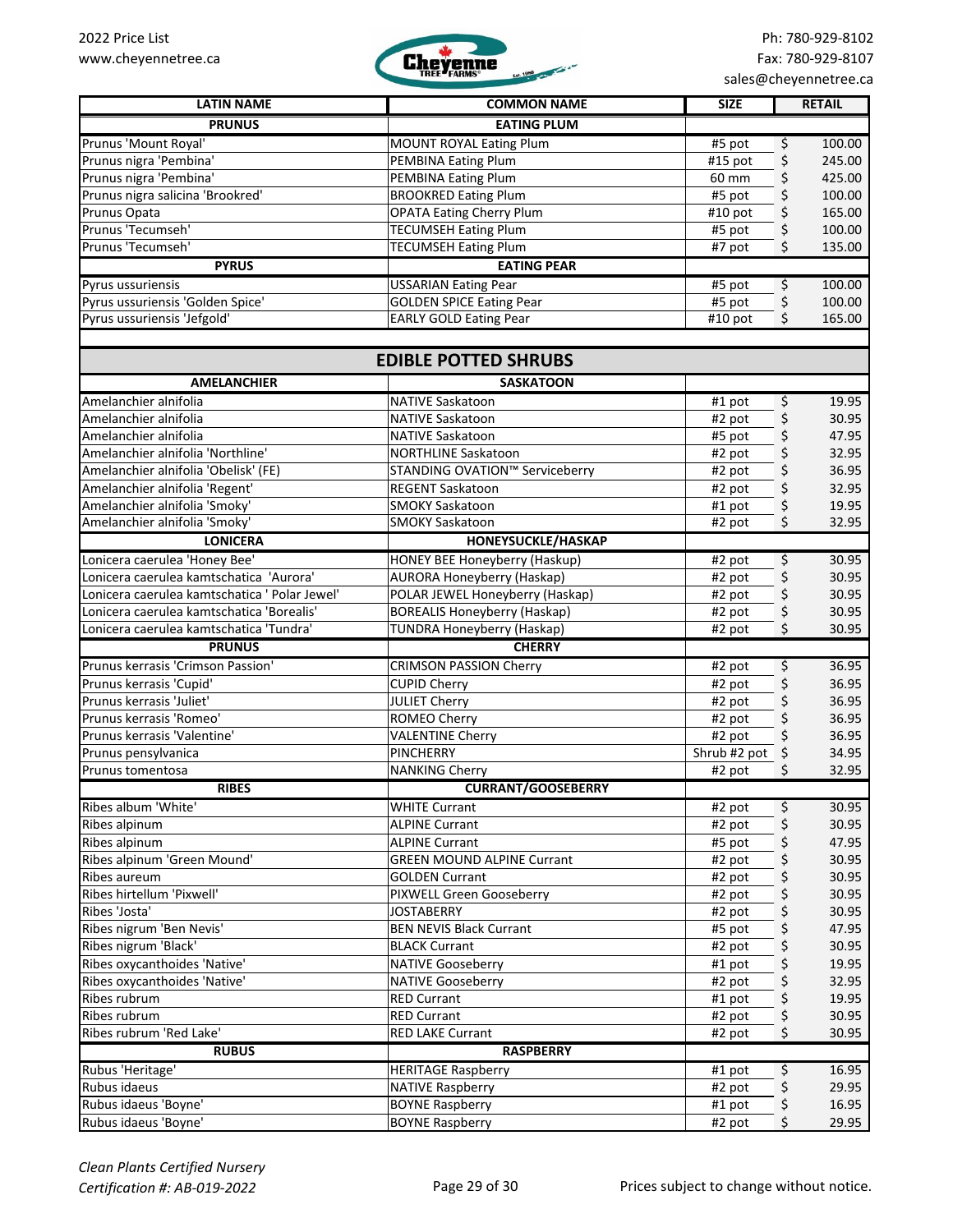| LATIN NAME | COMMON NAME | SIZE | RETAIL |
|---|---|---|---|
| **PRUNUS** | **EATING PLUM** | | |
| Prunus 'Mount Royal' | MOUNT ROYAL Eating Plum | #5 pot | $ 100.00 |
| Prunus nigra 'Pembina' | PEMBINA Eating Plum | #15 pot | $ 245.00 |
| Prunus nigra 'Pembina' | PEMBINA Eating Plum | 60 mm | $ 425.00 |
| Prunus nigra salicina 'Brookred' | BROOKRED Eating Plum | #5 pot | $ 100.00 |
| Prunus Opata | OPATA Eating Cherry Plum | #10 pot | $ 165.00 |
| Prunus 'Tecumseh' | TECUMSEH Eating Plum | #5 pot | $ 100.00 |
| Prunus 'Tecumseh' | TECUMSEH Eating Plum | #7 pot | $ 135.00 |
| **PYRUS** | **EATING PEAR** | | |
| Pyrus ussuriensis | USSARIAN Eating Pear | #5 pot | $ 100.00 |
| Pyrus ussuriensis 'Golden Spice' | GOLDEN SPICE Eating Pear | #5 pot | $ 100.00 |
| Pyrus ussuriensis 'Jefgold' | EARLY GOLD Eating Pear | #10 pot | $ 165.00 |

## EDIBLE POTTED SHRUBS

| LATIN NAME | COMMON NAME | SIZE | RETAIL |
|---|---|---|---|
| **AMELANCHIER** | **SASKATOON** | | |
| Amelanchier alnifolia | NATIVE Saskatoon | #1 pot | $ 19.95 |
| Amelanchier alnifolia | NATIVE Saskatoon | #2 pot | $ 30.95 |
| Amelanchier alnifolia | NATIVE Saskatoon | #5 pot | $ 47.95 |
| Amelanchier alnifolia 'Northline' | NORTHLINE Saskatoon | #2 pot | $ 32.95 |
| Amelanchier alnifolia 'Obelisk' (FE) | STANDING OVATION™ Serviceberry | #2 pot | $ 36.95 |
| Amelanchier alnifolia 'Regent' | REGENT Saskatoon | #2 pot | $ 32.95 |
| Amelanchier alnifolia 'Smoky' | SMOKY Saskatoon | #1 pot | $ 19.95 |
| Amelanchier alnifolia 'Smoky' | SMOKY Saskatoon | #2 pot | $ 32.95 |
| **LONICERA** | **HONEYSUCKLE/HASKAP** | | |
| Lonicera caerulea 'Honey Bee' | HONEY BEE Honeyberry (Haskup) | #2 pot | $ 30.95 |
| Lonicera caerulea kamtschatica 'Aurora' | AURORA Honeyberry (Haskap) | #2 pot | $ 30.95 |
| Lonicera caerulea kamtschatica ' Polar Jewel' | POLAR JEWEL Honeyberry (Haskap) | #2 pot | $ 30.95 |
| Lonicera caerulea kamtschatica 'Borealis' | BOREALIS Honeyberry (Haskap) | #2 pot | $ 30.95 |
| Lonicera caerulea kamtschatica 'Tundra' | TUNDRA Honeyberry (Haskap) | #2 pot | $ 30.95 |
| **PRUNUS** | **CHERRY** | | |
| Prunus kerrasis 'Crimson Passion' | CRIMSON PASSION Cherry | #2 pot | $ 36.95 |
| Prunus kerrasis 'Cupid' | CUPID Cherry | #2 pot | $ 36.95 |
| Prunus kerrasis 'Juliet' | JULIET Cherry | #2 pot | $ 36.95 |
| Prunus kerrasis 'Romeo' | ROMEO Cherry | #2 pot | $ 36.95 |
| Prunus kerrasis 'Valentine' | VALENTINE Cherry | #2 pot | $ 36.95 |
| Prunus pensylvanica | PINCHERRY | Shrub #2 pot | $ 34.95 |
| Prunus tomentosa | NANKING Cherry | #2 pot | $ 32.95 |
| **RIBES** | **CURRANT/GOOSEBERRY** | | |
| Ribes album 'White' | WHITE Currant | #2 pot | $ 30.95 |
| Ribes alpinum | ALPINE Currant | #2 pot | $ 30.95 |
| Ribes alpinum | ALPINE Currant | #5 pot | $ 47.95 |
| Ribes alpinum 'Green Mound' | GREEN MOUND ALPINE Currant | #2 pot | $ 30.95 |
| Ribes aureum | GOLDEN Currant | #2 pot | $ 30.95 |
| Ribes hirtellum 'Pixwell' | PIXWELL Green Gooseberry | #2 pot | $ 30.95 |
| Ribes 'Josta' | JOSTABERRY | #2 pot | $ 30.95 |
| Ribes nigrum 'Ben Nevis' | BEN NEVIS Black Currant | #5 pot | $ 47.95 |
| Ribes nigrum 'Black' | BLACK Currant | #2 pot | $ 30.95 |
| Ribes oxycanthoides 'Native' | NATIVE Gooseberry | #1 pot | $ 19.95 |
| Ribes oxycanthoides 'Native' | NATIVE Gooseberry | #2 pot | $ 32.95 |
| Ribes rubrum | RED Currant | #1 pot | $ 19.95 |
| Ribes rubrum | RED Currant | #2 pot | $ 30.95 |
| Ribes rubrum 'Red Lake' | RED LAKE Currant | #2 pot | $ 30.95 |
| **RUBUS** | **RASPBERRY** | | |
| Rubus 'Heritage' | HERITAGE Raspberry | #1 pot | $ 16.95 |
| Rubus idaeus | NATIVE Raspberry | #2 pot | $ 29.95 |
| Rubus idaeus 'Boyne' | BOYNE Raspberry | #1 pot | $ 16.95 |
| Rubus idaeus 'Boyne' | BOYNE Raspberry | #2 pot | $ 29.95 |

*Clean Plants Certified Nursery*
*Certification #: AB-019-2022*

Prices subject to change without notice.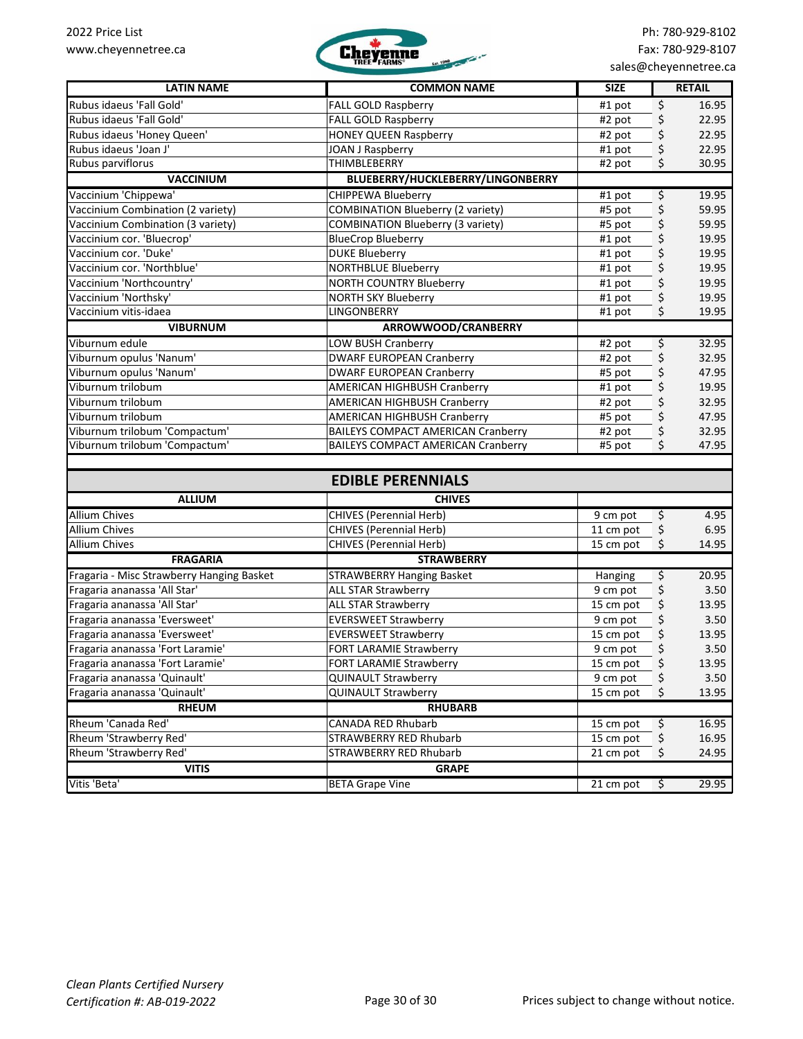| LATIN NAME | COMMON NAME | SIZE | RETAIL |
|---|---|---|---|
| Rubus idaeus 'Fall Gold' | FALL GOLD Raspberry | #1 pot | $ 16.95 |
| Rubus idaeus 'Fall Gold' | FALL GOLD Raspberry | #2 pot | $ 22.95 |
| Rubus idaeus 'Honey Queen' | HONEY QUEEN Raspberry | #2 pot | $ 22.95 |
| Rubus idaeus 'Joan J' | JOAN J Raspberry | #1 pot | $ 22.95 |
| Rubus parviflorus | THIMBLEBERRY | #2 pot | $ 30.95 |
| **VACCINIUM** | **BLUEBERRY/HUCKLEBERRY/LINGONBERRY** | | |
| Vaccinium 'Chippewa' | CHIPPEWA Blueberry | #1 pot | $ 19.95 |
| Vaccinium Combination (2 variety) | COMBINATION Blueberry (2 variety) | #5 pot | $ 59.95 |
| Vaccinium Combination (3 variety) | COMBINATION Blueberry (3 variety) | #5 pot | $ 59.95 |
| Vaccinium cor. 'Bluecrop' | BlueCrop Blueberry | #1 pot | $ 19.95 |
| Vaccinium cor. 'Duke' | DUKE Blueberry | #1 pot | $ 19.95 |
| Vaccinium cor. 'Northblue' | NORTHBLUE Blueberry | #1 pot | $ 19.95 |
| Vaccinium 'Northcountry' | NORTH COUNTRY Blueberry | #1 pot | $ 19.95 |
| Vaccinium 'Northsky' | NORTH SKY Blueberry | #1 pot | $ 19.95 |
| Vaccinium vitis-idaea | LINGONBERRY | #1 pot | $ 19.95 |
| **VIBURNUM** | **ARROWWOOD/CRANBERRY** | | |
| Viburnum edule | LOW BUSH Cranberry | #2 pot | $ 32.95 |
| Viburnum opulus 'Nanum' | DWARF EUROPEAN Cranberry | #2 pot | $ 32.95 |
| Viburnum opulus 'Nanum' | DWARF EUROPEAN Cranberry | #5 pot | $ 47.95 |
| Viburnum trilobum | AMERICAN HIGHBUSH Cranberry | #1 pot | $ 19.95 |
| Viburnum trilobum | AMERICAN HIGHBUSH Cranberry | #2 pot | $ 32.95 |
| Viburnum trilobum | AMERICAN HIGHBUSH Cranberry | #5 pot | $ 47.95 |
| Viburnum trilobum 'Compactum' | BAILEYS COMPACT AMERICAN Cranberry | #2 pot | $ 32.95 |
| Viburnum trilobum 'Compactum' | BAILEYS COMPACT AMERICAN Cranberry | #5 pot | $ 47.95 |

## EDIBLE PERENNIALS

| LATIN NAME | COMMON NAME | SIZE | RETAIL |
|---|---|---|---|
| **ALLIUM** | **CHIVES** | | |
| Allium Chives | CHIVES (Perennial Herb) | 9 cm pot | $ 4.95 |
| Allium Chives | CHIVES (Perennial Herb) | 11 cm pot | $ 6.95 |
| Allium Chives | CHIVES (Perennial Herb) | 15 cm pot | $ 14.95 |
| **FRAGARIA** | **STRAWBERRY** | | |
| Fragaria - Misc Strawberry Hanging Basket | STRAWBERRY Hanging Basket | Hanging | $ 20.95 |
| Fragaria ananassa 'All Star' | ALL STAR Strawberry | 9 cm pot | $ 3.50 |
| Fragaria ananassa 'All Star' | ALL STAR Strawberry | 15 cm pot | $ 13.95 |
| Fragaria ananassa 'Eversweet' | EVERSWEET Strawberry | 9 cm pot | $ 3.50 |
| Fragaria ananassa 'Eversweet' | EVERSWEET Strawberry | 15 cm pot | $ 13.95 |
| Fragaria ananassa 'Fort Laramie' | FORT LARAMIE Strawberry | 9 cm pot | $ 3.50 |
| Fragaria ananassa 'Fort Laramie' | FORT LARAMIE Strawberry | 15 cm pot | $ 13.95 |
| Fragaria ananassa 'Quinault' | QUINAULT Strawberry | 9 cm pot | $ 3.50 |
| Fragaria ananassa 'Quinault' | QUINAULT Strawberry | 15 cm pot | $ 13.95 |
| **RHEUM** | **RHUBARB** | | |
| Rheum 'Canada Red' | CANADA RED Rhubarb | 15 cm pot | $ 16.95 |
| Rheum 'Strawberry Red' | STRAWBERRY RED Rhubarb | 15 cm pot | $ 16.95 |
| Rheum 'Strawberry Red' | STRAWBERRY RED Rhubarb | 21 cm pot | $ 24.95 |
| **VITIS** | **GRAPE** | | |
| Vitis 'Beta' | BETA Grape Vine | 21 cm pot | $ 29.95 |